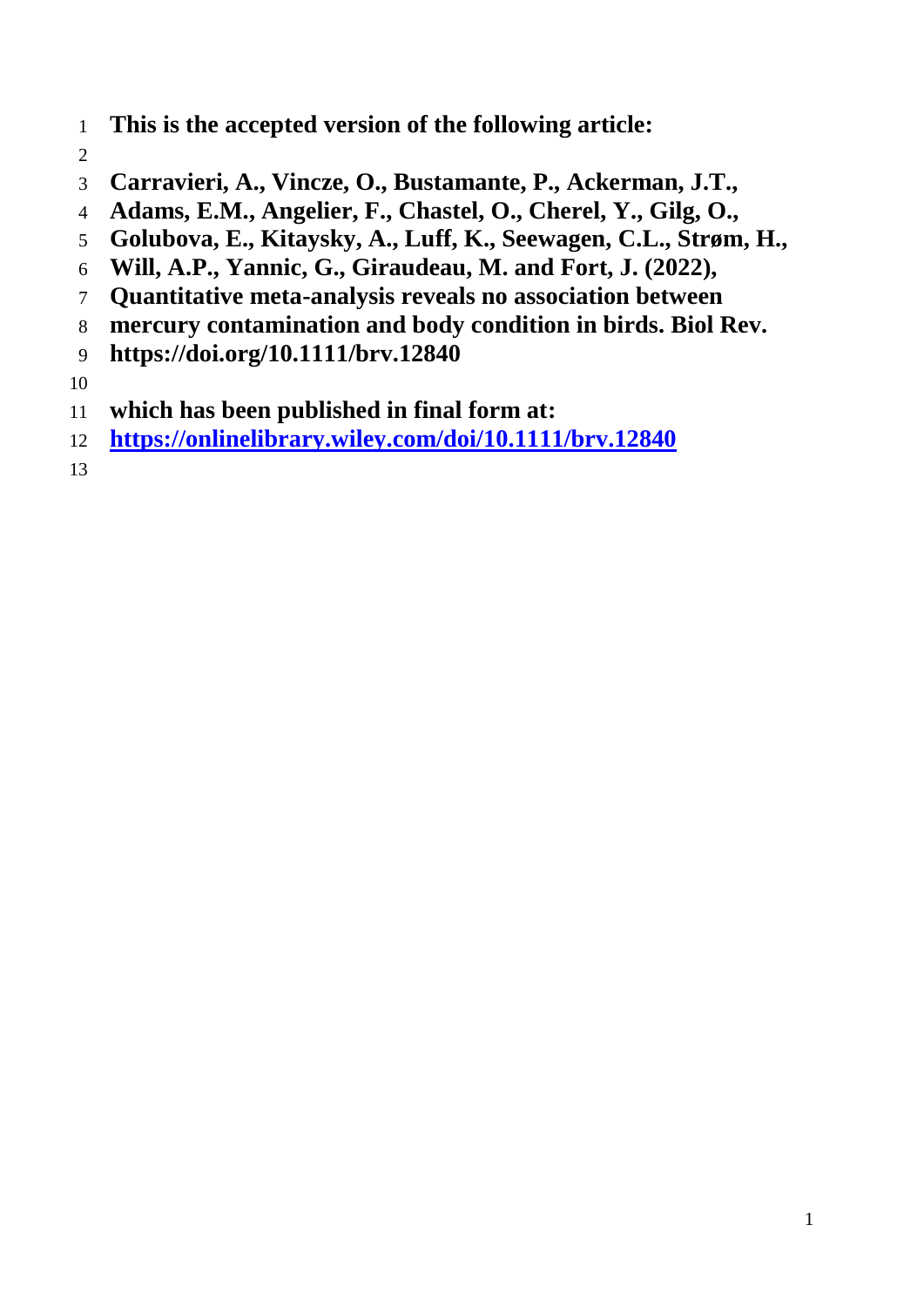**This is the accepted version of the following article:**

**Carravieri, A., Vincze, O., Bustamante, P., Ackerman, J.T., Adams, E.M., Angelier, F., Chastel, O., Cherel, Y., Gilg, O., Golubova, E., Kitaysky, A., Luff, K., Seewagen, C.L., Strøm, H., Will, A.P., Yannic, G., Giraudeau, M. and Fort, J. (2022), Quantitative meta-analysis reveals no association between mercury contamination and body condition in birds. Biol Rev. https://doi.org/10.1111/brv.12840**

**which has been published in final form at:**
**[https://onlinelibrary.wiley.com/doi/10.1111/brv.12840](https://onlinelibrary.wiley.com/doi/10.1111/brv.12840)**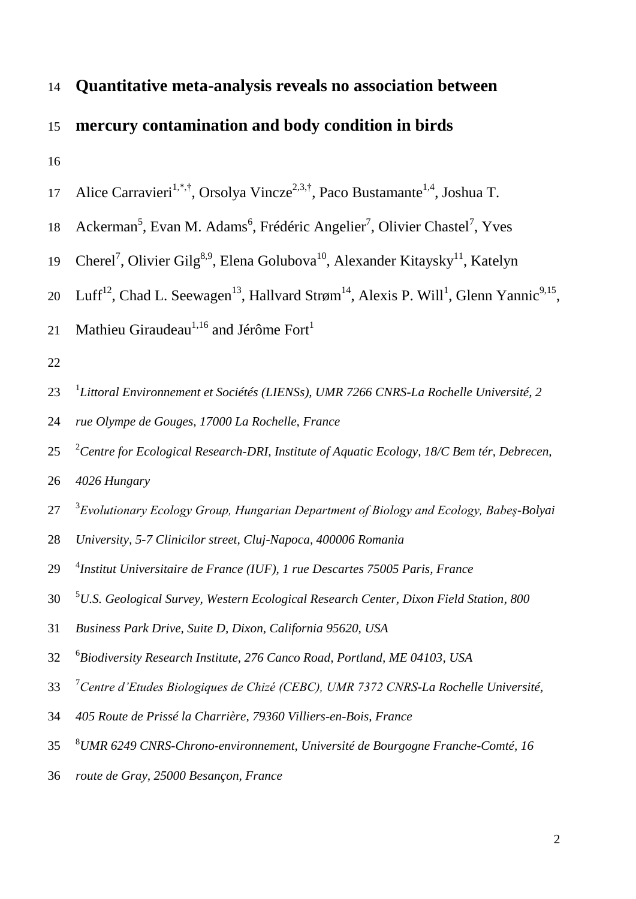# Quantitative meta-analysis reveals no association between mercury contamination and body condition in birds

Alice Carravieri[1,*,†], Orsolya Vincze[2,3,†], Paco Bustamante[1,4], Joshua T. Ackerman[5], Evan M. Adams[6], Frédéric Angelier[7], Olivier Chastel[7], Yves Cherel[7], Olivier Gilg[8,9], Elena Golubova[10], Alexander Kitaysky[11], Katelyn Luff[12], Chad L. Seewagen[13], Hallvard Strøm[14], Alexis P. Will[1], Glenn Yannic[9,15], Mathieu Giraudeau[1,16] and Jérôme Fort[1]

[1]*Littoral Environnement et Sociétés (LIENSs), UMR 7266 CNRS-La Rochelle Université, 2 rue Olympe de Gouges, 17000 La Rochelle, France*

[2]*Centre for Ecological Research-DRI, Institute of Aquatic Ecology, 18/C Bem tér, Debrecen, 4026 Hungary*

[3]*Evolutionary Ecology Group, Hungarian Department of Biology and Ecology, Babeş-Bolyai University, 5-7 Clinicilor street, Cluj-Napoca, 400006 Romania*

[4]*Institut Universitaire de France (IUF), 1 rue Descartes 75005 Paris, France*

[5]*U.S. Geological Survey, Western Ecological Research Center, Dixon Field Station, 800 Business Park Drive, Suite D, Dixon, California 95620, USA*

[6]*Biodiversity Research Institute, 276 Canco Road, Portland, ME 04103, USA*

[7]*Centre d'Etudes Biologiques de Chizé (CEBC), UMR 7372 CNRS-La Rochelle Université, 405 Route de Prissé la Charrière, 79360 Villiers-en-Bois, France*

[8]*UMR 6249 CNRS-Chrono-environnement, Université de Bourgogne Franche-Comté, 16 route de Gray, 25000 Besançon, France*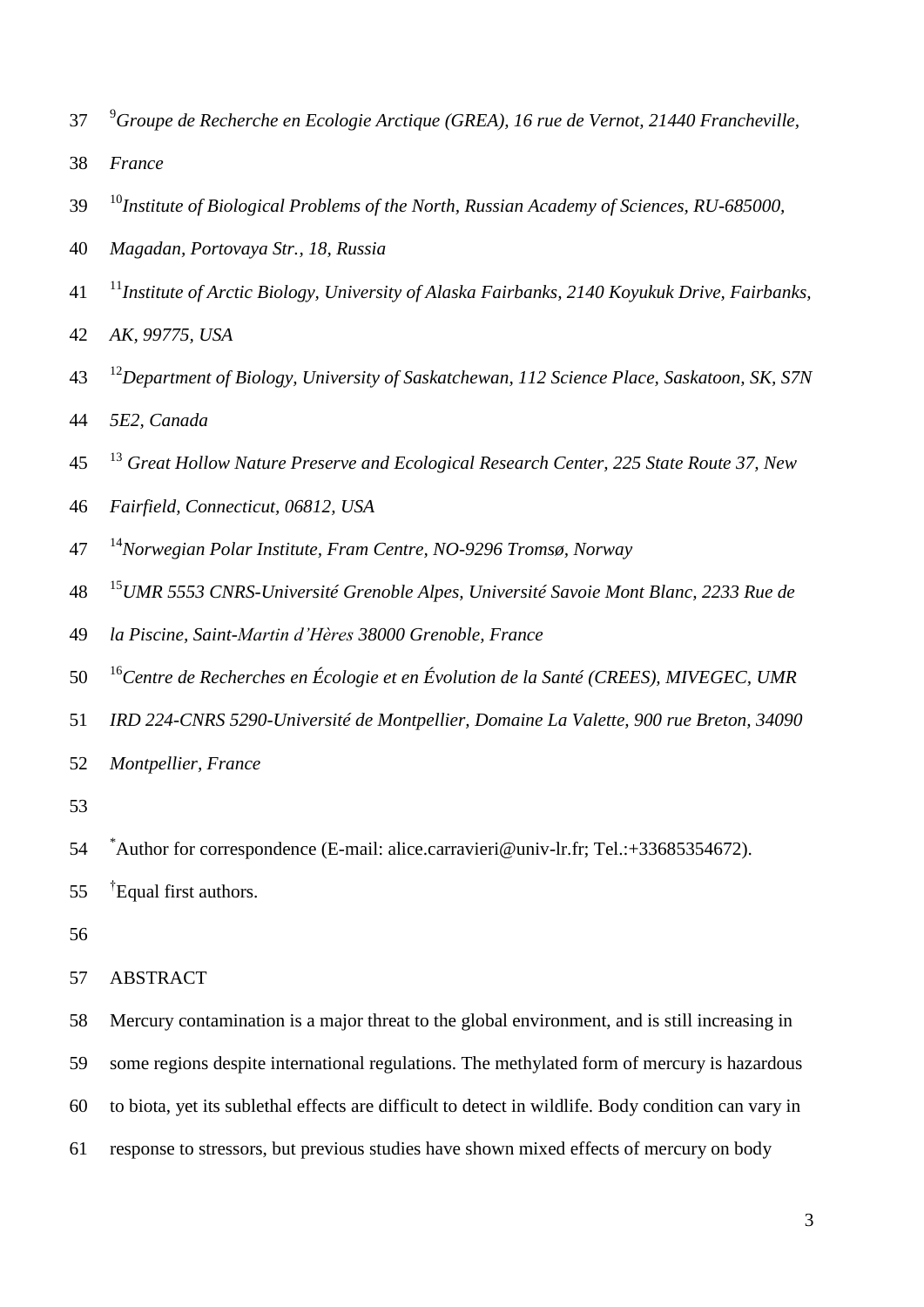[9]*Groupe de Recherche en Ecologie Arctique (GREA), 16 rue de Vernot, 21440 Francheville, France*

[10]*Institute of Biological Problems of the North, Russian Academy of Sciences, RU-685000, Magadan, Portovaya Str., 18, Russia*

[11]*Institute of Arctic Biology, University of Alaska Fairbanks, 2140 Koyukuk Drive, Fairbanks, AK, 99775, USA*

[12]*Department of Biology, University of Saskatchewan, 112 Science Place, Saskatoon, SK, S7N 5E2, Canada*

[13] *Great Hollow Nature Preserve and Ecological Research Center, 225 State Route 37, New Fairfield, Connecticut, 06812, USA*

[14]*Norwegian Polar Institute, Fram Centre, NO-9296 Tromsø, Norway*

[15]*UMR 5553 CNRS-Université Grenoble Alpes, Université Savoie Mont Blanc, 2233 Rue de la Piscine, Saint-Martin d'Hères 38000 Grenoble, France*

[16]*Centre de Recherches en Écologie et en Évolution de la Santé (CREES), MIVEGEC, UMR IRD 224-CNRS 5290-Université de Montpellier, Domaine La Valette, 900 rue Breton, 34090 Montpellier, France*

[*]Author for correspondence (E-mail: alice.carravieri@univ-lr.fr; Tel.:+33685354672).

[†]Equal first authors.

## ABSTRACT

Mercury contamination is a major threat to the global environment, and is still increasing in some regions despite international regulations. The methylated form of mercury is hazardous to biota, yet its sublethal effects are difficult to detect in wildlife. Body condition can vary in response to stressors, but previous studies have shown mixed effects of mercury on body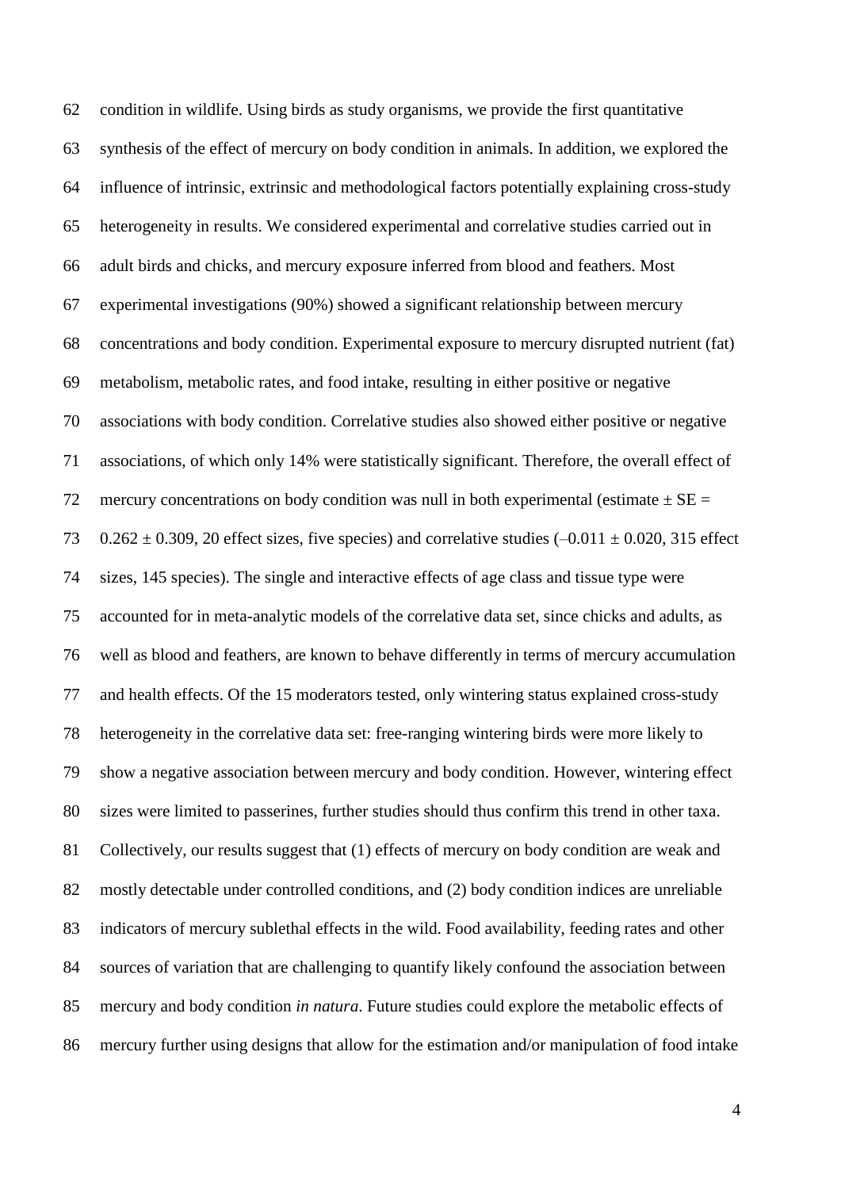condition in wildlife. Using birds as study organisms, we provide the first quantitative synthesis of the effect of mercury on body condition in animals. In addition, we explored the influence of intrinsic, extrinsic and methodological factors potentially explaining cross-study heterogeneity in results. We considered experimental and correlative studies carried out in adult birds and chicks, and mercury exposure inferred from blood and feathers. Most experimental investigations (90%) showed a significant relationship between mercury concentrations and body condition. Experimental exposure to mercury disrupted nutrient (fat) metabolism, metabolic rates, and food intake, resulting in either positive or negative associations with body condition. Correlative studies also showed either positive or negative associations, of which only 14% were statistically significant. Therefore, the overall effect of mercury concentrations on body condition was null in both experimental (estimate ± SE = 0.262 ± 0.309, 20 effect sizes, five species) and correlative studies (–0.011 ± 0.020, 315 effect sizes, 145 species). The single and interactive effects of age class and tissue type were accounted for in meta-analytic models of the correlative data set, since chicks and adults, as well as blood and feathers, are known to behave differently in terms of mercury accumulation and health effects. Of the 15 moderators tested, only wintering status explained cross-study heterogeneity in the correlative data set: free-ranging wintering birds were more likely to show a negative association between mercury and body condition. However, wintering effect sizes were limited to passerines, further studies should thus confirm this trend in other taxa. Collectively, our results suggest that (1) effects of mercury on body condition are weak and mostly detectable under controlled conditions, and (2) body condition indices are unreliable indicators of mercury sublethal effects in the wild. Food availability, feeding rates and other sources of variation that are challenging to quantify likely confound the association between mercury and body condition *in natura*. Future studies could explore the metabolic effects of mercury further using designs that allow for the estimation and/or manipulation of food intake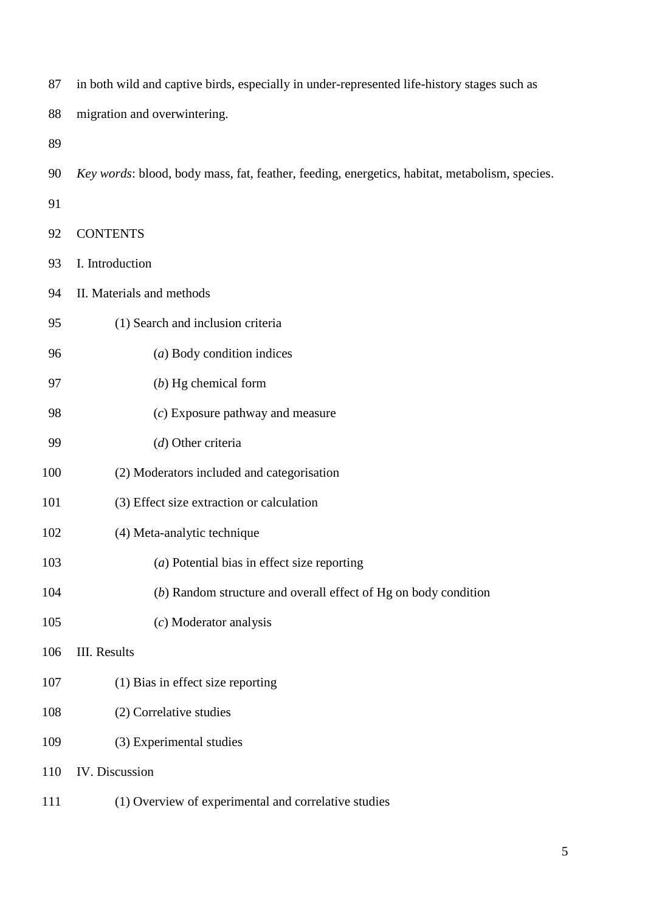in both wild and captive birds, especially in under-represented life-history stages such as migration and overwintering.

*Key words*: blood, body mass, fat, feather, feeding, energetics, habitat, metabolism, species.

CONTENTS

I. Introduction

II. Materials and methods

- (1) Search and inclusion criteria
  - (*a*) Body condition indices
  - (*b*) Hg chemical form
  - (*c*) Exposure pathway and measure
  - (*d*) Other criteria
- (2) Moderators included and categorisation
- (3) Effect size extraction or calculation
- (4) Meta-analytic technique
  - (*a*) Potential bias in effect size reporting
  - (*b*) Random structure and overall effect of Hg on body condition
  - (*c*) Moderator analysis

III. Results

- (1) Bias in effect size reporting
- (2) Correlative studies
- (3) Experimental studies

IV. Discussion

- (1) Overview of experimental and correlative studies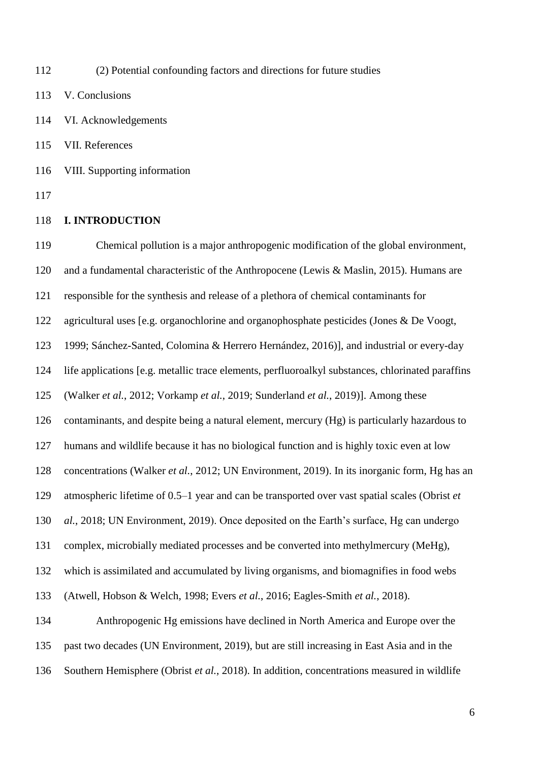(2) Potential confounding factors and directions for future studies

V. Conclusions

VI. Acknowledgements

VII. References

VIII. Supporting information

## I. INTRODUCTION

Chemical pollution is a major anthropogenic modification of the global environment, and a fundamental characteristic of the Anthropocene (Lewis & Maslin, 2015). Humans are responsible for the synthesis and release of a plethora of chemical contaminants for agricultural uses [e.g. organochlorine and organophosphate pesticides (Jones & De Voogt, 1999; Sánchez-Santed, Colomina & Herrero Hernández, 2016)], and industrial or every-day life applications [e.g. metallic trace elements, perfluoroalkyl substances, chlorinated paraffins (Walker *et al.*, 2012; Vorkamp *et al.*, 2019; Sunderland *et al.*, 2019)]. Among these contaminants, and despite being a natural element, mercury (Hg) is particularly hazardous to humans and wildlife because it has no biological function and is highly toxic even at low concentrations (Walker *et al.*, 2012; UN Environment, 2019). In its inorganic form, Hg has an atmospheric lifetime of 0.5–1 year and can be transported over vast spatial scales (Obrist *et al.*, 2018; UN Environment, 2019). Once deposited on the Earth's surface, Hg can undergo complex, microbially mediated processes and be converted into methylmercury (MeHg), which is assimilated and accumulated by living organisms, and biomagnifies in food webs (Atwell, Hobson & Welch, 1998; Evers *et al.*, 2016; Eagles-Smith *et al.*, 2018).

Anthropogenic Hg emissions have declined in North America and Europe over the past two decades (UN Environment, 2019), but are still increasing in East Asia and in the Southern Hemisphere (Obrist *et al.*, 2018). In addition, concentrations measured in wildlife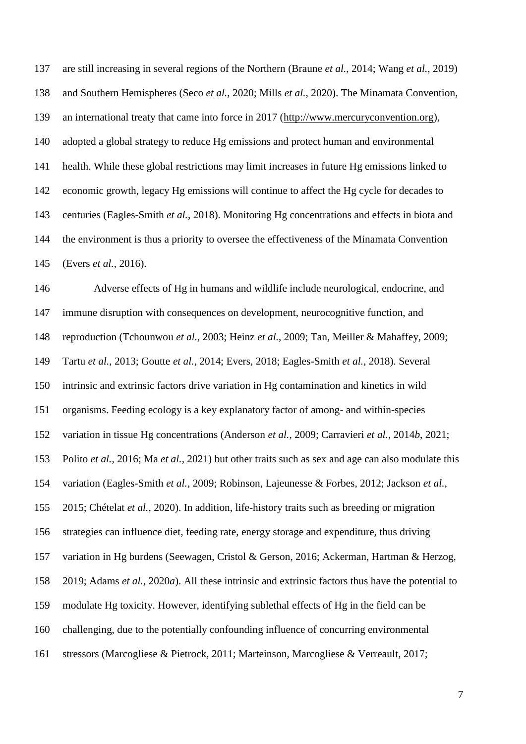are still increasing in several regions of the Northern (Braune *et al.*, 2014; Wang *et al.*, 2019) and Southern Hemispheres (Seco *et al.*, 2020; Mills *et al.*, 2020). The Minamata Convention, an international treaty that came into force in 2017 (http://www.mercuryconvention.org), adopted a global strategy to reduce Hg emissions and protect human and environmental health. While these global restrictions may limit increases in future Hg emissions linked to economic growth, legacy Hg emissions will continue to affect the Hg cycle for decades to centuries (Eagles-Smith *et al.*, 2018). Monitoring Hg concentrations and effects in biota and the environment is thus a priority to oversee the effectiveness of the Minamata Convention (Evers *et al*., 2016).

Adverse effects of Hg in humans and wildlife include neurological, endocrine, and immune disruption with consequences on development, neurocognitive function, and reproduction (Tchounwou *et al.*, 2003; Heinz *et al.*, 2009; Tan, Meiller & Mahaffey, 2009; Tartu *et al.*, 2013; Goutte *et al.*, 2014; Evers, 2018; Eagles-Smith *et al.*, 2018). Several intrinsic and extrinsic factors drive variation in Hg contamination and kinetics in wild organisms. Feeding ecology is a key explanatory factor of among- and within-species variation in tissue Hg concentrations (Anderson *et al.*, 2009; Carravieri *et al.*, 2014*b*, 2021; Polito *et al.*, 2016; Ma *et al.*, 2021) but other traits such as sex and age can also modulate this variation (Eagles-Smith *et al.*, 2009; Robinson, Lajeunesse & Forbes, 2012; Jackson *et al.*, 2015; Chételat *et al.*, 2020). In addition, life-history traits such as breeding or migration strategies can influence diet, feeding rate, energy storage and expenditure, thus driving variation in Hg burdens (Seewagen, Cristol & Gerson, 2016; Ackerman, Hartman & Herzog, 2019; Adams *et al.*, 2020*a*). All these intrinsic and extrinsic factors thus have the potential to modulate Hg toxicity. However, identifying sublethal effects of Hg in the field can be challenging, due to the potentially confounding influence of concurring environmental stressors (Marcogliese & Pietrock, 2011; Marteinson, Marcogliese & Verreault, 2017;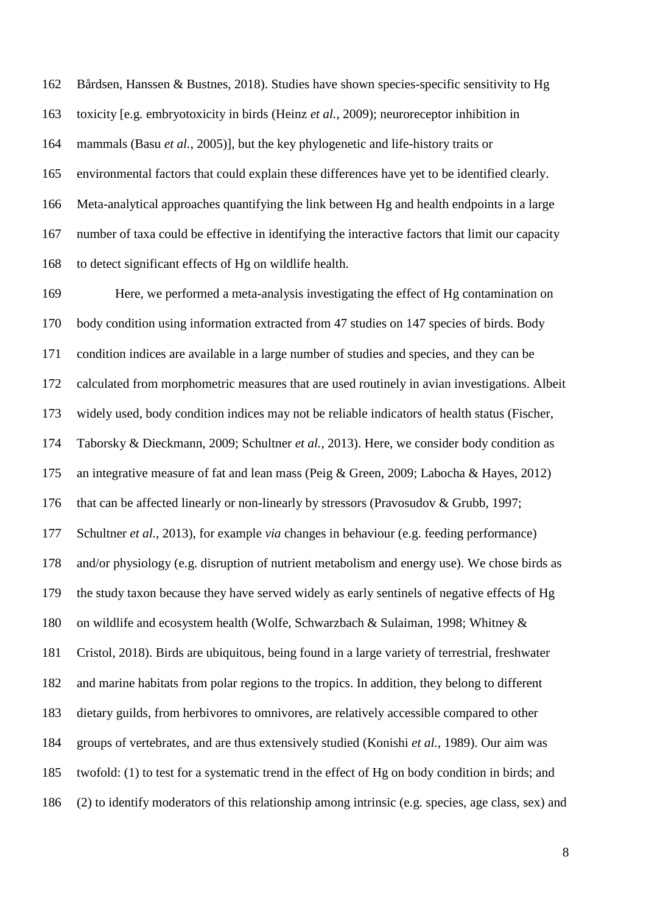Bårdsen, Hanssen & Bustnes, 2018). Studies have shown species-specific sensitivity to Hg toxicity [e.g. embryotoxicity in birds (Heinz *et al.*, 2009); neuroreceptor inhibition in mammals (Basu *et al.*, 2005)], but the key phylogenetic and life-history traits or environmental factors that could explain these differences have yet to be identified clearly. Meta-analytical approaches quantifying the link between Hg and health endpoints in a large number of taxa could be effective in identifying the interactive factors that limit our capacity to detect significant effects of Hg on wildlife health.

Here, we performed a meta-analysis investigating the effect of Hg contamination on body condition using information extracted from 47 studies on 147 species of birds. Body condition indices are available in a large number of studies and species, and they can be calculated from morphometric measures that are used routinely in avian investigations. Albeit widely used, body condition indices may not be reliable indicators of health status (Fischer, Taborsky & Dieckmann, 2009; Schultner *et al.*, 2013). Here, we consider body condition as an integrative measure of fat and lean mass (Peig & Green, 2009; Labocha & Hayes, 2012) that can be affected linearly or non-linearly by stressors (Pravosudov & Grubb, 1997; Schultner *et al.*, 2013), for example *via* changes in behaviour (e.g. feeding performance) and/or physiology (e.g. disruption of nutrient metabolism and energy use). We chose birds as the study taxon because they have served widely as early sentinels of negative effects of Hg on wildlife and ecosystem health (Wolfe, Schwarzbach & Sulaiman, 1998; Whitney & Cristol, 2018). Birds are ubiquitous, being found in a large variety of terrestrial, freshwater and marine habitats from polar regions to the tropics. In addition, they belong to different dietary guilds, from herbivores to omnivores, are relatively accessible compared to other groups of vertebrates, and are thus extensively studied (Konishi *et al.*, 1989). Our aim was twofold: (1) to test for a systematic trend in the effect of Hg on body condition in birds; and (2) to identify moderators of this relationship among intrinsic (e.g. species, age class, sex) and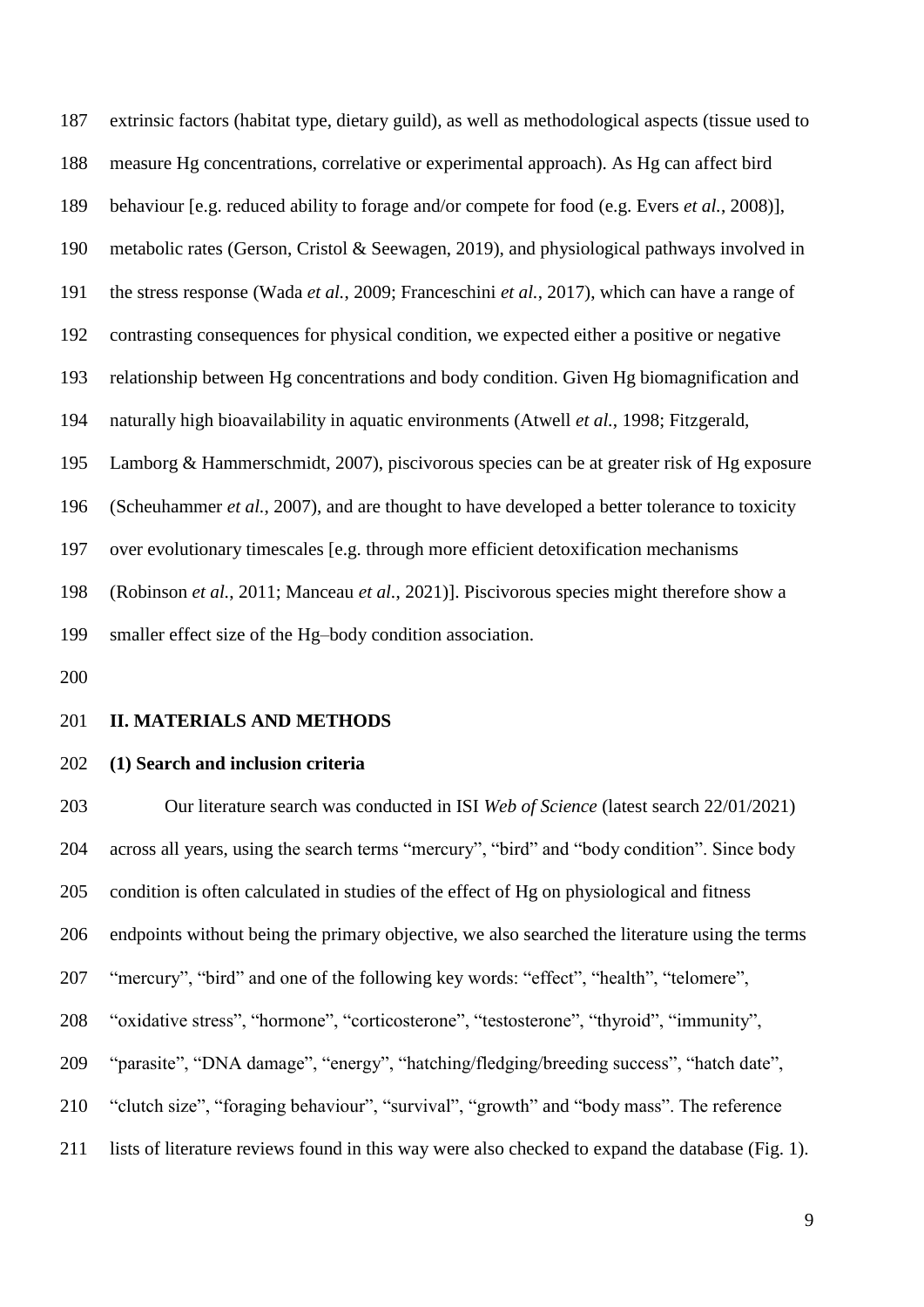extrinsic factors (habitat type, dietary guild), as well as methodological aspects (tissue used to measure Hg concentrations, correlative or experimental approach). As Hg can affect bird behaviour [e.g. reduced ability to forage and/or compete for food (e.g. Evers *et al.*, 2008)], metabolic rates (Gerson, Cristol & Seewagen, 2019), and physiological pathways involved in the stress response (Wada *et al.*, 2009; Franceschini *et al.*, 2017), which can have a range of contrasting consequences for physical condition, we expected either a positive or negative relationship between Hg concentrations and body condition. Given Hg biomagnification and naturally high bioavailability in aquatic environments (Atwell *et al.*, 1998; Fitzgerald, Lamborg & Hammerschmidt, 2007), piscivorous species can be at greater risk of Hg exposure (Scheuhammer *et al.*, 2007), and are thought to have developed a better tolerance to toxicity over evolutionary timescales [e.g. through more efficient detoxification mechanisms (Robinson *et al.*, 2011; Manceau *et al.*, 2021)]. Piscivorous species might therefore show a smaller effect size of the Hg–body condition association.

## II. MATERIALS AND METHODS

### (1) Search and inclusion criteria

Our literature search was conducted in ISI *Web of Science* (latest search 22/01/2021) across all years, using the search terms "mercury", "bird" and "body condition". Since body condition is often calculated in studies of the effect of Hg on physiological and fitness endpoints without being the primary objective, we also searched the literature using the terms "mercury", "bird" and one of the following key words: "effect", "health", "telomere", "oxidative stress", "hormone", "corticosterone", "testosterone", "thyroid", "immunity", "parasite", "DNA damage", "energy", "hatching/fledging/breeding success", "hatch date", "clutch size", "foraging behaviour", "survival", "growth" and "body mass". The reference lists of literature reviews found in this way were also checked to expand the database (Fig. 1).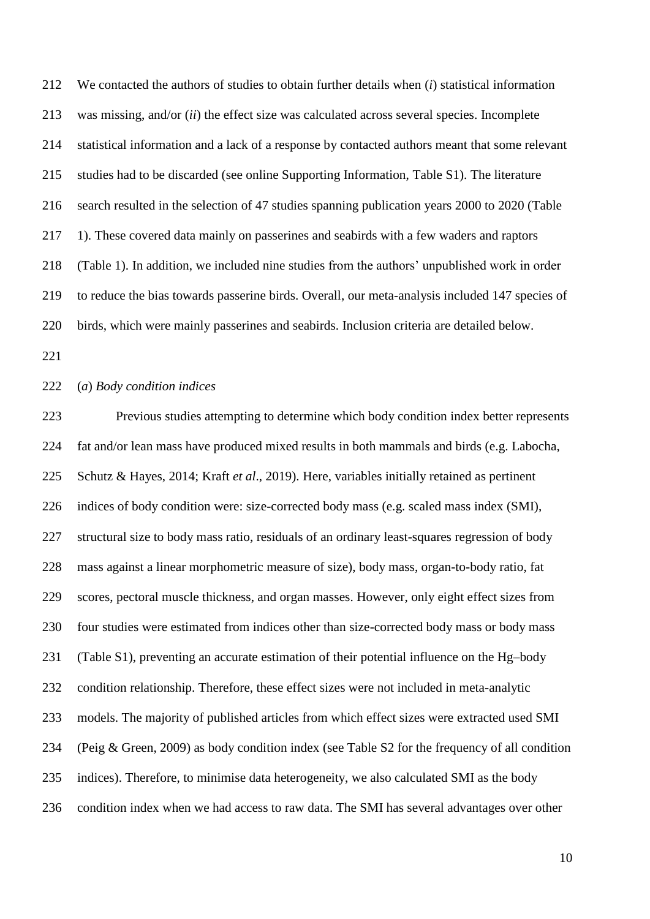We contacted the authors of studies to obtain further details when (*i*) statistical information was missing, and/or (*ii*) the effect size was calculated across several species. Incomplete statistical information and a lack of a response by contacted authors meant that some relevant studies had to be discarded (see online Supporting Information, Table S1). The literature search resulted in the selection of 47 studies spanning publication years 2000 to 2020 (Table 1). These covered data mainly on passerines and seabirds with a few waders and raptors (Table 1). In addition, we included nine studies from the authors' unpublished work in order to reduce the bias towards passerine birds. Overall, our meta-analysis included 147 species of birds, which were mainly passerines and seabirds. Inclusion criteria are detailed below.

(*a*) *Body condition indices*

Previous studies attempting to determine which body condition index better represents fat and/or lean mass have produced mixed results in both mammals and birds (e.g. Labocha, Schutz & Hayes, 2014; Kraft *et al*., 2019). Here, variables initially retained as pertinent indices of body condition were: size-corrected body mass (e.g. scaled mass index (SMI), structural size to body mass ratio, residuals of an ordinary least-squares regression of body mass against a linear morphometric measure of size), body mass, organ-to-body ratio, fat scores, pectoral muscle thickness, and organ masses. However, only eight effect sizes from four studies were estimated from indices other than size-corrected body mass or body mass (Table S1), preventing an accurate estimation of their potential influence on the Hg–body condition relationship. Therefore, these effect sizes were not included in meta-analytic models. The majority of published articles from which effect sizes were extracted used SMI (Peig & Green, 2009) as body condition index (see Table S2 for the frequency of all condition indices). Therefore, to minimise data heterogeneity, we also calculated SMI as the body condition index when we had access to raw data. The SMI has several advantages over other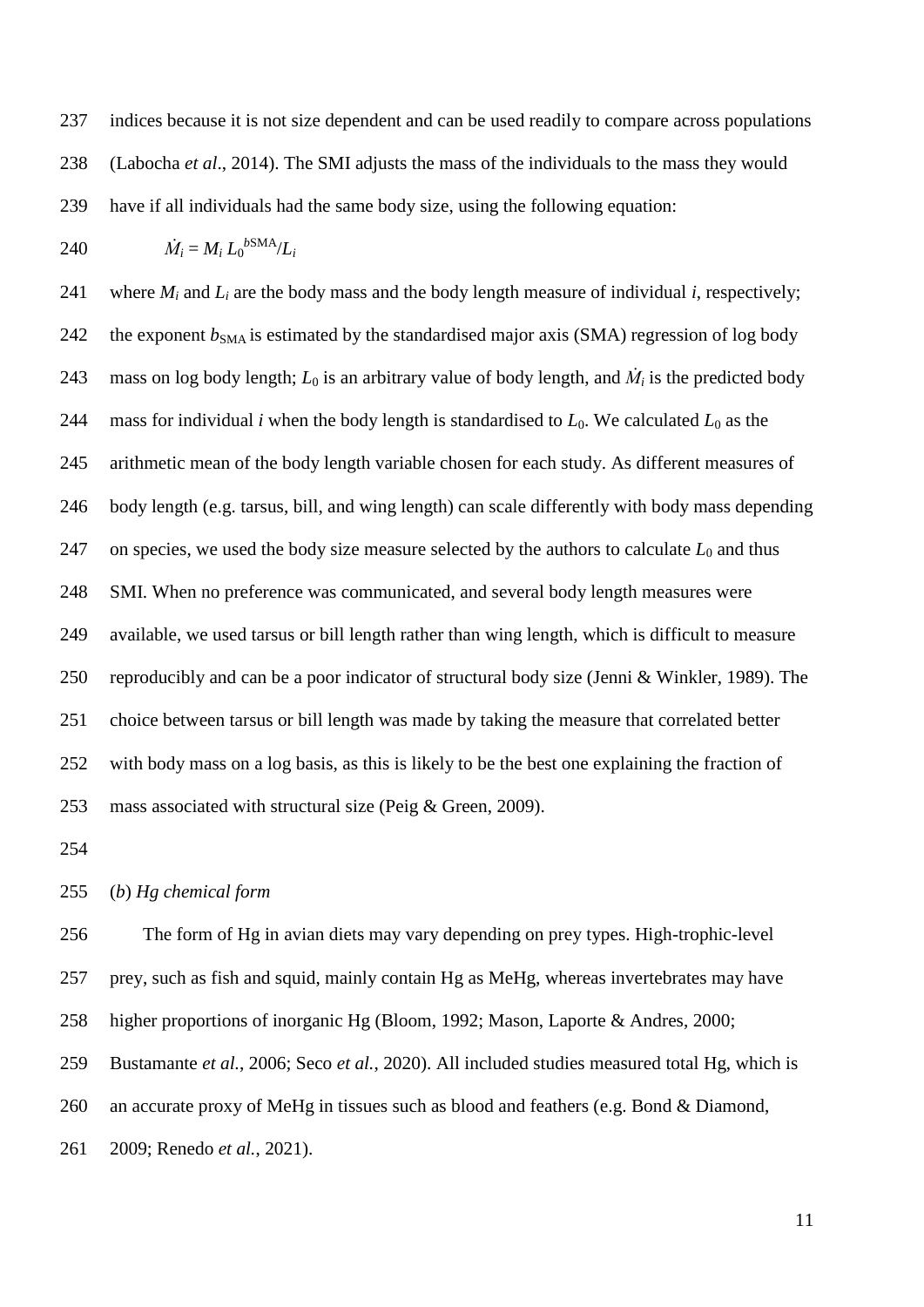indices because it is not size dependent and can be used readily to compare across populations (Labocha *et al*., 2014). The SMI adjusts the mass of the individuals to the mass they would have if all individuals had the same body size, using the following equation:

$$\dot{M}_i = M_i \, L_0^{b\text{SMA}}/L_i$$

where $M_i$ and $L_i$ are the body mass and the body length measure of individual *i*, respectively; the exponent $b_{\text{SMA}}$ is estimated by the standardised major axis (SMA) regression of log body mass on log body length; $L_0$ is an arbitrary value of body length, and $\dot{M}_i$ is the predicted body mass for individual *i* when the body length is standardised to $L_0$. We calculated $L_0$ as the arithmetic mean of the body length variable chosen for each study. As different measures of body length (e.g. tarsus, bill, and wing length) can scale differently with body mass depending on species, we used the body size measure selected by the authors to calculate $L_0$ and thus SMI. When no preference was communicated, and several body length measures were available, we used tarsus or bill length rather than wing length, which is difficult to measure reproducibly and can be a poor indicator of structural body size (Jenni & Winkler, 1989). The choice between tarsus or bill length was made by taking the measure that correlated better with body mass on a log basis, as this is likely to be the best one explaining the fraction of mass associated with structural size (Peig & Green, 2009).

(*b*) *Hg chemical form*

The form of Hg in avian diets may vary depending on prey types. High-trophic-level prey, such as fish and squid, mainly contain Hg as MeHg, whereas invertebrates may have higher proportions of inorganic Hg (Bloom, 1992; Mason, Laporte & Andres, 2000; Bustamante *et al.*, 2006; Seco *et al.*, 2020). All included studies measured total Hg, which is an accurate proxy of MeHg in tissues such as blood and feathers (e.g. Bond & Diamond, 2009; Renedo *et al.*, 2021).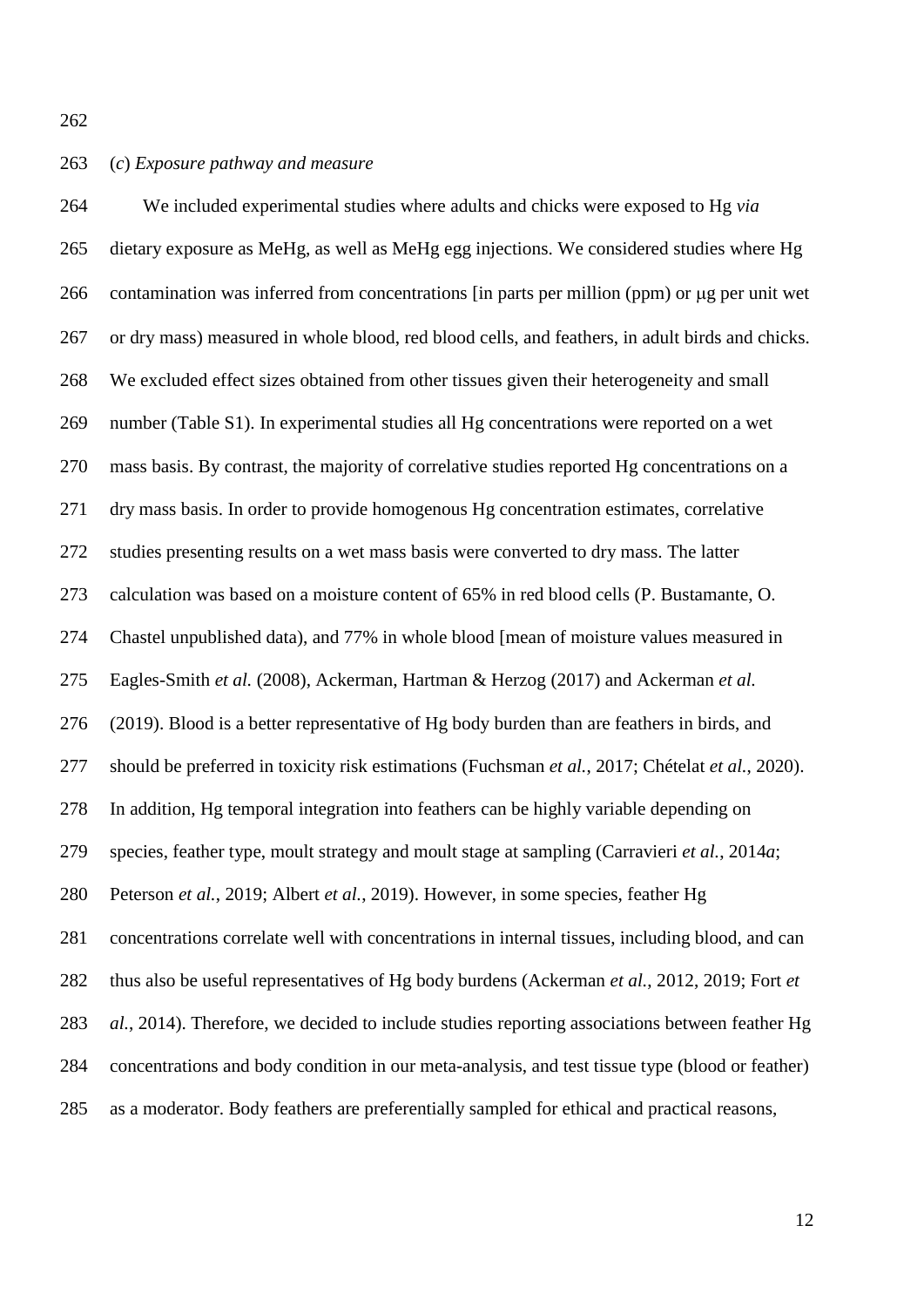(*c*) *Exposure pathway and measure*

We included experimental studies where adults and chicks were exposed to Hg *via* dietary exposure as MeHg, as well as MeHg egg injections. We considered studies where Hg contamination was inferred from concentrations [in parts per million (ppm) or μg per unit wet or dry mass) measured in whole blood, red blood cells, and feathers, in adult birds and chicks. We excluded effect sizes obtained from other tissues given their heterogeneity and small number (Table S1). In experimental studies all Hg concentrations were reported on a wet mass basis. By contrast, the majority of correlative studies reported Hg concentrations on a dry mass basis. In order to provide homogenous Hg concentration estimates, correlative studies presenting results on a wet mass basis were converted to dry mass. The latter calculation was based on a moisture content of 65% in red blood cells (P. Bustamante, O. Chastel unpublished data), and 77% in whole blood [mean of moisture values measured in Eagles-Smith *et al.* (2008), Ackerman, Hartman & Herzog (2017) and Ackerman *et al.* (2019). Blood is a better representative of Hg body burden than are feathers in birds, and should be preferred in toxicity risk estimations (Fuchsman *et al.*, 2017; Chételat *et al.*, 2020). In addition, Hg temporal integration into feathers can be highly variable depending on species, feather type, moult strategy and moult stage at sampling (Carravieri *et al.*, 2014*a*; Peterson *et al.*, 2019; Albert *et al.*, 2019). However, in some species, feather Hg concentrations correlate well with concentrations in internal tissues, including blood, and can thus also be useful representatives of Hg body burdens (Ackerman *et al.*, 2012, 2019; Fort *et al.*, 2014). Therefore, we decided to include studies reporting associations between feather Hg concentrations and body condition in our meta-analysis, and test tissue type (blood or feather) as a moderator. Body feathers are preferentially sampled for ethical and practical reasons,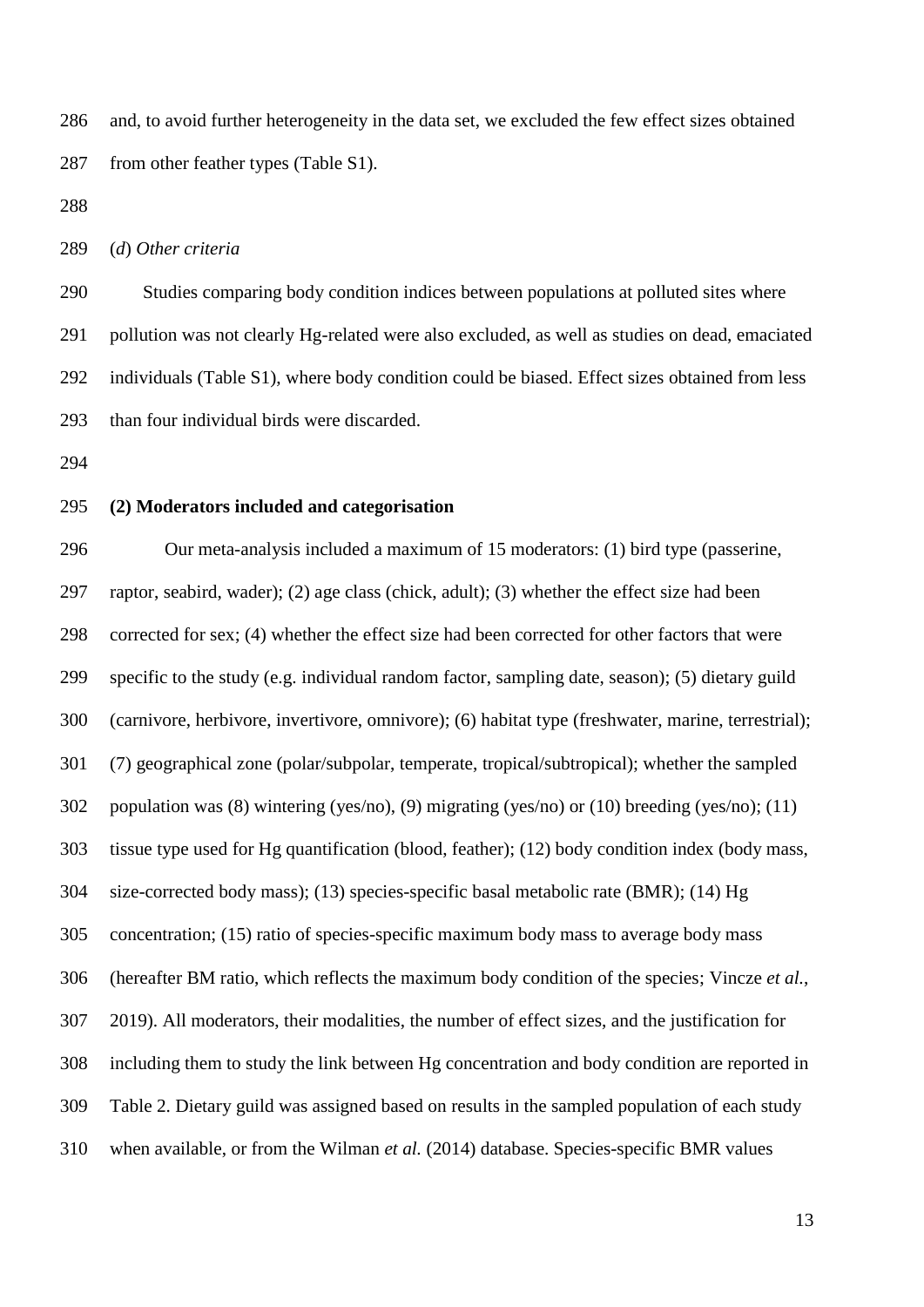and, to avoid further heterogeneity in the data set, we excluded the few effect sizes obtained from other feather types (Table S1).

(*d*) *Other criteria*

Studies comparing body condition indices between populations at polluted sites where pollution was not clearly Hg-related were also excluded, as well as studies on dead, emaciated individuals (Table S1), where body condition could be biased. Effect sizes obtained from less than four individual birds were discarded.

**(2) Moderators included and categorisation**

Our meta-analysis included a maximum of 15 moderators: (1) bird type (passerine, raptor, seabird, wader); (2) age class (chick, adult); (3) whether the effect size had been corrected for sex; (4) whether the effect size had been corrected for other factors that were specific to the study (e.g. individual random factor, sampling date, season); (5) dietary guild (carnivore, herbivore, invertivore, omnivore); (6) habitat type (freshwater, marine, terrestrial); (7) geographical zone (polar/subpolar, temperate, tropical/subtropical); whether the sampled population was (8) wintering (yes/no), (9) migrating (yes/no) or (10) breeding (yes/no); (11) tissue type used for Hg quantification (blood, feather); (12) body condition index (body mass, size-corrected body mass); (13) species-specific basal metabolic rate (BMR); (14) Hg concentration; (15) ratio of species-specific maximum body mass to average body mass (hereafter BM ratio, which reflects the maximum body condition of the species; Vincze *et al.*, 2019). All moderators, their modalities, the number of effect sizes, and the justification for including them to study the link between Hg concentration and body condition are reported in Table 2. Dietary guild was assigned based on results in the sampled population of each study when available, or from the Wilman *et al.* (2014) database. Species-specific BMR values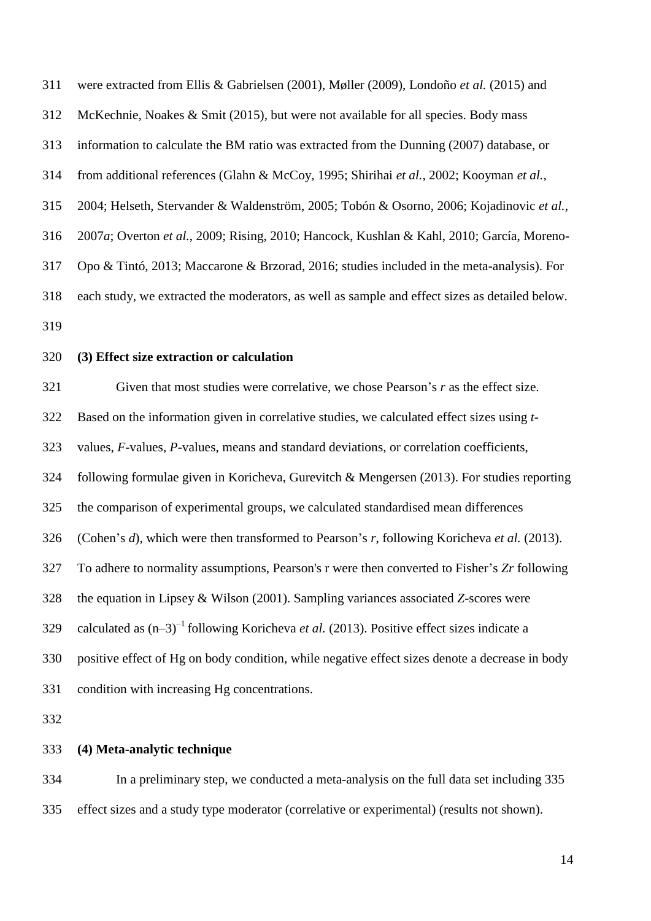were extracted from Ellis & Gabrielsen (2001), Møller (2009), Londoño *et al.* (2015) and McKechnie, Noakes & Smit (2015), but were not available for all species. Body mass information to calculate the BM ratio was extracted from the Dunning (2007) database, or from additional references (Glahn & McCoy, 1995; Shirihai *et al.*, 2002; Kooyman *et al.*, 2004; Helseth, Stervander & Waldenström, 2005; Tobón & Osorno, 2006; Kojadinovic *et al.*, 2007*a*; Overton *et al.*, 2009; Rising, 2010; Hancock, Kushlan & Kahl, 2010; García, Moreno-Opo & Tintó, 2013; Maccarone & Brzorad, 2016; studies included in the meta-analysis). For each study, we extracted the moderators, as well as sample and effect sizes as detailed below.

### (3) Effect size extraction or calculation

Given that most studies were correlative, we chose Pearson's *r* as the effect size. Based on the information given in correlative studies, we calculated effect sizes using *t*-values, *F*-values, *P*-values, means and standard deviations, or correlation coefficients, following formulae given in Koricheva, Gurevitch & Mengersen (2013). For studies reporting the comparison of experimental groups, we calculated standardised mean differences (Cohen's *d*), which were then transformed to Pearson's *r*, following Koricheva *et al.* (2013). To adhere to normality assumptions, Pearson's r were then converted to Fisher's *Zr* following the equation in Lipsey & Wilson (2001). Sampling variances associated *Z*-scores were calculated as $(n-3)^{-1}$ following Koricheva *et al.* (2013). Positive effect sizes indicate a positive effect of Hg on body condition, while negative effect sizes denote a decrease in body condition with increasing Hg concentrations.

### (4) Meta-analytic technique

In a preliminary step, we conducted a meta-analysis on the full data set including 335 effect sizes and a study type moderator (correlative or experimental) (results not shown).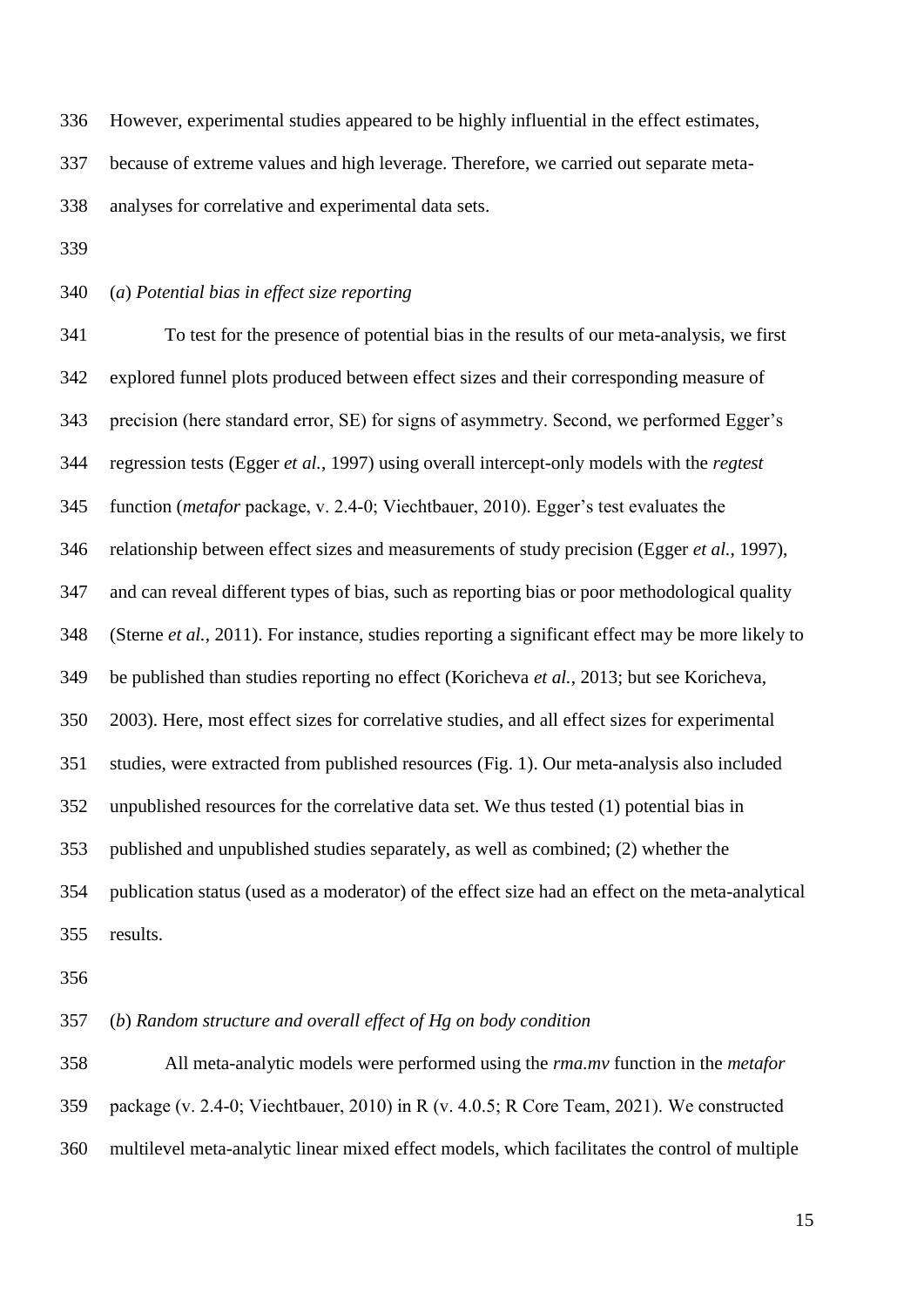However, experimental studies appeared to be highly influential in the effect estimates, because of extreme values and high leverage. Therefore, we carried out separate meta-analyses for correlative and experimental data sets.

(*a*) *Potential bias in effect size reporting*

To test for the presence of potential bias in the results of our meta-analysis, we first explored funnel plots produced between effect sizes and their corresponding measure of precision (here standard error, SE) for signs of asymmetry. Second, we performed Egger's regression tests (Egger *et al.*, 1997) using overall intercept-only models with the *regtest* function (*metafor* package, v. 2.4-0; Viechtbauer, 2010). Egger's test evaluates the relationship between effect sizes and measurements of study precision (Egger *et al.*, 1997), and can reveal different types of bias, such as reporting bias or poor methodological quality (Sterne *et al.*, 2011). For instance, studies reporting a significant effect may be more likely to be published than studies reporting no effect (Koricheva *et al.*, 2013; but see Koricheva, 2003). Here, most effect sizes for correlative studies, and all effect sizes for experimental studies, were extracted from published resources (Fig. 1). Our meta-analysis also included unpublished resources for the correlative data set. We thus tested (1) potential bias in published and unpublished studies separately, as well as combined; (2) whether the publication status (used as a moderator) of the effect size had an effect on the meta-analytical results.

(*b*) *Random structure and overall effect of Hg on body condition*

All meta-analytic models were performed using the *rma.mv* function in the *metafor* package (v. 2.4-0; Viechtbauer, 2010) in R (v. 4.0.5; R Core Team, 2021). We constructed multilevel meta-analytic linear mixed effect models, which facilitates the control of multiple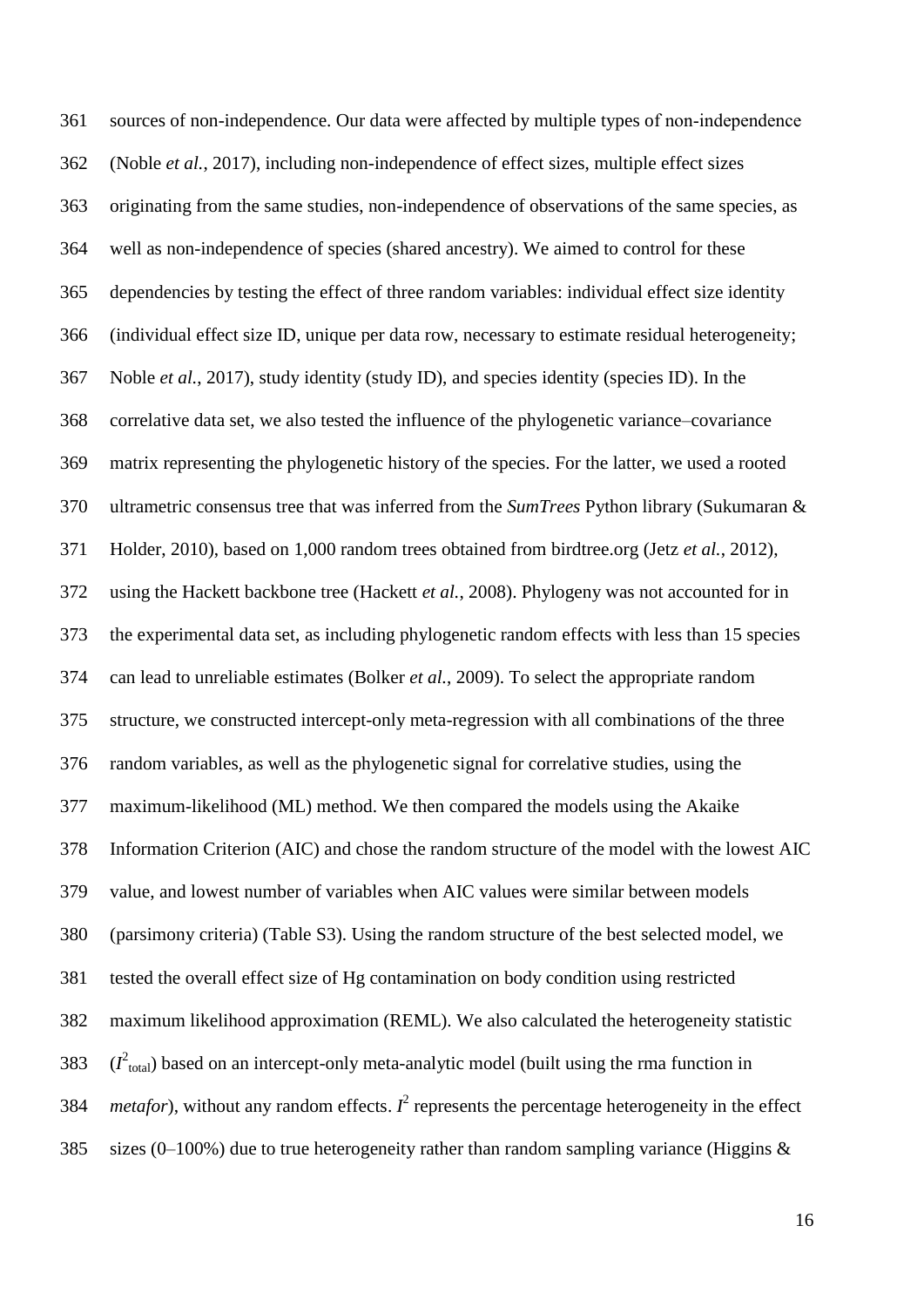sources of non-independence. Our data were affected by multiple types of non-independence (Noble *et al.*, 2017), including non-independence of effect sizes, multiple effect sizes originating from the same studies, non-independence of observations of the same species, as well as non-independence of species (shared ancestry). We aimed to control for these dependencies by testing the effect of three random variables: individual effect size identity (individual effect size ID, unique per data row, necessary to estimate residual heterogeneity; Noble *et al.*, 2017), study identity (study ID), and species identity (species ID). In the correlative data set, we also tested the influence of the phylogenetic variance–covariance matrix representing the phylogenetic history of the species. For the latter, we used a rooted ultrametric consensus tree that was inferred from the *SumTrees* Python library (Sukumaran & Holder, 2010), based on 1,000 random trees obtained from birdtree.org (Jetz *et al.*, 2012), using the Hackett backbone tree (Hackett *et al.*, 2008). Phylogeny was not accounted for in the experimental data set, as including phylogenetic random effects with less than 15 species can lead to unreliable estimates (Bolker *et al.*, 2009). To select the appropriate random structure, we constructed intercept-only meta-regression with all combinations of the three random variables, as well as the phylogenetic signal for correlative studies, using the maximum-likelihood (ML) method. We then compared the models using the Akaike Information Criterion (AIC) and chose the random structure of the model with the lowest AIC value, and lowest number of variables when AIC values were similar between models (parsimony criteria) (Table S3). Using the random structure of the best selected model, we tested the overall effect size of Hg contamination on body condition using restricted maximum likelihood approximation (REML). We also calculated the heterogeneity statistic ($I^2_{total}$) based on an intercept-only meta-analytic model (built using the rma function in *metafor*), without any random effects. $I^2$ represents the percentage heterogeneity in the effect sizes (0–100%) due to true heterogeneity rather than random sampling variance (Higgins &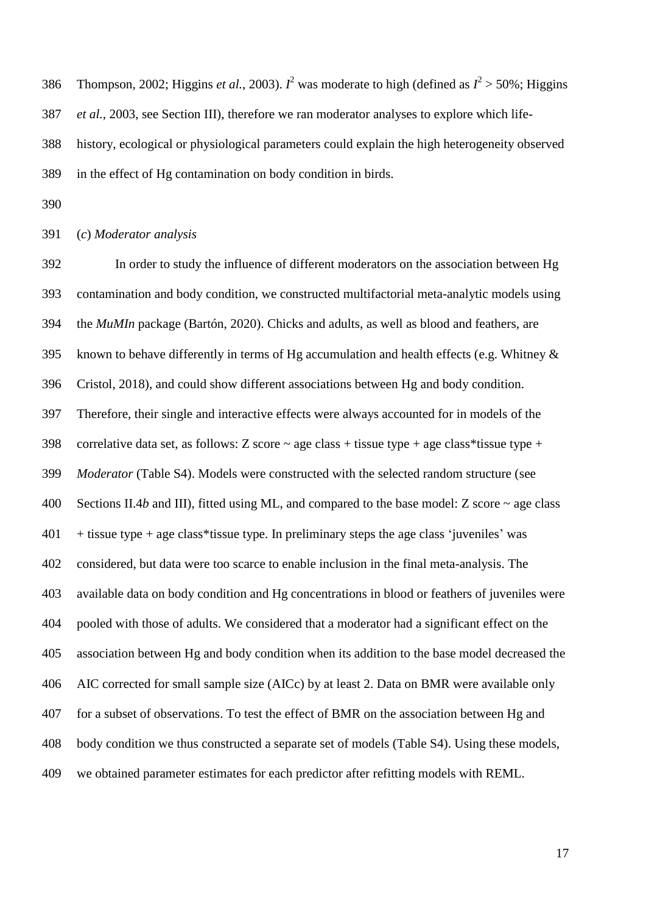Thompson, 2002; Higgins *et al.*, 2003). $I^2$ was moderate to high (defined as $I^2 > 50\%$; Higgins *et al.*, 2003, see Section III), therefore we ran moderator analyses to explore which life-history, ecological or physiological parameters could explain the high heterogeneity observed in the effect of Hg contamination on body condition in birds.

(*c*) *Moderator analysis*

In order to study the influence of different moderators on the association between Hg contamination and body condition, we constructed multifactorial meta-analytic models using the *MuMIn* package (Bartón, 2020). Chicks and adults, as well as blood and feathers, are known to behave differently in terms of Hg accumulation and health effects (e.g. Whitney & Cristol, 2018), and could show different associations between Hg and body condition. Therefore, their single and interactive effects were always accounted for in models of the correlative data set, as follows: Z score ~ age class + tissue type + age class*tissue type + *Moderator* (Table S4). Models were constructed with the selected random structure (see Sections II.4*b* and III), fitted using ML, and compared to the base model: Z score ~ age class + tissue type + age class*tissue type. In preliminary steps the age class 'juveniles' was considered, but data were too scarce to enable inclusion in the final meta-analysis. The available data on body condition and Hg concentrations in blood or feathers of juveniles were pooled with those of adults. We considered that a moderator had a significant effect on the association between Hg and body condition when its addition to the base model decreased the AIC corrected for small sample size (AICc) by at least 2. Data on BMR were available only for a subset of observations. To test the effect of BMR on the association between Hg and body condition we thus constructed a separate set of models (Table S4). Using these models, we obtained parameter estimates for each predictor after refitting models with REML.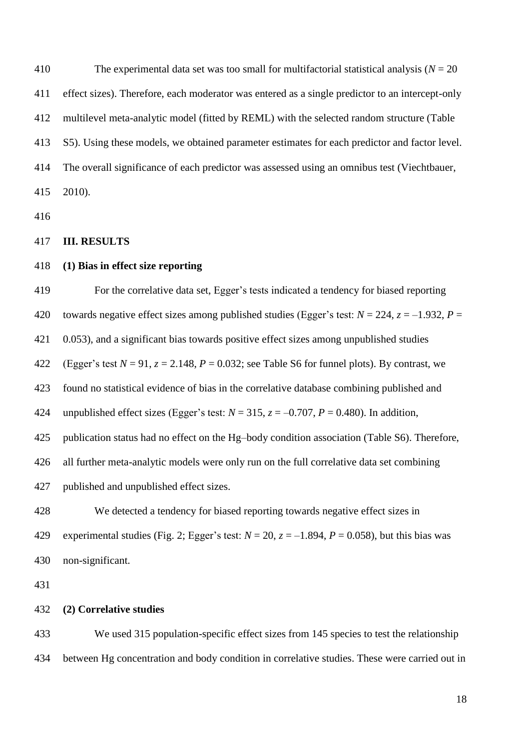The experimental data set was too small for multifactorial statistical analysis ($N = 20$ effect sizes). Therefore, each moderator was entered as a single predictor to an intercept-only multilevel meta-analytic model (fitted by REML) with the selected random structure (Table S5). Using these models, we obtained parameter estimates for each predictor and factor level. The overall significance of each predictor was assessed using an omnibus test (Viechtbauer, 2010).

## III. RESULTS

### (1) Bias in effect size reporting

For the correlative data set, Egger's tests indicated a tendency for biased reporting towards negative effect sizes among published studies (Egger's test: $N = 224$, $z = -1.932$, $P = 0.053$), and a significant bias towards positive effect sizes among unpublished studies (Egger's test $N = 91$, $z = 2.148$, $P = 0.032$; see Table S6 for funnel plots). By contrast, we found no statistical evidence of bias in the correlative database combining published and unpublished effect sizes (Egger's test: $N = 315$, $z = -0.707$, $P = 0.480$). In addition, publication status had no effect on the Hg–body condition association (Table S6). Therefore, all further meta-analytic models were only run on the full correlative data set combining published and unpublished effect sizes.

We detected a tendency for biased reporting towards negative effect sizes in experimental studies (Fig. 2; Egger's test: $N = 20$, $z = -1.894$, $P = 0.058$), but this bias was non-significant.

### (2) Correlative studies

We used 315 population-specific effect sizes from 145 species to test the relationship between Hg concentration and body condition in correlative studies. These were carried out in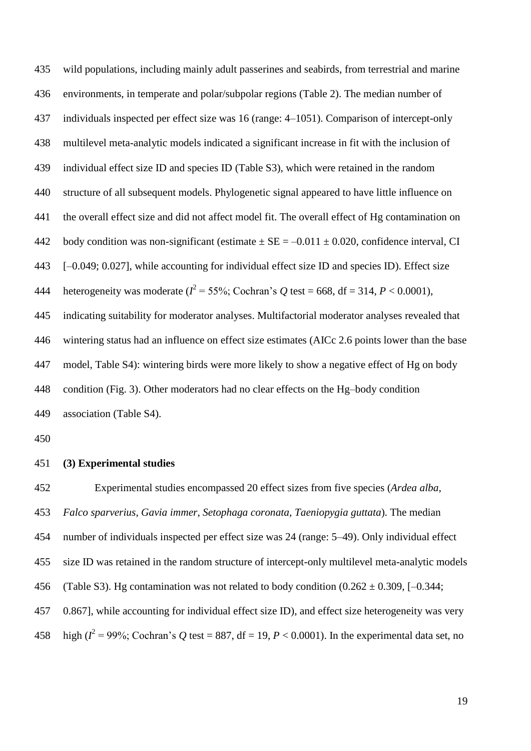wild populations, including mainly adult passerines and seabirds, from terrestrial and marine environments, in temperate and polar/subpolar regions (Table 2). The median number of individuals inspected per effect size was 16 (range: 4–1051). Comparison of intercept-only multilevel meta-analytic models indicated a significant increase in fit with the inclusion of individual effect size ID and species ID (Table S3), which were retained in the random structure of all subsequent models. Phylogenetic signal appeared to have little influence on the overall effect size and did not affect model fit. The overall effect of Hg contamination on body condition was non-significant (estimate ± SE = –0.011 ± 0.020, confidence interval, CI [–0.049; 0.027], while accounting for individual effect size ID and species ID). Effect size heterogeneity was moderate ($I^2$ = 55%; Cochran's $Q$ test = 668, df = 314, $P < 0.0001$), indicating suitability for moderator analyses. Multifactorial moderator analyses revealed that wintering status had an influence on effect size estimates (AICc 2.6 points lower than the base model, Table S4): wintering birds were more likely to show a negative effect of Hg on body condition (Fig. 3). Other moderators had no clear effects on the Hg–body condition association (Table S4).

### (3) Experimental studies

Experimental studies encompassed 20 effect sizes from five species (*Ardea alba*, *Falco sparverius*, *Gavia immer*, *Setophaga coronata*, *Taeniopygia guttata*). The median number of individuals inspected per effect size was 24 (range: 5–49). Only individual effect size ID was retained in the random structure of intercept-only multilevel meta-analytic models (Table S3). Hg contamination was not related to body condition (0.262 ± 0.309, [–0.344; 0.867], while accounting for individual effect size ID), and effect size heterogeneity was very high ($I^2$ = 99%; Cochran's $Q$ test = 887, df = 19, $P < 0.0001$). In the experimental data set, no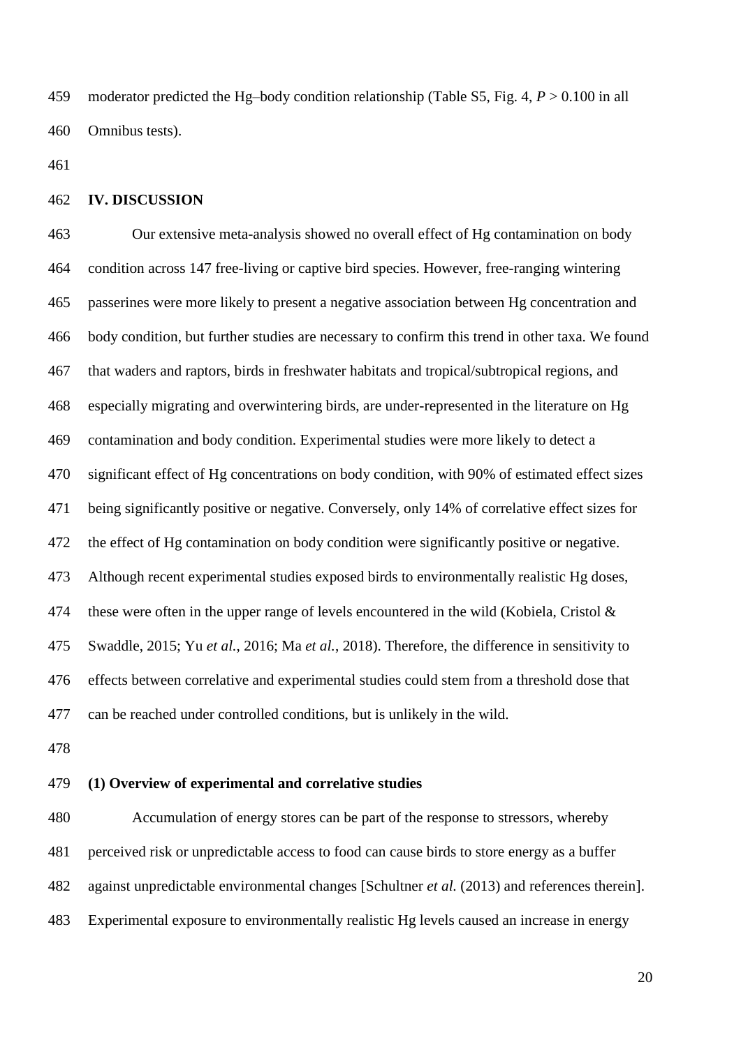moderator predicted the Hg–body condition relationship (Table S5, Fig. 4, $P > 0.100$ in all Omnibus tests).

## IV. DISCUSSION

Our extensive meta-analysis showed no overall effect of Hg contamination on body condition across 147 free-living or captive bird species. However, free-ranging wintering passerines were more likely to present a negative association between Hg concentration and body condition, but further studies are necessary to confirm this trend in other taxa. We found that waders and raptors, birds in freshwater habitats and tropical/subtropical regions, and especially migrating and overwintering birds, are under-represented in the literature on Hg contamination and body condition. Experimental studies were more likely to detect a significant effect of Hg concentrations on body condition, with 90% of estimated effect sizes being significantly positive or negative. Conversely, only 14% of correlative effect sizes for the effect of Hg contamination on body condition were significantly positive or negative. Although recent experimental studies exposed birds to environmentally realistic Hg doses, these were often in the upper range of levels encountered in the wild (Kobiela, Cristol & Swaddle, 2015; Yu *et al.*, 2016; Ma *et al.*, 2018). Therefore, the difference in sensitivity to effects between correlative and experimental studies could stem from a threshold dose that can be reached under controlled conditions, but is unlikely in the wild.

### (1) Overview of experimental and correlative studies

Accumulation of energy stores can be part of the response to stressors, whereby perceived risk or unpredictable access to food can cause birds to store energy as a buffer against unpredictable environmental changes [Schultner *et al.* (2013) and references therein]. Experimental exposure to environmentally realistic Hg levels caused an increase in energy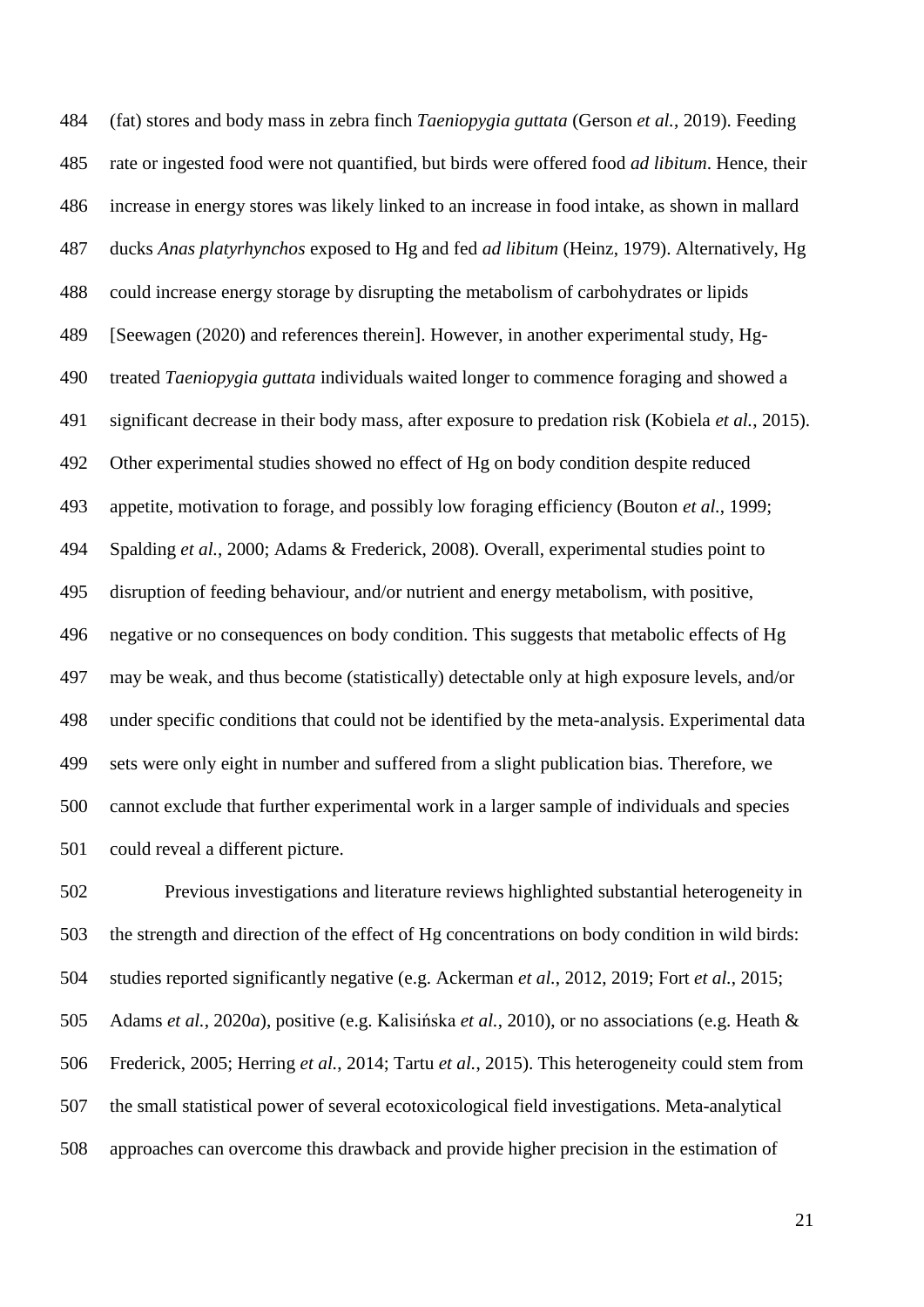(fat) stores and body mass in zebra finch *Taeniopygia guttata* (Gerson *et al.*, 2019). Feeding rate or ingested food were not quantified, but birds were offered food *ad libitum*. Hence, their increase in energy stores was likely linked to an increase in food intake, as shown in mallard ducks *Anas platyrhynchos* exposed to Hg and fed *ad libitum* (Heinz, 1979). Alternatively, Hg could increase energy storage by disrupting the metabolism of carbohydrates or lipids [Seewagen (2020) and references therein]. However, in another experimental study, Hg-treated *Taeniopygia guttata* individuals waited longer to commence foraging and showed a significant decrease in their body mass, after exposure to predation risk (Kobiela *et al.*, 2015). Other experimental studies showed no effect of Hg on body condition despite reduced appetite, motivation to forage, and possibly low foraging efficiency (Bouton *et al.*, 1999; Spalding *et al.*, 2000; Adams & Frederick, 2008). Overall, experimental studies point to disruption of feeding behaviour, and/or nutrient and energy metabolism, with positive, negative or no consequences on body condition. This suggests that metabolic effects of Hg may be weak, and thus become (statistically) detectable only at high exposure levels, and/or under specific conditions that could not be identified by the meta-analysis. Experimental data sets were only eight in number and suffered from a slight publication bias. Therefore, we cannot exclude that further experimental work in a larger sample of individuals and species could reveal a different picture.

Previous investigations and literature reviews highlighted substantial heterogeneity in the strength and direction of the effect of Hg concentrations on body condition in wild birds: studies reported significantly negative (e.g. Ackerman *et al.*, 2012, 2019; Fort *et al.*, 2015; Adams *et al.*, 2020*a*), positive (e.g. Kalisińska *et al.*, 2010), or no associations (e.g. Heath & Frederick, 2005; Herring *et al.*, 2014; Tartu *et al.*, 2015). This heterogeneity could stem from the small statistical power of several ecotoxicological field investigations. Meta-analytical approaches can overcome this drawback and provide higher precision in the estimation of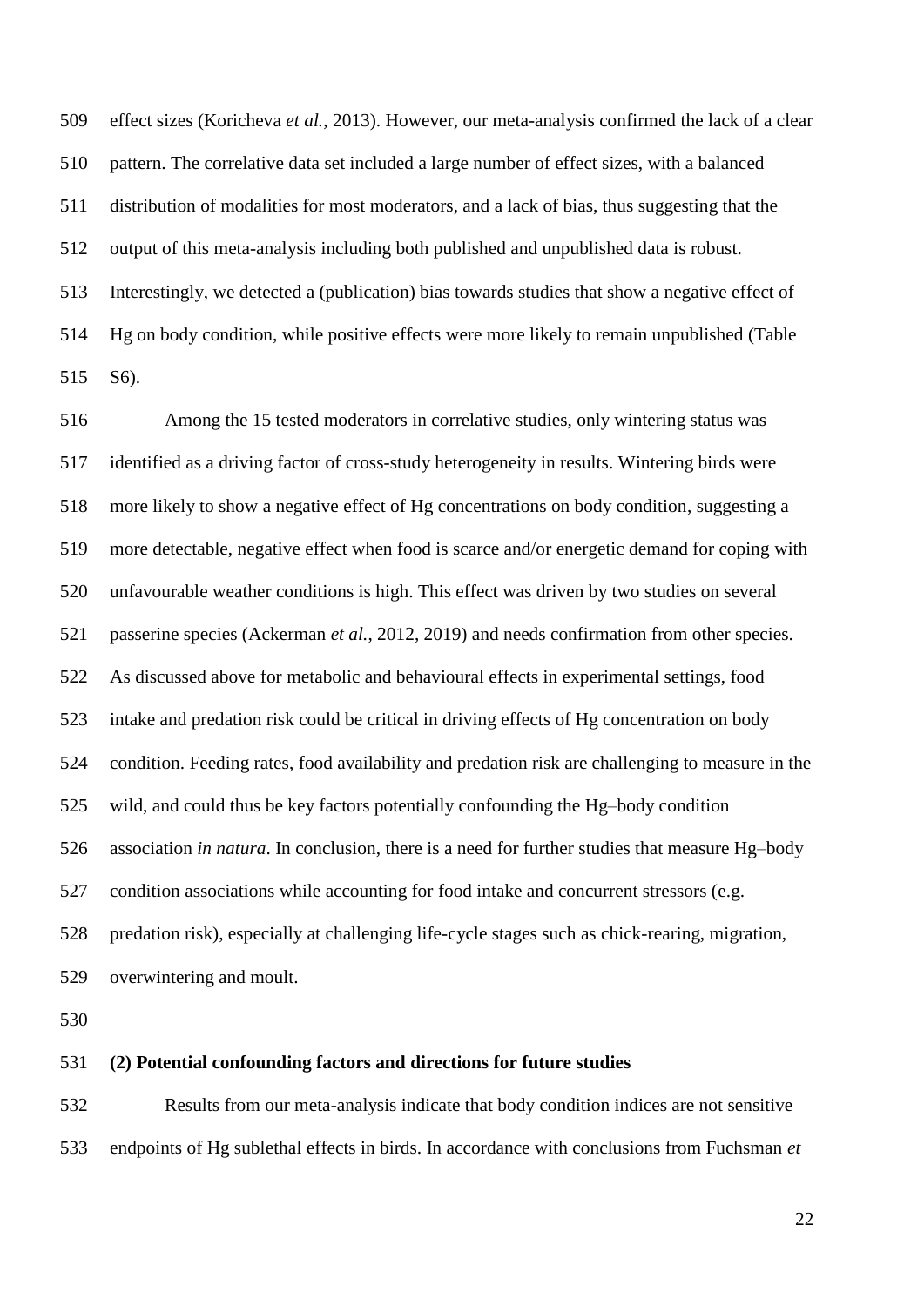effect sizes (Koricheva *et al.*, 2013). However, our meta-analysis confirmed the lack of a clear pattern. The correlative data set included a large number of effect sizes, with a balanced distribution of modalities for most moderators, and a lack of bias, thus suggesting that the output of this meta-analysis including both published and unpublished data is robust. Interestingly, we detected a (publication) bias towards studies that show a negative effect of Hg on body condition, while positive effects were more likely to remain unpublished (Table S6).

Among the 15 tested moderators in correlative studies, only wintering status was identified as a driving factor of cross-study heterogeneity in results. Wintering birds were more likely to show a negative effect of Hg concentrations on body condition, suggesting a more detectable, negative effect when food is scarce and/or energetic demand for coping with unfavourable weather conditions is high. This effect was driven by two studies on several passerine species (Ackerman *et al.*, 2012, 2019) and needs confirmation from other species. As discussed above for metabolic and behavioural effects in experimental settings, food intake and predation risk could be critical in driving effects of Hg concentration on body condition. Feeding rates, food availability and predation risk are challenging to measure in the wild, and could thus be key factors potentially confounding the Hg–body condition association *in natura*. In conclusion, there is a need for further studies that measure Hg–body condition associations while accounting for food intake and concurrent stressors (e.g. predation risk), especially at challenging life-cycle stages such as chick-rearing, migration, overwintering and moult.

### (2) Potential confounding factors and directions for future studies

Results from our meta-analysis indicate that body condition indices are not sensitive endpoints of Hg sublethal effects in birds. In accordance with conclusions from Fuchsman *et*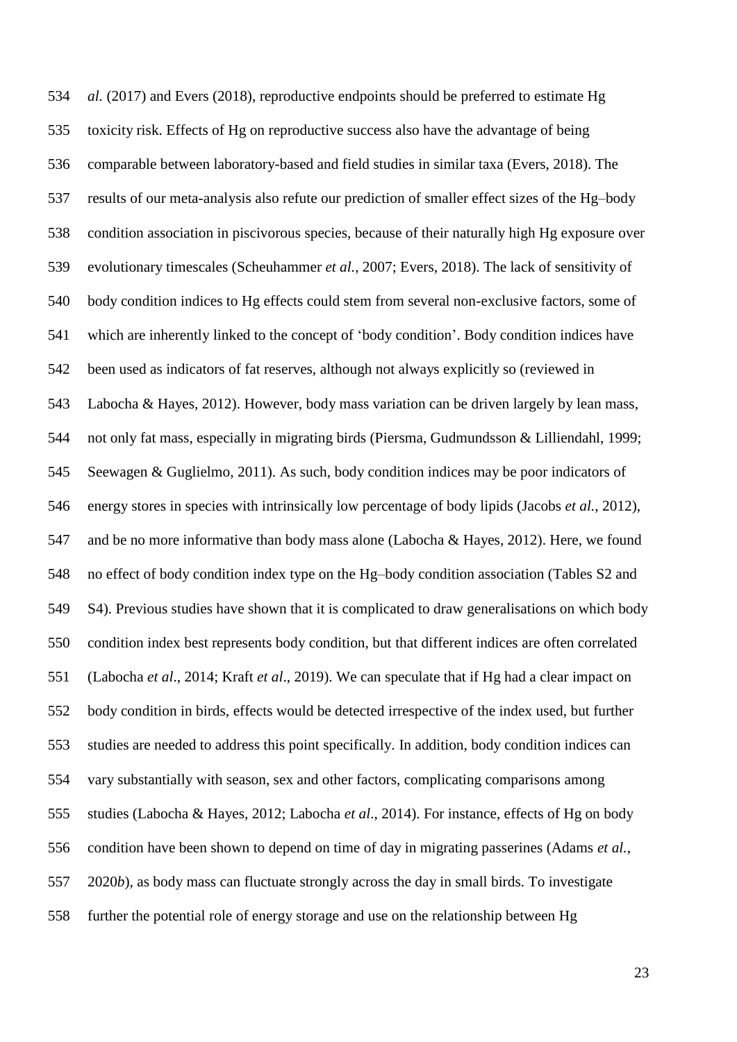*al.* (2017) and Evers (2018), reproductive endpoints should be preferred to estimate Hg toxicity risk. Effects of Hg on reproductive success also have the advantage of being comparable between laboratory-based and field studies in similar taxa (Evers, 2018). The results of our meta-analysis also refute our prediction of smaller effect sizes of the Hg–body condition association in piscivorous species, because of their naturally high Hg exposure over evolutionary timescales (Scheuhammer *et al.*, 2007; Evers, 2018). The lack of sensitivity of body condition indices to Hg effects could stem from several non-exclusive factors, some of which are inherently linked to the concept of 'body condition'. Body condition indices have been used as indicators of fat reserves, although not always explicitly so (reviewed in Labocha & Hayes, 2012). However, body mass variation can be driven largely by lean mass, not only fat mass, especially in migrating birds (Piersma, Gudmundsson & Lilliendahl, 1999; Seewagen & Guglielmo, 2011). As such, body condition indices may be poor indicators of energy stores in species with intrinsically low percentage of body lipids (Jacobs *et al.*, 2012), and be no more informative than body mass alone (Labocha & Hayes, 2012). Here, we found no effect of body condition index type on the Hg–body condition association (Tables S2 and S4). Previous studies have shown that it is complicated to draw generalisations on which body condition index best represents body condition, but that different indices are often correlated (Labocha *et al*., 2014; Kraft *et al*., 2019). We can speculate that if Hg had a clear impact on body condition in birds, effects would be detected irrespective of the index used, but further studies are needed to address this point specifically. In addition, body condition indices can vary substantially with season, sex and other factors, complicating comparisons among studies (Labocha & Hayes, 2012; Labocha *et al*., 2014). For instance, effects of Hg on body condition have been shown to depend on time of day in migrating passerines (Adams *et al.*, 2020*b*), as body mass can fluctuate strongly across the day in small birds. To investigate further the potential role of energy storage and use on the relationship between Hg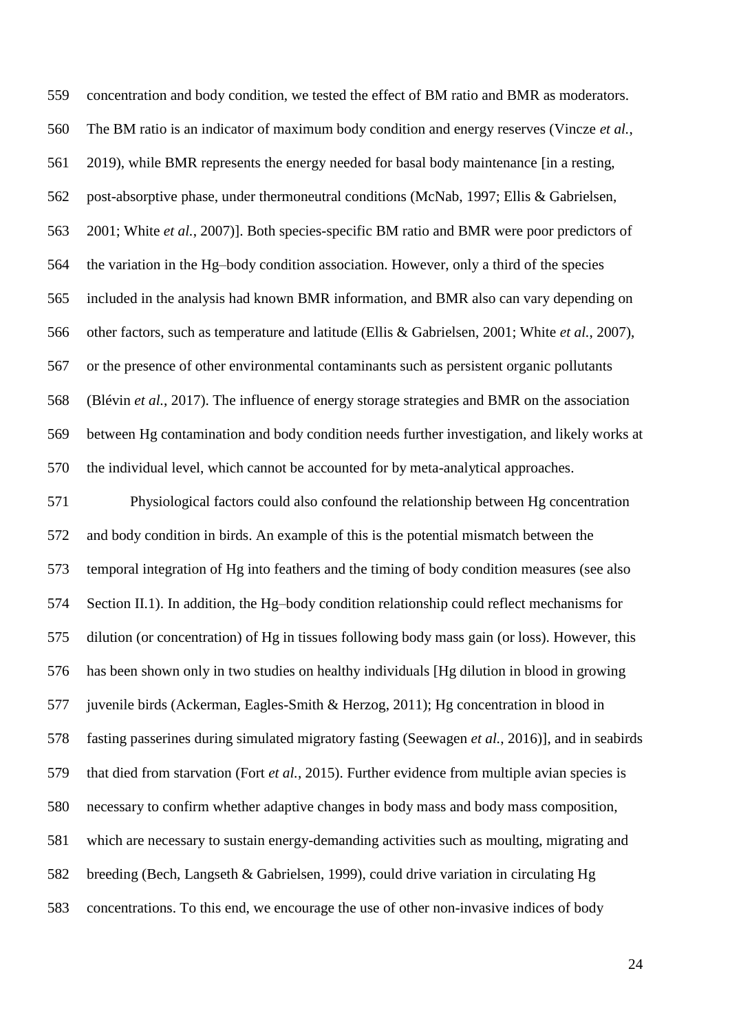concentration and body condition, we tested the effect of BM ratio and BMR as moderators. The BM ratio is an indicator of maximum body condition and energy reserves (Vincze *et al.*, 2019), while BMR represents the energy needed for basal body maintenance [in a resting, post-absorptive phase, under thermoneutral conditions (McNab, 1997; Ellis & Gabrielsen, 2001; White *et al.*, 2007)]. Both species-specific BM ratio and BMR were poor predictors of the variation in the Hg–body condition association. However, only a third of the species included in the analysis had known BMR information, and BMR also can vary depending on other factors, such as temperature and latitude (Ellis & Gabrielsen, 2001; White *et al.*, 2007), or the presence of other environmental contaminants such as persistent organic pollutants (Blévin *et al.*, 2017). The influence of energy storage strategies and BMR on the association between Hg contamination and body condition needs further investigation, and likely works at the individual level, which cannot be accounted for by meta-analytical approaches.

Physiological factors could also confound the relationship between Hg concentration and body condition in birds. An example of this is the potential mismatch between the temporal integration of Hg into feathers and the timing of body condition measures (see also Section II.1). In addition, the Hg–body condition relationship could reflect mechanisms for dilution (or concentration) of Hg in tissues following body mass gain (or loss). However, this has been shown only in two studies on healthy individuals [Hg dilution in blood in growing juvenile birds (Ackerman, Eagles-Smith & Herzog, 2011); Hg concentration in blood in fasting passerines during simulated migratory fasting (Seewagen *et al.*, 2016)], and in seabirds that died from starvation (Fort *et al.*, 2015). Further evidence from multiple avian species is necessary to confirm whether adaptive changes in body mass and body mass composition, which are necessary to sustain energy-demanding activities such as moulting, migrating and breeding (Bech, Langseth & Gabrielsen, 1999), could drive variation in circulating Hg concentrations. To this end, we encourage the use of other non-invasive indices of body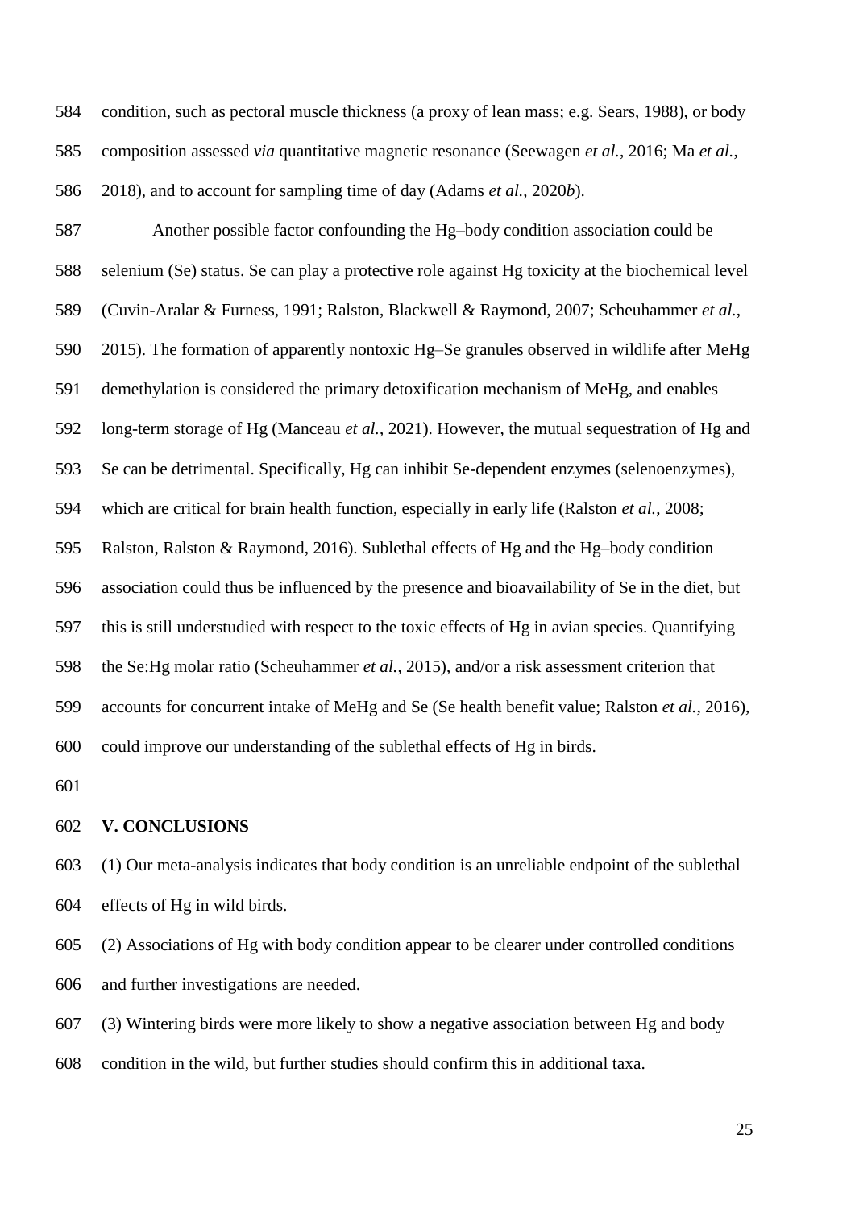condition, such as pectoral muscle thickness (a proxy of lean mass; e.g. Sears, 1988), or body composition assessed *via* quantitative magnetic resonance (Seewagen *et al.*, 2016; Ma *et al.*, 2018), and to account for sampling time of day (Adams *et al.*, 2020*b*).

Another possible factor confounding the Hg–body condition association could be selenium (Se) status. Se can play a protective role against Hg toxicity at the biochemical level (Cuvin-Aralar & Furness, 1991; Ralston, Blackwell & Raymond, 2007; Scheuhammer *et al.*, 2015). The formation of apparently nontoxic Hg–Se granules observed in wildlife after MeHg demethylation is considered the primary detoxification mechanism of MeHg, and enables long-term storage of Hg (Manceau *et al.*, 2021). However, the mutual sequestration of Hg and Se can be detrimental. Specifically, Hg can inhibit Se-dependent enzymes (selenoenzymes), which are critical for brain health function, especially in early life (Ralston *et al.*, 2008; Ralston, Ralston & Raymond, 2016). Sublethal effects of Hg and the Hg–body condition association could thus be influenced by the presence and bioavailability of Se in the diet, but this is still understudied with respect to the toxic effects of Hg in avian species. Quantifying the Se:Hg molar ratio (Scheuhammer *et al.*, 2015), and/or a risk assessment criterion that accounts for concurrent intake of MeHg and Se (Se health benefit value; Ralston *et al.*, 2016), could improve our understanding of the sublethal effects of Hg in birds.

## V. CONCLUSIONS

(1) Our meta-analysis indicates that body condition is an unreliable endpoint of the sublethal effects of Hg in wild birds.

(2) Associations of Hg with body condition appear to be clearer under controlled conditions and further investigations are needed.

(3) Wintering birds were more likely to show a negative association between Hg and body condition in the wild, but further studies should confirm this in additional taxa.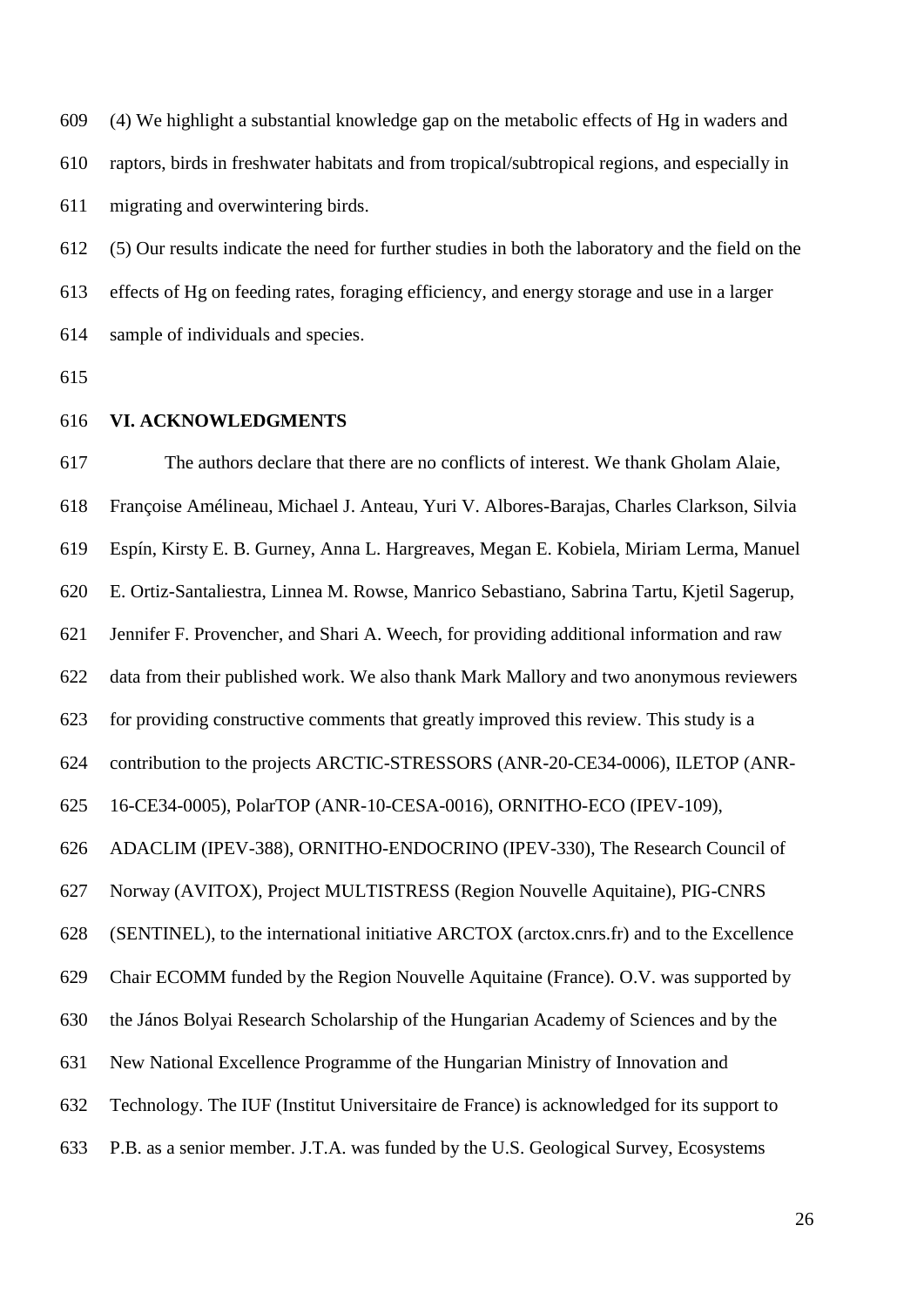(4) We highlight a substantial knowledge gap on the metabolic effects of Hg in waders and raptors, birds in freshwater habitats and from tropical/subtropical regions, and especially in migrating and overwintering birds.

(5) Our results indicate the need for further studies in both the laboratory and the field on the effects of Hg on feeding rates, foraging efficiency, and energy storage and use in a larger sample of individuals and species.

## VI. ACKNOWLEDGMENTS

The authors declare that there are no conflicts of interest. We thank Gholam Alaie, Françoise Amélineau, Michael J. Anteau, Yuri V. Albores-Barajas, Charles Clarkson, Silvia Espín, Kirsty E. B. Gurney, Anna L. Hargreaves, Megan E. Kobiela, Miriam Lerma, Manuel E. Ortiz-Santaliestra, Linnea M. Rowse, Manrico Sebastiano, Sabrina Tartu, Kjetil Sagerup, Jennifer F. Provencher, and Shari A. Weech, for providing additional information and raw data from their published work. We also thank Mark Mallory and two anonymous reviewers for providing constructive comments that greatly improved this review. This study is a contribution to the projects ARCTIC-STRESSORS (ANR-20-CE34-0006), ILETOP (ANR-16-CE34-0005), PolarTOP (ANR-10-CESA-0016), ORNITHO-ECO (IPEV-109), ADACLIM (IPEV-388), ORNITHO-ENDOCRINO (IPEV-330), The Research Council of Norway (AVITOX), Project MULTISTRESS (Region Nouvelle Aquitaine), PIG-CNRS (SENTINEL), to the international initiative ARCTOX (arctox.cnrs.fr) and to the Excellence Chair ECOMM funded by the Region Nouvelle Aquitaine (France). O.V. was supported by the János Bolyai Research Scholarship of the Hungarian Academy of Sciences and by the New National Excellence Programme of the Hungarian Ministry of Innovation and Technology. The IUF (Institut Universitaire de France) is acknowledged for its support to P.B. as a senior member. J.T.A. was funded by the U.S. Geological Survey, Ecosystems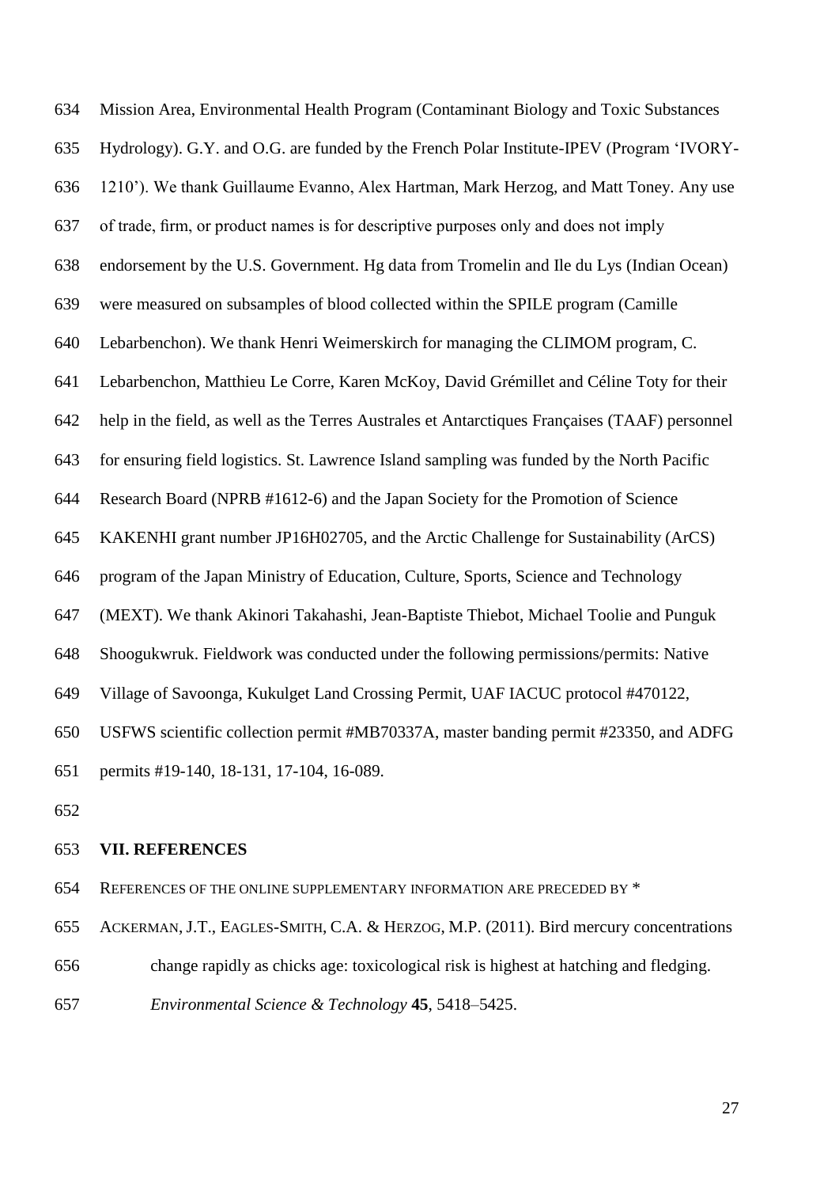Mission Area, Environmental Health Program (Contaminant Biology and Toxic Substances Hydrology). G.Y. and O.G. are funded by the French Polar Institute-IPEV (Program 'IVORY-1210'). We thank Guillaume Evanno, Alex Hartman, Mark Herzog, and Matt Toney. Any use of trade, firm, or product names is for descriptive purposes only and does not imply endorsement by the U.S. Government. Hg data from Tromelin and Ile du Lys (Indian Ocean) were measured on subsamples of blood collected within the SPILE program (Camille Lebarbenchon). We thank Henri Weimerskirch for managing the CLIMOM program, C. Lebarbenchon, Matthieu Le Corre, Karen McKoy, David Grémillet and Céline Toty for their help in the field, as well as the Terres Australes et Antarctiques Françaises (TAAF) personnel for ensuring field logistics. St. Lawrence Island sampling was funded by the North Pacific Research Board (NPRB #1612-6) and the Japan Society for the Promotion of Science KAKENHI grant number JP16H02705, and the Arctic Challenge for Sustainability (ArCS) program of the Japan Ministry of Education, Culture, Sports, Science and Technology (MEXT). We thank Akinori Takahashi, Jean-Baptiste Thiebot, Michael Toolie and Punguk Shoogukwruk. Fieldwork was conducted under the following permissions/permits: Native Village of Savoonga, Kukulget Land Crossing Permit, UAF IACUC protocol #470122, USFWS scientific collection permit #MB70337A, master banding permit #23350, and ADFG permits #19-140, 18-131, 17-104, 16-089.

## VII. REFERENCES

REFERENCES OF THE ONLINE SUPPLEMENTARY INFORMATION ARE PRECEDED BY *

ACKERMAN, J.T., EAGLES-SMITH, C.A. & HERZOG, M.P. (2011). Bird mercury concentrations change rapidly as chicks age: toxicological risk is highest at hatching and fledging. *Environmental Science & Technology* **45**, 5418–5425.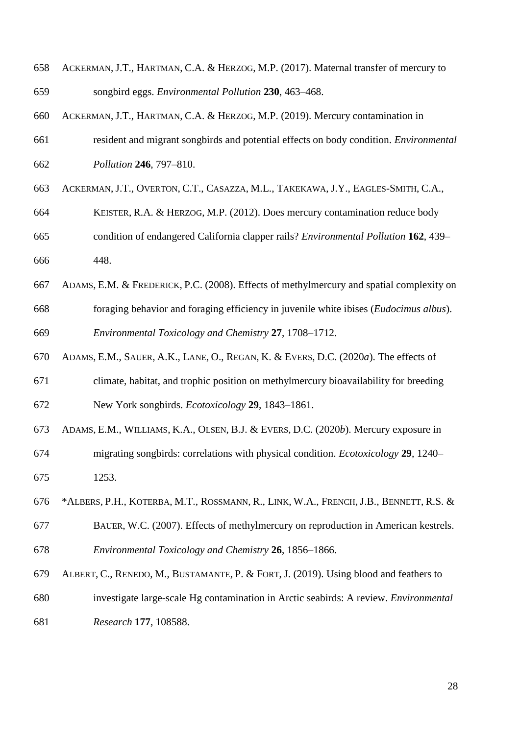ACKERMAN, J.T., HARTMAN, C.A. & HERZOG, M.P. (2017). Maternal transfer of mercury to songbird eggs. *Environmental Pollution* **230**, 463–468.

ACKERMAN, J.T., HARTMAN, C.A. & HERZOG, M.P. (2019). Mercury contamination in resident and migrant songbirds and potential effects on body condition. *Environmental Pollution* **246**, 797–810.

ACKERMAN, J.T., OVERTON, C.T., CASAZZA, M.L., TAKEKAWA, J.Y., EAGLES-SMITH, C.A., KEISTER, R.A. & HERZOG, M.P. (2012). Does mercury contamination reduce body condition of endangered California clapper rails? *Environmental Pollution* **162**, 439–448.

ADAMS, E.M. & FREDERICK, P.C. (2008). Effects of methylmercury and spatial complexity on foraging behavior and foraging efficiency in juvenile white ibises (*Eudocimus albus*). *Environmental Toxicology and Chemistry* **27**, 1708–1712.

ADAMS, E.M., SAUER, A.K., LANE, O., REGAN, K. & EVERS, D.C. (2020*a*). The effects of climate, habitat, and trophic position on methylmercury bioavailability for breeding New York songbirds. *Ecotoxicology* **29**, 1843–1861.

ADAMS, E.M., WILLIAMS, K.A., OLSEN, B.J. & EVERS, D.C. (2020*b*). Mercury exposure in migrating songbirds: correlations with physical condition. *Ecotoxicology* **29**, 1240–1253.

*ALBERS, P.H., KOTERBA, M.T., ROSSMANN, R., LINK, W.A., FRENCH, J.B., BENNETT, R.S. & BAUER, W.C. (2007). Effects of methylmercury on reproduction in American kestrels. *Environmental Toxicology and Chemistry* **26**, 1856–1866.

ALBERT, C., RENEDO, M., BUSTAMANTE, P. & FORT, J. (2019). Using blood and feathers to investigate large-scale Hg contamination in Arctic seabirds: A review. *Environmental Research* **177**, 108588.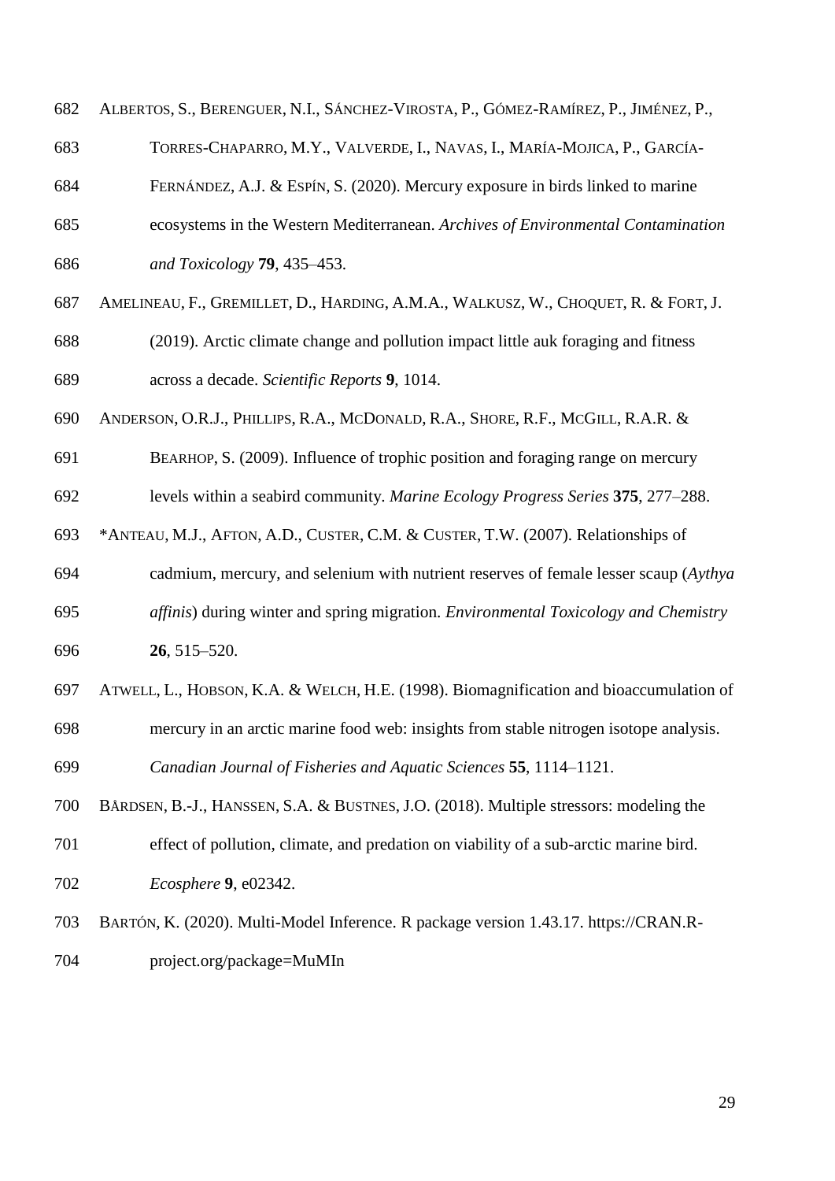ALBERTOS, S., BERENGUER, N.I., SÁNCHEZ-VIROSTA, P., GÓMEZ-RAMÍREZ, P., JIMÉNEZ, P., TORRES-CHAPARRO, M.Y., VALVERDE, I., NAVAS, I., MARÍA-MOJICA, P., GARCÍA-FERNÁNDEZ, A.J. & ESPÍN, S. (2020). Mercury exposure in birds linked to marine ecosystems in the Western Mediterranean. *Archives of Environmental Contamination and Toxicology* **79**, 435–453.

AMELINEAU, F., GREMILLET, D., HARDING, A.M.A., WALKUSZ, W., CHOQUET, R. & FORT, J. (2019). Arctic climate change and pollution impact little auk foraging and fitness across a decade. *Scientific Reports* **9**, 1014.

ANDERSON, O.R.J., PHILLIPS, R.A., MCDONALD, R.A., SHORE, R.F., MCGILL, R.A.R. & BEARHOP, S. (2009). Influence of trophic position and foraging range on mercury levels within a seabird community. *Marine Ecology Progress Series* **375**, 277–288.

*ANTEAU, M.J., AFTON, A.D., CUSTER, C.M. & CUSTER, T.W. (2007). Relationships of cadmium, mercury, and selenium with nutrient reserves of female lesser scaup (*Aythya affinis*) during winter and spring migration. *Environmental Toxicology and Chemistry* **26**, 515–520.

ATWELL, L., HOBSON, K.A. & WELCH, H.E. (1998). Biomagnification and bioaccumulation of mercury in an arctic marine food web: insights from stable nitrogen isotope analysis. *Canadian Journal of Fisheries and Aquatic Sciences* **55**, 1114–1121.

BÅRDSEN, B.-J., HANSSEN, S.A. & BUSTNES, J.O. (2018). Multiple stressors: modeling the effect of pollution, climate, and predation on viability of a sub-arctic marine bird. *Ecosphere* **9**, e02342.

BARTÓN, K. (2020). Multi-Model Inference. R package version 1.43.17. https://CRAN.R-project.org/package=MuMIn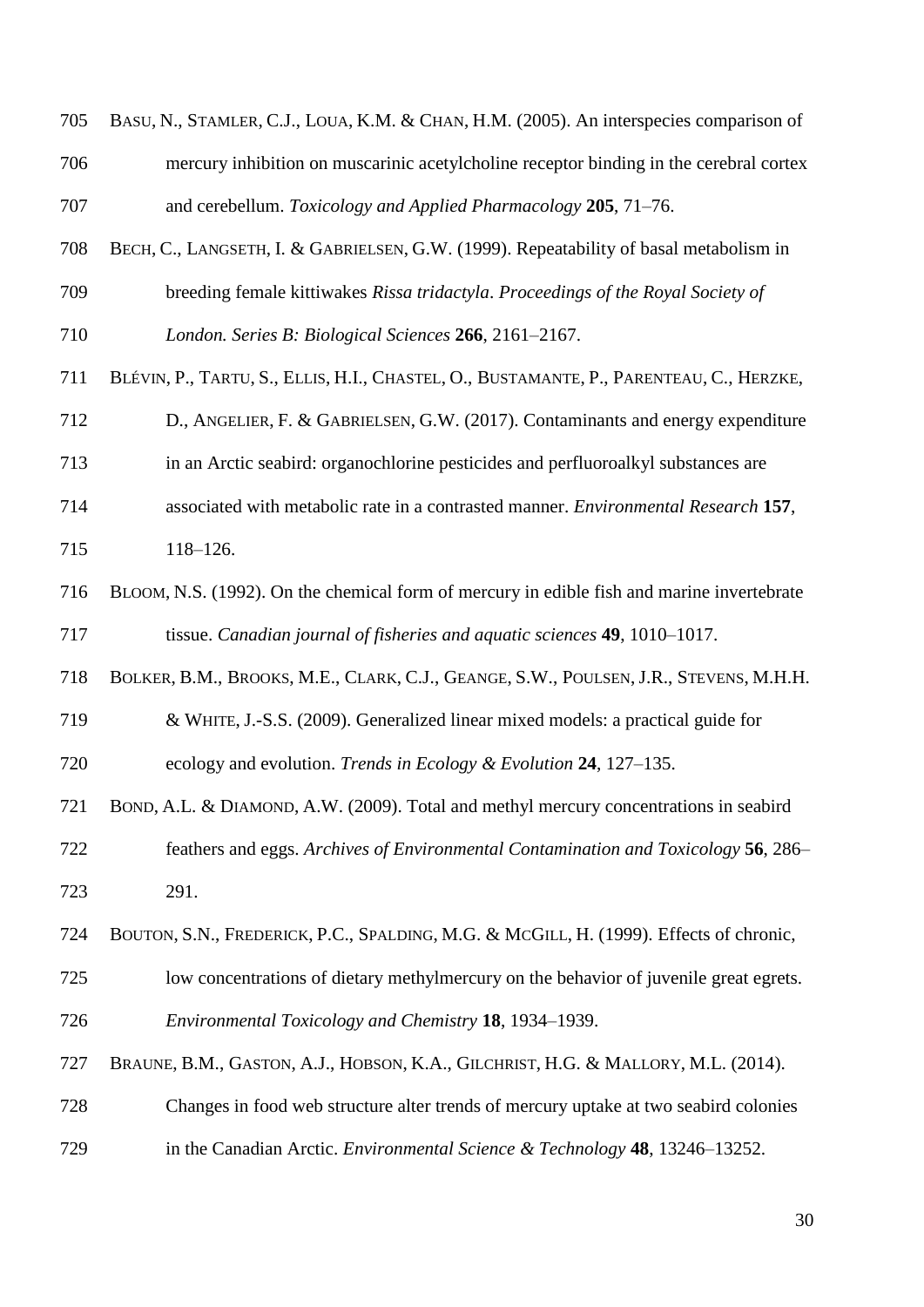BASU, N., STAMLER, C.J., LOUA, K.M. & CHAN, H.M. (2005). An interspecies comparison of mercury inhibition on muscarinic acetylcholine receptor binding in the cerebral cortex and cerebellum. *Toxicology and Applied Pharmacology* **205**, 71–76.

BECH, C., LANGSETH, I. & GABRIELSEN, G.W. (1999). Repeatability of basal metabolism in breeding female kittiwakes *Rissa tridactyla*. *Proceedings of the Royal Society of London. Series B: Biological Sciences* **266**, 2161–2167.

BLÉVIN, P., TARTU, S., ELLIS, H.I., CHASTEL, O., BUSTAMANTE, P., PARENTEAU, C., HERZKE, D., ANGELIER, F. & GABRIELSEN, G.W. (2017). Contaminants and energy expenditure in an Arctic seabird: organochlorine pesticides and perfluoroalkyl substances are associated with metabolic rate in a contrasted manner. *Environmental Research* **157**, 118–126.

BLOOM, N.S. (1992). On the chemical form of mercury in edible fish and marine invertebrate tissue. *Canadian journal of fisheries and aquatic sciences* **49**, 1010–1017.

BOLKER, B.M., BROOKS, M.E., CLARK, C.J., GEANGE, S.W., POULSEN, J.R., STEVENS, M.H.H. & WHITE, J.-S.S. (2009). Generalized linear mixed models: a practical guide for ecology and evolution. *Trends in Ecology & Evolution* **24**, 127–135.

BOND, A.L. & DIAMOND, A.W. (2009). Total and methyl mercury concentrations in seabird feathers and eggs. *Archives of Environmental Contamination and Toxicology* **56**, 286–291.

BOUTON, S.N., FREDERICK, P.C., SPALDING, M.G. & MCGILL, H. (1999). Effects of chronic, low concentrations of dietary methylmercury on the behavior of juvenile great egrets. *Environmental Toxicology and Chemistry* **18**, 1934–1939.

BRAUNE, B.M., GASTON, A.J., HOBSON, K.A., GILCHRIST, H.G. & MALLORY, M.L. (2014). Changes in food web structure alter trends of mercury uptake at two seabird colonies in the Canadian Arctic. *Environmental Science & Technology* **48**, 13246–13252.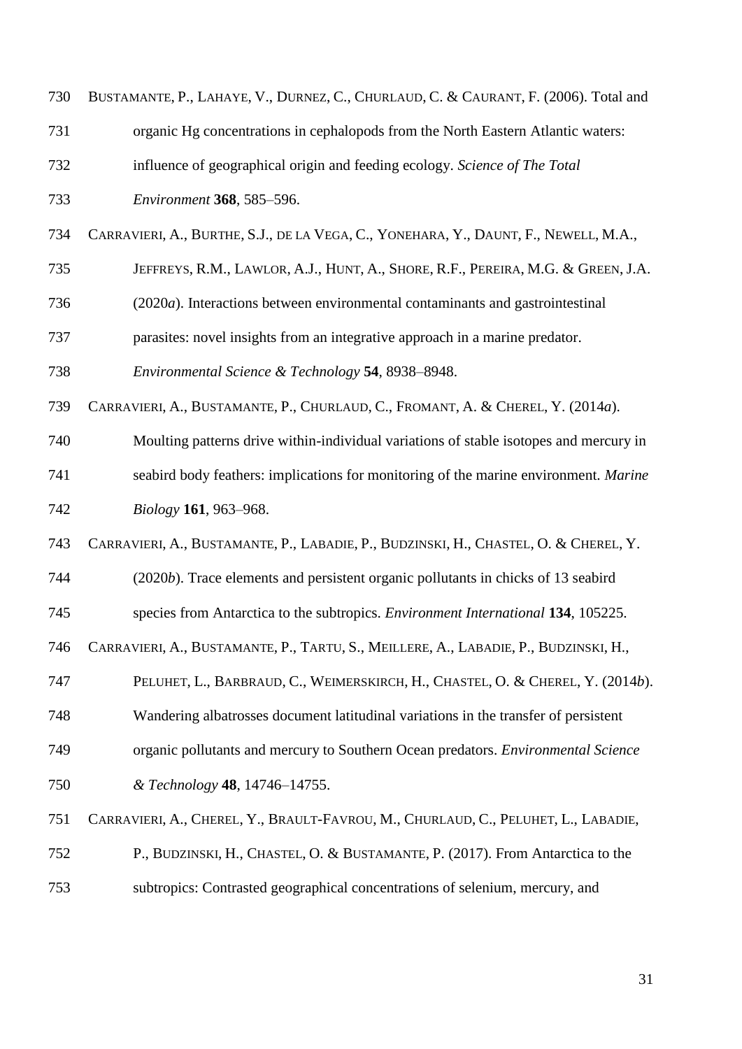730 BUSTAMANTE, P., LAHAYE, V., DURNEZ, C., CHURLAUD, C. & CAURANT, F. (2006). Total and
731 organic Hg concentrations in cephalopods from the North Eastern Atlantic waters:
732 influence of geographical origin and feeding ecology. *Science of The Total*
733 *Environment* **368**, 585–596.

734 CARRAVIERI, A., BURTHE, S.J., DE LA VEGA, C., YONEHARA, Y., DAUNT, F., NEWELL, M.A.,
735 JEFFREYS, R.M., LAWLOR, A.J., HUNT, A., SHORE, R.F., PEREIRA, M.G. & GREEN, J.A.
736 (2020*a*). Interactions between environmental contaminants and gastrointestinal
737 parasites: novel insights from an integrative approach in a marine predator.
738 *Environmental Science & Technology* **54**, 8938–8948.

739 CARRAVIERI, A., BUSTAMANTE, P., CHURLAUD, C., FROMANT, A. & CHEREL, Y. (2014*a*).
740 Moulting patterns drive within-individual variations of stable isotopes and mercury in
741 seabird body feathers: implications for monitoring of the marine environment. *Marine*
742 *Biology* **161**, 963–968.

743 CARRAVIERI, A., BUSTAMANTE, P., LABADIE, P., BUDZINSKI, H., CHASTEL, O. & CHEREL, Y.
744 (2020*b*). Trace elements and persistent organic pollutants in chicks of 13 seabird
745 species from Antarctica to the subtropics. *Environment International* **134**, 105225.

746 CARRAVIERI, A., BUSTAMANTE, P., TARTU, S., MEILLERE, A., LABADIE, P., BUDZINSKI, H.,
747 PELUHET, L., BARBRAUD, C., WEIMERSKIRCH, H., CHASTEL, O. & CHEREL, Y. (2014*b*).
748 Wandering albatrosses document latitudinal variations in the transfer of persistent
749 organic pollutants and mercury to Southern Ocean predators. *Environmental Science*
750 *& Technology* **48**, 14746–14755.

751 CARRAVIERI, A., CHEREL, Y., BRAULT-FAVROU, M., CHURLAUD, C., PELUHET, L., LABADIE,
752 P., BUDZINSKI, H., CHASTEL, O. & BUSTAMANTE, P. (2017). From Antarctica to the
753 subtropics: Contrasted geographical concentrations of selenium, mercury, and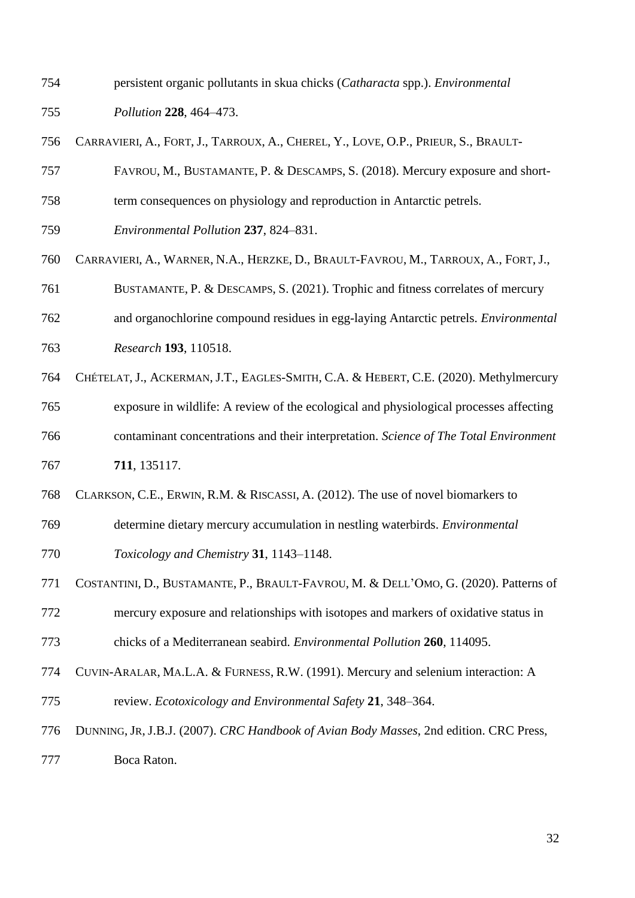persistent organic pollutants in skua chicks (*Catharacta* spp.). *Environmental Pollution* **228**, 464–473.

CARRAVIERI, A., FORT, J., TARROUX, A., CHEREL, Y., LOVE, O.P., PRIEUR, S., BRAULT-FAVROU, M., BUSTAMANTE, P. & DESCAMPS, S. (2018). Mercury exposure and short-term consequences on physiology and reproduction in Antarctic petrels. *Environmental Pollution* **237**, 824–831.

CARRAVIERI, A., WARNER, N.A., HERZKE, D., BRAULT-FAVROU, M., TARROUX, A., FORT, J., BUSTAMANTE, P. & DESCAMPS, S. (2021). Trophic and fitness correlates of mercury and organochlorine compound residues in egg-laying Antarctic petrels. *Environmental Research* **193**, 110518.

CHÉTELAT, J., ACKERMAN, J.T., EAGLES-SMITH, C.A. & HEBERT, C.E. (2020). Methylmercury exposure in wildlife: A review of the ecological and physiological processes affecting contaminant concentrations and their interpretation. *Science of The Total Environment* **711**, 135117.

CLARKSON, C.E., ERWIN, R.M. & RISCASSI, A. (2012). The use of novel biomarkers to determine dietary mercury accumulation in nestling waterbirds. *Environmental Toxicology and Chemistry* **31**, 1143–1148.

COSTANTINI, D., BUSTAMANTE, P., BRAULT-FAVROU, M. & DELL'OMO, G. (2020). Patterns of mercury exposure and relationships with isotopes and markers of oxidative status in chicks of a Mediterranean seabird. *Environmental Pollution* **260**, 114095.

CUVIN-ARALAR, MA.L.A. & FURNESS, R.W. (1991). Mercury and selenium interaction: A review. *Ecotoxicology and Environmental Safety* **21**, 348–364.

DUNNING, JR, J.B.J. (2007). *CRC Handbook of Avian Body Masses*, 2nd edition. CRC Press, Boca Raton.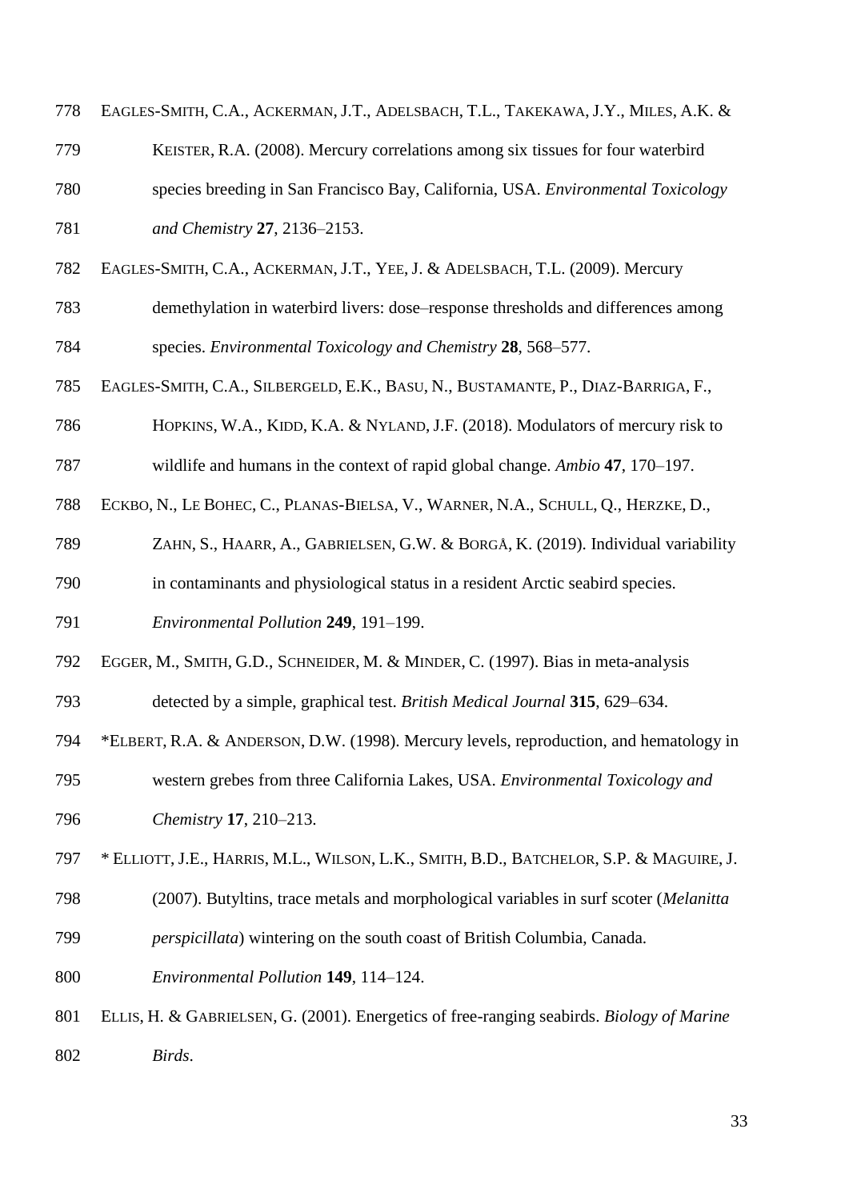EAGLES-SMITH, C.A., ACKERMAN, J.T., ADELSBACH, T.L., TAKEKAWA, J.Y., MILES, A.K. & KEISTER, R.A. (2008). Mercury correlations among six tissues for four waterbird species breeding in San Francisco Bay, California, USA. *Environmental Toxicology and Chemistry* **27**, 2136–2153.

EAGLES-SMITH, C.A., ACKERMAN, J.T., YEE, J. & ADELSBACH, T.L. (2009). Mercury demethylation in waterbird livers: dose–response thresholds and differences among species. *Environmental Toxicology and Chemistry* **28**, 568–577.

EAGLES-SMITH, C.A., SILBERGELD, E.K., BASU, N., BUSTAMANTE, P., DIAZ-BARRIGA, F., HOPKINS, W.A., KIDD, K.A. & NYLAND, J.F. (2018). Modulators of mercury risk to wildlife and humans in the context of rapid global change. *Ambio* **47**, 170–197.

ECKBO, N., LE BOHEC, C., PLANAS-BIELSA, V., WARNER, N.A., SCHULL, Q., HERZKE, D., ZAHN, S., HAARR, A., GABRIELSEN, G.W. & BORGÅ, K. (2019). Individual variability in contaminants and physiological status in a resident Arctic seabird species. *Environmental Pollution* **249**, 191–199.

EGGER, M., SMITH, G.D., SCHNEIDER, M. & MINDER, C. (1997). Bias in meta-analysis detected by a simple, graphical test. *British Medical Journal* **315**, 629–634.

*ELBERT, R.A. & ANDERSON, D.W. (1998). Mercury levels, reproduction, and hematology in western grebes from three California Lakes, USA. *Environmental Toxicology and Chemistry* **17**, 210–213.

* ELLIOTT, J.E., HARRIS, M.L., WILSON, L.K., SMITH, B.D., BATCHELOR, S.P. & MAGUIRE, J. (2007). Butyltins, trace metals and morphological variables in surf scoter (*Melanitta perspicillata*) wintering on the south coast of British Columbia, Canada. *Environmental Pollution* **149**, 114–124.

ELLIS, H. & GABRIELSEN, G. (2001). Energetics of free-ranging seabirds. *Biology of Marine Birds*.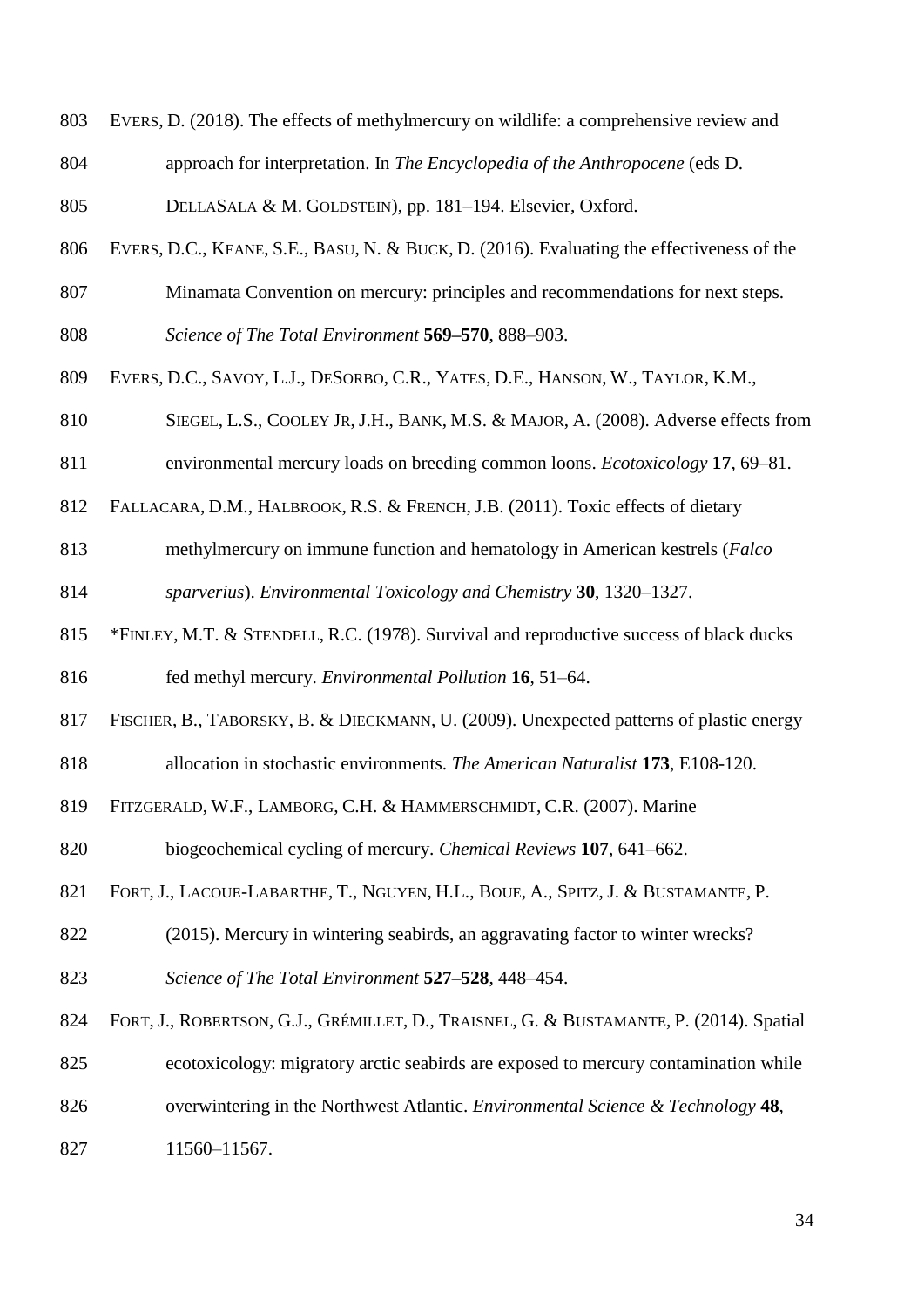EVERS, D. (2018). The effects of methylmercury on wildlife: a comprehensive review and approach for interpretation. In *The Encyclopedia of the Anthropocene* (eds D. DELLASALA & M. GOLDSTEIN), pp. 181–194. Elsevier, Oxford.

EVERS, D.C., KEANE, S.E., BASU, N. & BUCK, D. (2016). Evaluating the effectiveness of the Minamata Convention on mercury: principles and recommendations for next steps. *Science of The Total Environment* **569–570**, 888–903.

EVERS, D.C., SAVOY, L.J., DESORBO, C.R., YATES, D.E., HANSON, W., TAYLOR, K.M., SIEGEL, L.S., COOLEY JR, J.H., BANK, M.S. & MAJOR, A. (2008). Adverse effects from environmental mercury loads on breeding common loons. *Ecotoxicology* **17**, 69–81.

FALLACARA, D.M., HALBROOK, R.S. & FRENCH, J.B. (2011). Toxic effects of dietary methylmercury on immune function and hematology in American kestrels (*Falco sparverius*). *Environmental Toxicology and Chemistry* **30**, 1320–1327.

*FINLEY, M.T. & STENDELL, R.C. (1978). Survival and reproductive success of black ducks fed methyl mercury. *Environmental Pollution* **16**, 51–64.

FISCHER, B., TABORSKY, B. & DIECKMANN, U. (2009). Unexpected patterns of plastic energy allocation in stochastic environments. *The American Naturalist* **173**, E108-120.

FITZGERALD, W.F., LAMBORG, C.H. & HAMMERSCHMIDT, C.R. (2007). Marine biogeochemical cycling of mercury. *Chemical Reviews* **107**, 641–662.

FORT, J., LACOUE-LABARTHE, T., NGUYEN, H.L., BOUE, A., SPITZ, J. & BUSTAMANTE, P. (2015). Mercury in wintering seabirds, an aggravating factor to winter wrecks? *Science of The Total Environment* **527–528**, 448–454.

FORT, J., ROBERTSON, G.J., GRÉMILLET, D., TRAISNEL, G. & BUSTAMANTE, P. (2014). Spatial ecotoxicology: migratory arctic seabirds are exposed to mercury contamination while overwintering in the Northwest Atlantic. *Environmental Science & Technology* **48**, 11560–11567.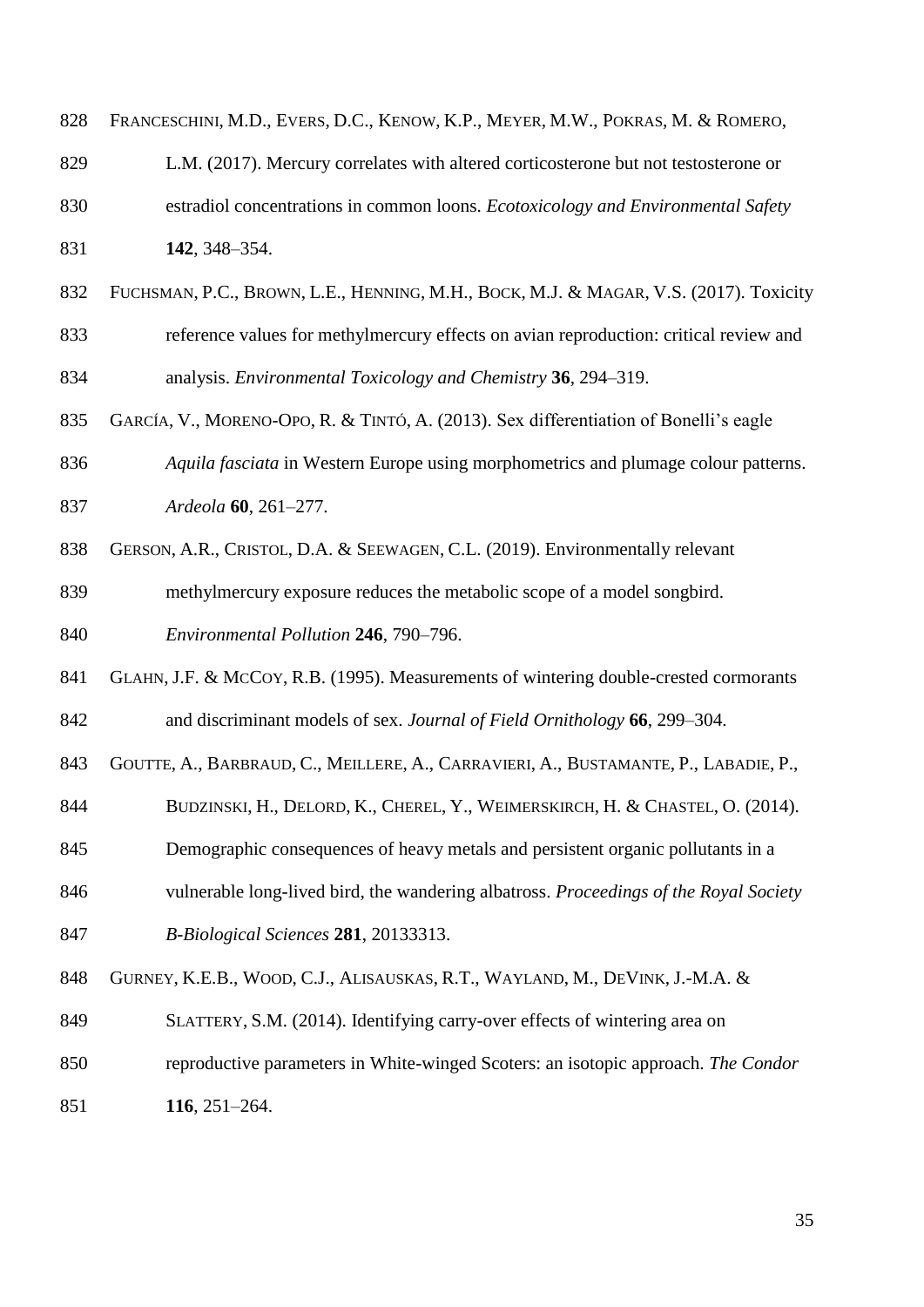FRANCESCHINI, M.D., EVERS, D.C., KENOW, K.P., MEYER, M.W., POKRAS, M. & ROMERO, L.M. (2017). Mercury correlates with altered corticosterone but not testosterone or estradiol concentrations in common loons. *Ecotoxicology and Environmental Safety* **142**, 348–354.

FUCHSMAN, P.C., BROWN, L.E., HENNING, M.H., BOCK, M.J. & MAGAR, V.S. (2017). Toxicity reference values for methylmercury effects on avian reproduction: critical review and analysis. *Environmental Toxicology and Chemistry* **36**, 294–319.

GARCÍA, V., MORENO-OPO, R. & TINTÓ, A. (2013). Sex differentiation of Bonelli's eagle *Aquila fasciata* in Western Europe using morphometrics and plumage colour patterns. *Ardeola* **60**, 261–277.

GERSON, A.R., CRISTOL, D.A. & SEEWAGEN, C.L. (2019). Environmentally relevant methylmercury exposure reduces the metabolic scope of a model songbird. *Environmental Pollution* **246**, 790–796.

GLAHN, J.F. & MCCOY, R.B. (1995). Measurements of wintering double-crested cormorants and discriminant models of sex. *Journal of Field Ornithology* **66**, 299–304.

GOUTTE, A., BARBRAUD, C., MEILLERE, A., CARRAVIERI, A., BUSTAMANTE, P., LABADIE, P., BUDZINSKI, H., DELORD, K., CHEREL, Y., WEIMERSKIRCH, H. & CHASTEL, O. (2014). Demographic consequences of heavy metals and persistent organic pollutants in a vulnerable long-lived bird, the wandering albatross. *Proceedings of the Royal Society B-Biological Sciences* **281**, 20133313.

GURNEY, K.E.B., WOOD, C.J., ALISAUSKAS, R.T., WAYLAND, M., DEVINK, J.-M.A. & SLATTERY, S.M. (2014). Identifying carry-over effects of wintering area on reproductive parameters in White-winged Scoters: an isotopic approach. *The Condor* **116**, 251–264.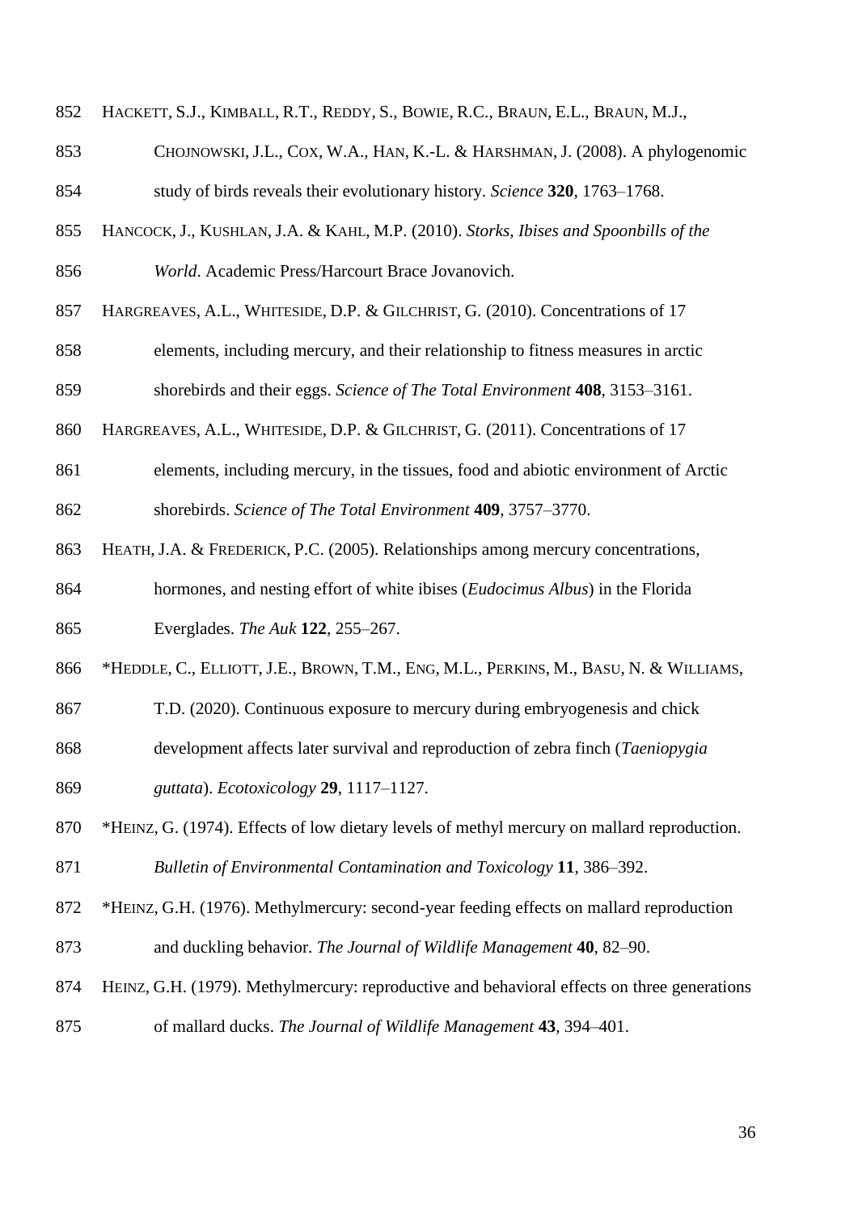HACKETT, S.J., KIMBALL, R.T., REDDY, S., BOWIE, R.C., BRAUN, E.L., BRAUN, M.J., CHOJNOWSKI, J.L., COX, W.A., HAN, K.-L. & HARSHMAN, J. (2008). A phylogenomic study of birds reveals their evolutionary history. *Science* **320**, 1763–1768.

HANCOCK, J., KUSHLAN, J.A. & KAHL, M.P. (2010). *Storks, Ibises and Spoonbills of the World*. Academic Press/Harcourt Brace Jovanovich.

HARGREAVES, A.L., WHITESIDE, D.P. & GILCHRIST, G. (2010). Concentrations of 17 elements, including mercury, and their relationship to fitness measures in arctic shorebirds and their eggs. *Science of The Total Environment* **408**, 3153–3161.

HARGREAVES, A.L., WHITESIDE, D.P. & GILCHRIST, G. (2011). Concentrations of 17 elements, including mercury, in the tissues, food and abiotic environment of Arctic shorebirds. *Science of The Total Environment* **409**, 3757–3770.

HEATH, J.A. & FREDERICK, P.C. (2005). Relationships among mercury concentrations, hormones, and nesting effort of white ibises (*Eudocimus Albus*) in the Florida Everglades. *The Auk* **122**, 255–267.

*HEDDLE, C., ELLIOTT, J.E., BROWN, T.M., ENG, M.L., PERKINS, M., BASU, N. & WILLIAMS, T.D. (2020). Continuous exposure to mercury during embryogenesis and chick development affects later survival and reproduction of zebra finch (*Taeniopygia guttata*). *Ecotoxicology* **29**, 1117–1127.

*HEINZ, G. (1974). Effects of low dietary levels of methyl mercury on mallard reproduction. *Bulletin of Environmental Contamination and Toxicology* **11**, 386–392.

*HEINZ, G.H. (1976). Methylmercury: second-year feeding effects on mallard reproduction and duckling behavior. *The Journal of Wildlife Management* **40**, 82–90.

HEINZ, G.H. (1979). Methylmercury: reproductive and behavioral effects on three generations of mallard ducks. *The Journal of Wildlife Management* **43**, 394–401.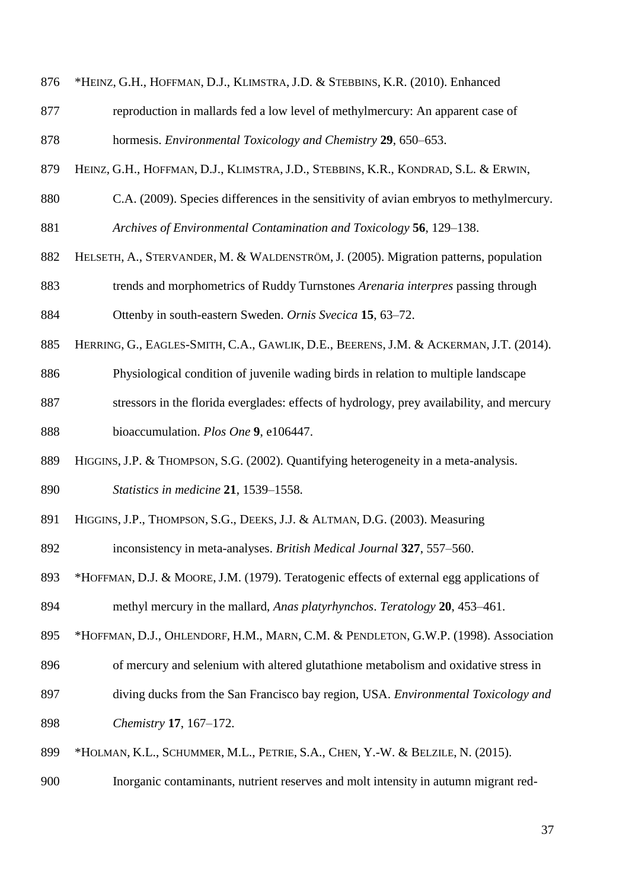*HEINZ, G.H., HOFFMAN, D.J., KLIMSTRA, J.D. & STEBBINS, K.R. (2010). Enhanced reproduction in mallards fed a low level of methylmercury: An apparent case of hormesis. *Environmental Toxicology and Chemistry* **29**, 650–653.

HEINZ, G.H., HOFFMAN, D.J., KLIMSTRA, J.D., STEBBINS, K.R., KONDRAD, S.L. & ERWIN, C.A. (2009). Species differences in the sensitivity of avian embryos to methylmercury. *Archives of Environmental Contamination and Toxicology* **56**, 129–138.

HELSETH, A., STERVANDER, M. & WALDENSTRÖM, J. (2005). Migration patterns, population trends and morphometrics of Ruddy Turnstones *Arenaria interpres* passing through Ottenby in south-eastern Sweden. *Ornis Svecica* **15**, 63–72.

HERRING, G., EAGLES-SMITH, C.A., GAWLIK, D.E., BEERENS, J.M. & ACKERMAN, J.T. (2014). Physiological condition of juvenile wading birds in relation to multiple landscape stressors in the florida everglades: effects of hydrology, prey availability, and mercury bioaccumulation. *Plos One* **9**, e106447.

HIGGINS, J.P. & THOMPSON, S.G. (2002). Quantifying heterogeneity in a meta-analysis. *Statistics in medicine* **21**, 1539–1558.

HIGGINS, J.P., THOMPSON, S.G., DEEKS, J.J. & ALTMAN, D.G. (2003). Measuring inconsistency in meta-analyses. *British Medical Journal* **327**, 557–560.

*HOFFMAN, D.J. & MOORE, J.M. (1979). Teratogenic effects of external egg applications of methyl mercury in the mallard, *Anas platyrhynchos*. *Teratology* **20**, 453–461.

*HOFFMAN, D.J., OHLENDORF, H.M., MARN, C.M. & PENDLETON, G.W.P. (1998). Association of mercury and selenium with altered glutathione metabolism and oxidative stress in diving ducks from the San Francisco bay region, USA. *Environmental Toxicology and Chemistry* **17**, 167–172.

*HOLMAN, K.L., SCHUMMER, M.L., PETRIE, S.A., CHEN, Y.-W. & BELZILE, N. (2015). Inorganic contaminants, nutrient reserves and molt intensity in autumn migrant red-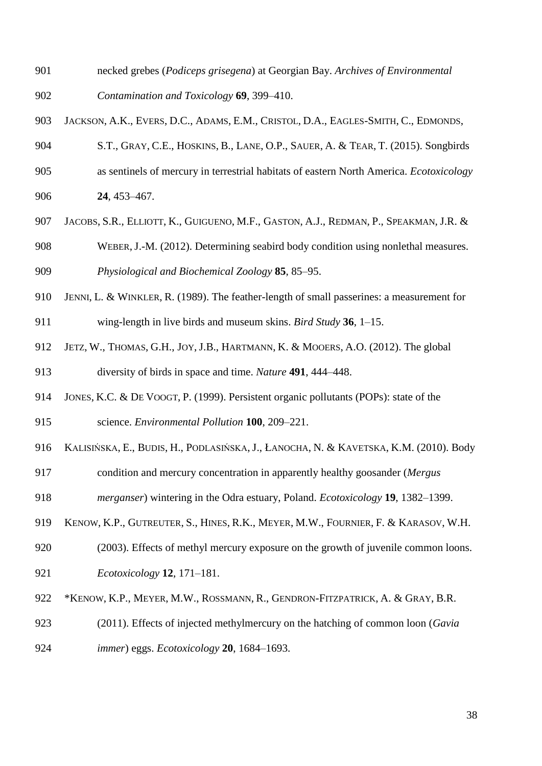901 necked grebes (*Podiceps grisegena*) at Georgian Bay. *Archives of Environmental*
902 *Contamination and Toxicology* **69**, 399–410.

903 JACKSON, A.K., EVERS, D.C., ADAMS, E.M., CRISTOL, D.A., EAGLES-SMITH, C., EDMONDS,
904 S.T., GRAY, C.E., HOSKINS, B., LANE, O.P., SAUER, A. & TEAR, T. (2015). Songbirds
905 as sentinels of mercury in terrestrial habitats of eastern North America. *Ecotoxicology*
906 **24**, 453–467.

907 JACOBS, S.R., ELLIOTT, K., GUIGUENO, M.F., GASTON, A.J., REDMAN, P., SPEAKMAN, J.R. &
908 WEBER, J.-M. (2012). Determining seabird body condition using nonlethal measures.
909 *Physiological and Biochemical Zoology* **85**, 85–95.

910 JENNI, L. & WINKLER, R. (1989). The feather-length of small passerines: a measurement for
911 wing-length in live birds and museum skins. *Bird Study* **36**, 1–15.

912 JETZ, W., THOMAS, G.H., JOY, J.B., HARTMANN, K. & MOOERS, A.O. (2012). The global
913 diversity of birds in space and time. *Nature* **491**, 444–448.

914 JONES, K.C. & DE VOOGT, P. (1999). Persistent organic pollutants (POPs): state of the
915 science. *Environmental Pollution* **100**, 209–221.

916 KALISIŃSKA, E., BUDIS, H., PODLASIŃSKA, J., ŁANOCHA, N. & KAVETSKA, K.M. (2010). Body
917 condition and mercury concentration in apparently healthy goosander (*Mergus*
918 *merganser*) wintering in the Odra estuary, Poland. *Ecotoxicology* **19**, 1382–1399.

919 KENOW, K.P., GUTREUTER, S., HINES, R.K., MEYER, M.W., FOURNIER, F. & KARASOV, W.H.
920 (2003). Effects of methyl mercury exposure on the growth of juvenile common loons.
921 *Ecotoxicology* **12**, 171–181.

922 *KENOW, K.P., MEYER, M.W., ROSSMANN, R., GENDRON-FITZPATRICK, A. & GRAY, B.R.
923 (2011). Effects of injected methylmercury on the hatching of common loon (*Gavia*
924 *immer*) eggs. *Ecotoxicology* **20**, 1684–1693.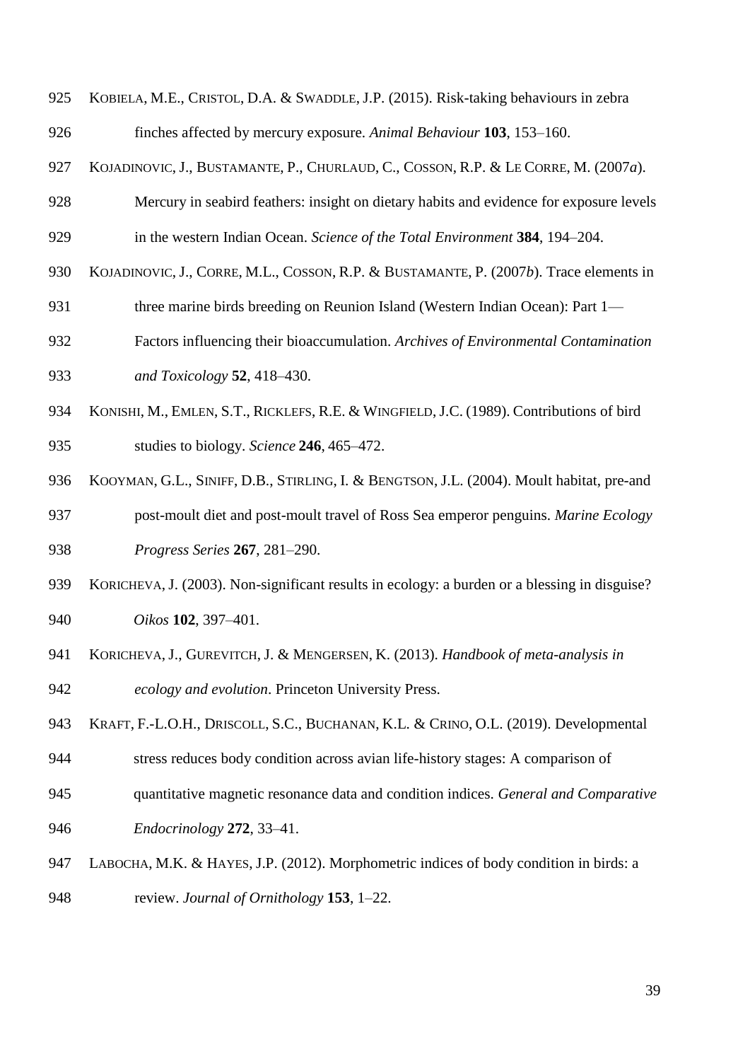925 KOBIELA, M.E., CRISTOL, D.A. & SWADDLE, J.P. (2015). Risk-taking behaviours in zebra
926 finches affected by mercury exposure. *Animal Behaviour* **103**, 153–160.

927 KOJADINOVIC, J., BUSTAMANTE, P., CHURLAUD, C., COSSON, R.P. & LE CORRE, M. (2007*a*).
928 Mercury in seabird feathers: insight on dietary habits and evidence for exposure levels
929 in the western Indian Ocean. *Science of the Total Environment* **384**, 194–204.

930 KOJADINOVIC, J., CORRE, M.L., COSSON, R.P. & BUSTAMANTE, P. (2007*b*). Trace elements in
931 three marine birds breeding on Reunion Island (Western Indian Ocean): Part 1—
932 Factors influencing their bioaccumulation. *Archives of Environmental Contamination*
933 *and Toxicology* **52**, 418–430.

934 KONISHI, M., EMLEN, S.T., RICKLEFS, R.E. & WINGFIELD, J.C. (1989). Contributions of bird
935 studies to biology. *Science* **246**, 465–472.

936 KOOYMAN, G.L., SINIFF, D.B., STIRLING, I. & BENGTSON, J.L. (2004). Moult habitat, pre-and
937 post-moult diet and post-moult travel of Ross Sea emperor penguins. *Marine Ecology*
938 *Progress Series* **267**, 281–290.

939 KORICHEVA, J. (2003). Non-significant results in ecology: a burden or a blessing in disguise?
940 *Oikos* **102**, 397–401.

941 KORICHEVA, J., GUREVITCH, J. & MENGERSEN, K. (2013). *Handbook of meta-analysis in*
942 *ecology and evolution*. Princeton University Press.

943 KRAFT, F.-L.O.H., DRISCOLL, S.C., BUCHANAN, K.L. & CRINO, O.L. (2019). Developmental
944 stress reduces body condition across avian life-history stages: A comparison of
945 quantitative magnetic resonance data and condition indices. *General and Comparative*
946 *Endocrinology* **272**, 33–41.

947 LABOCHA, M.K. & HAYES, J.P. (2012). Morphometric indices of body condition in birds: a
948 review. *Journal of Ornithology* **153**, 1–22.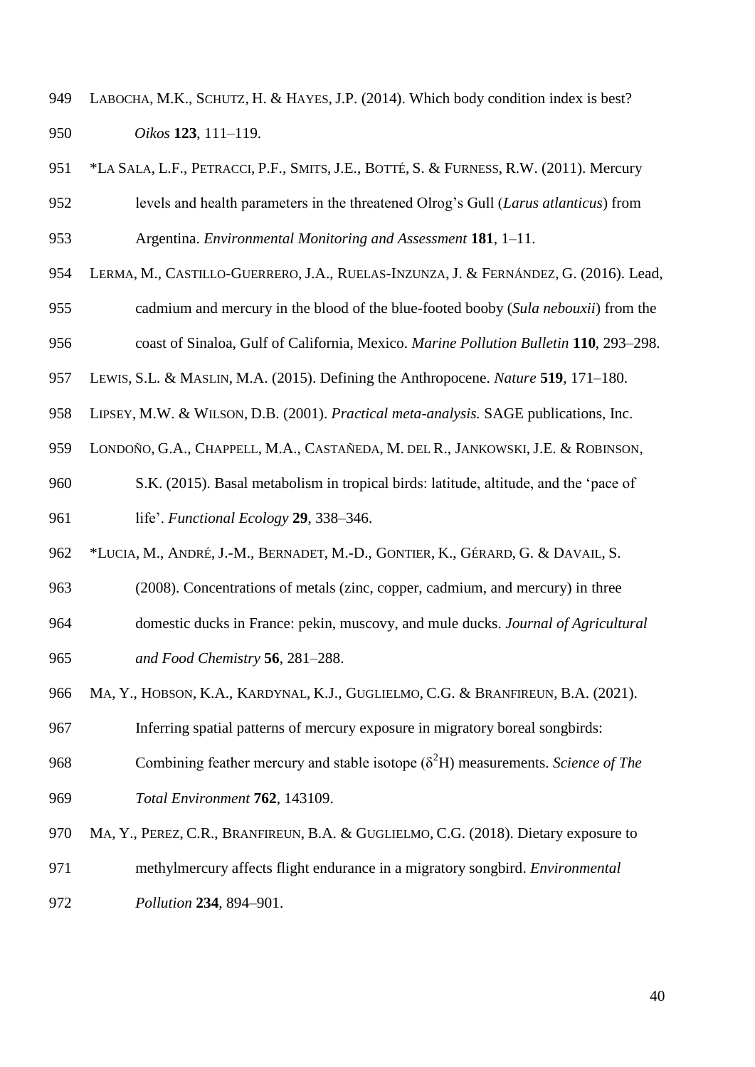949 LABOCHA, M.K., SCHUTZ, H. & HAYES, J.P. (2014). Which body condition index is best? 950 *Oikos* **123**, 111–119.

951 *LA SALA, L.F., PETRACCI, P.F., SMITS, J.E., BOTTÉ, S. & FURNESS, R.W. (2011). Mercury 952 levels and health parameters in the threatened Olrog's Gull (*Larus atlanticus*) from 953 Argentina. *Environmental Monitoring and Assessment* **181**, 1–11.

954 LERMA, M., CASTILLO-GUERRERO, J.A., RUELAS-INZUNZA, J. & FERNÁNDEZ, G. (2016). Lead, 955 cadmium and mercury in the blood of the blue-footed booby (*Sula nebouxii*) from the 956 coast of Sinaloa, Gulf of California, Mexico. *Marine Pollution Bulletin* **110**, 293–298.

957 LEWIS, S.L. & MASLIN, M.A. (2015). Defining the Anthropocene. *Nature* **519**, 171–180.

958 LIPSEY, M.W. & WILSON, D.B. (2001). *Practical meta-analysis.* SAGE publications, Inc.

959 LONDOÑO, G.A., CHAPPELL, M.A., CASTAÑEDA, M. DEL R., JANKOWSKI, J.E. & ROBINSON, 960 S.K. (2015). Basal metabolism in tropical birds: latitude, altitude, and the 'pace of 961 life'. *Functional Ecology* **29**, 338–346.

962 *LUCIA, M., ANDRÉ, J.-M., BERNADET, M.-D., GONTIER, K., GÉRARD, G. & DAVAIL, S. 963 (2008). Concentrations of metals (zinc, copper, cadmium, and mercury) in three 964 domestic ducks in France: pekin, muscovy, and mule ducks. *Journal of Agricultural* 965 *and Food Chemistry* **56**, 281–288.

966 MA, Y., HOBSON, K.A., KARDYNAL, K.J., GUGLIELMO, C.G. & BRANFIREUN, B.A. (2021). 967 Inferring spatial patterns of mercury exposure in migratory boreal songbirds: 968 Combining feather mercury and stable isotope ($\delta^2$H) measurements. *Science of The* 969 *Total Environment* **762**, 143109.

970 MA, Y., PEREZ, C.R., BRANFIREUN, B.A. & GUGLIELMO, C.G. (2018). Dietary exposure to 971 methylmercury affects flight endurance in a migratory songbird. *Environmental* 972 *Pollution* **234**, 894–901.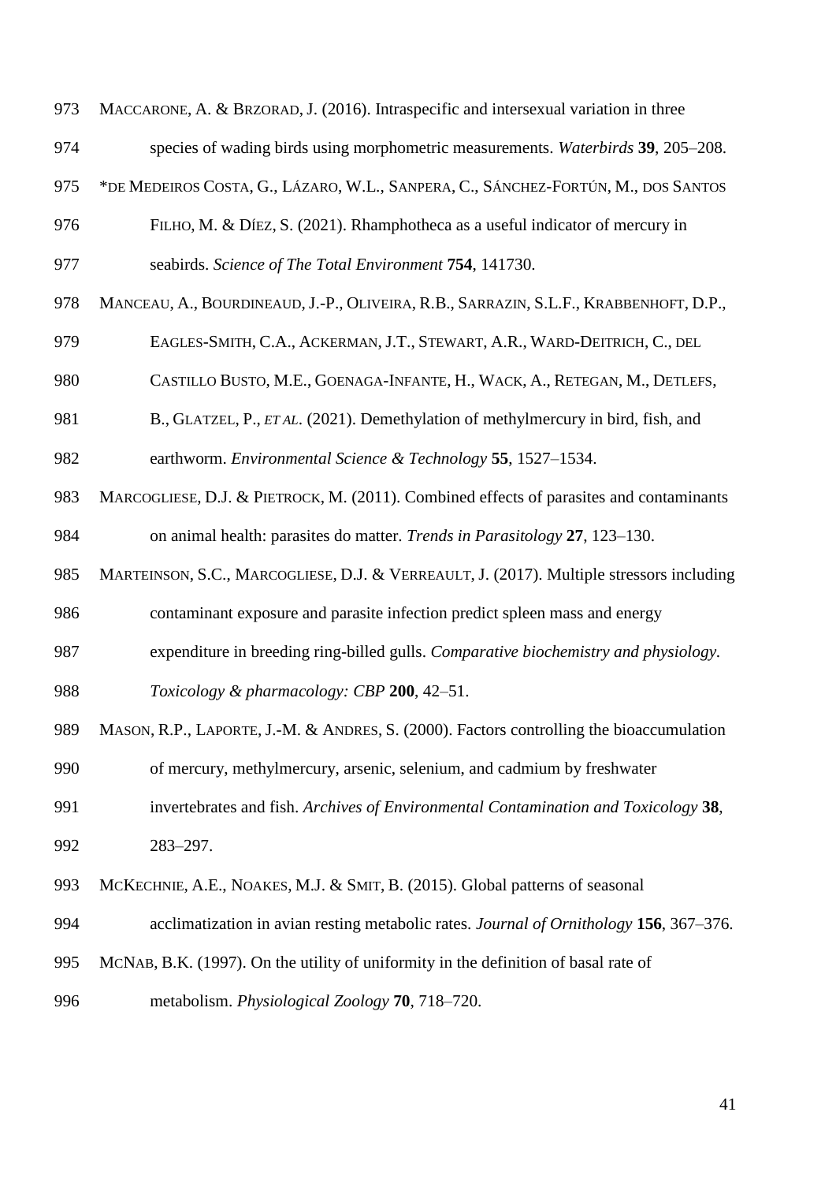MACCARONE, A. & BRZORAD, J. (2016). Intraspecific and intersexual variation in three species of wading birds using morphometric measurements. *Waterbirds* **39**, 205–208.

*DE MEDEIROS COSTA, G., LÁZARO, W.L., SANPERA, C., SÁNCHEZ-FORTÚN, M., DOS SANTOS FILHO, M. & DÍEZ, S. (2021). Rhamphotheca as a useful indicator of mercury in seabirds. *Science of The Total Environment* **754**, 141730.

MANCEAU, A., BOURDINEAUD, J.-P., OLIVEIRA, R.B., SARRAZIN, S.L.F., KRABBENHOFT, D.P., EAGLES-SMITH, C.A., ACKERMAN, J.T., STEWART, A.R., WARD-DEITRICH, C., DEL CASTILLO BUSTO, M.E., GOENAGA-INFANTE, H., WACK, A., RETEGAN, M., DETLEFS, B., GLATZEL, P., *ET AL*. (2021). Demethylation of methylmercury in bird, fish, and earthworm. *Environmental Science & Technology* **55**, 1527–1534.

MARCOGLIESE, D.J. & PIETROCK, M. (2011). Combined effects of parasites and contaminants on animal health: parasites do matter. *Trends in Parasitology* **27**, 123–130.

MARTEINSON, S.C., MARCOGLIESE, D.J. & VERREAULT, J. (2017). Multiple stressors including contaminant exposure and parasite infection predict spleen mass and energy expenditure in breeding ring-billed gulls. *Comparative biochemistry and physiology. Toxicology & pharmacology: CBP* **200**, 42–51.

MASON, R.P., LAPORTE, J.-M. & ANDRES, S. (2000). Factors controlling the bioaccumulation of mercury, methylmercury, arsenic, selenium, and cadmium by freshwater invertebrates and fish. *Archives of Environmental Contamination and Toxicology* **38**, 283–297.

MCKECHNIE, A.E., NOAKES, M.J. & SMIT, B. (2015). Global patterns of seasonal acclimatization in avian resting metabolic rates. *Journal of Ornithology* **156**, 367–376.

MCNAB, B.K. (1997). On the utility of uniformity in the definition of basal rate of metabolism. *Physiological Zoology* **70**, 718–720.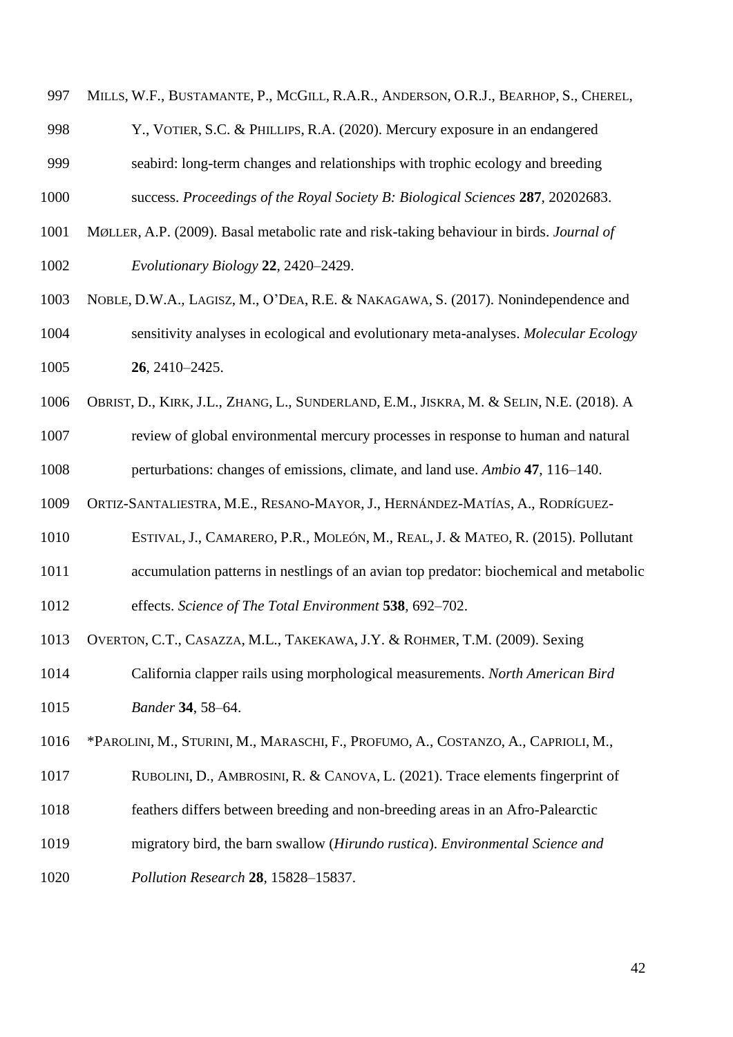MILLS, W.F., BUSTAMANTE, P., MCGILL, R.A.R., ANDERSON, O.R.J., BEARHOP, S., CHEREL, Y., VOTIER, S.C. & PHILLIPS, R.A. (2020). Mercury exposure in an endangered seabird: long-term changes and relationships with trophic ecology and breeding success. *Proceedings of the Royal Society B: Biological Sciences* **287**, 20202683.

MØLLER, A.P. (2009). Basal metabolic rate and risk-taking behaviour in birds. *Journal of Evolutionary Biology* **22**, 2420–2429.

NOBLE, D.W.A., LAGISZ, M., O'DEA, R.E. & NAKAGAWA, S. (2017). Nonindependence and sensitivity analyses in ecological and evolutionary meta-analyses. *Molecular Ecology* **26**, 2410–2425.

OBRIST, D., KIRK, J.L., ZHANG, L., SUNDERLAND, E.M., JISKRA, M. & SELIN, N.E. (2018). A review of global environmental mercury processes in response to human and natural perturbations: changes of emissions, climate, and land use. *Ambio* **47**, 116–140.

ORTIZ-SANTALIESTRA, M.E., RESANO-MAYOR, J., HERNÁNDEZ-MATÍAS, A., RODRÍGUEZ-ESTIVAL, J., CAMARERO, P.R., MOLEÓN, M., REAL, J. & MATEO, R. (2015). Pollutant accumulation patterns in nestlings of an avian top predator: biochemical and metabolic effects. *Science of The Total Environment* **538**, 692–702.

OVERTON, C.T., CASAZZA, M.L., TAKEKAWA, J.Y. & ROHMER, T.M. (2009). Sexing California clapper rails using morphological measurements. *North American Bird Bander* **34**, 58–64.

*PAROLINI, M., STURINI, M., MARASCHI, F., PROFUMO, A., COSTANZO, A., CAPRIOLI, M., RUBOLINI, D., AMBROSINI, R. & CANOVA, L. (2021). Trace elements fingerprint of feathers differs between breeding and non-breeding areas in an Afro-Palearctic migratory bird, the barn swallow (*Hirundo rustica*). *Environmental Science and Pollution Research* **28**, 15828–15837.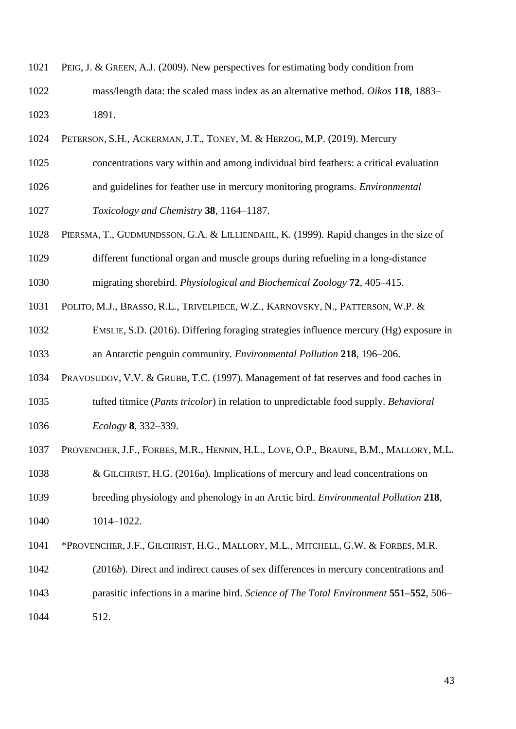1021 PEIG, J. & GREEN, A.J. (2009). New perspectives for estimating body condition from mass/length data: the scaled mass index as an alternative method. *Oikos* **118**, 1883–1891.

1024 PETERSON, S.H., ACKERMAN, J.T., TONEY, M. & HERZOG, M.P. (2019). Mercury concentrations vary within and among individual bird feathers: a critical evaluation and guidelines for feather use in mercury monitoring programs. *Environmental Toxicology and Chemistry* **38**, 1164–1187.

1028 PIERSMA, T., GUDMUNDSSON, G.A. & LILLIENDAHL, K. (1999). Rapid changes in the size of different functional organ and muscle groups during refueling in a long-distance migrating shorebird. *Physiological and Biochemical Zoology* **72**, 405–415.

1031 POLITO, M.J., BRASSO, R.L., TRIVELPIECE, W.Z., KARNOVSKY, N., PATTERSON, W.P. & EMSLIE, S.D. (2016). Differing foraging strategies influence mercury (Hg) exposure in an Antarctic penguin community. *Environmental Pollution* **218**, 196–206.

1034 PRAVOSUDOV, V.V. & GRUBB, T.C. (1997). Management of fat reserves and food caches in tufted titmice (*Pants tricolor*) in relation to unpredictable food supply. *Behavioral Ecology* **8**, 332–339.

1037 PROVENCHER, J.F., FORBES, M.R., HENNIN, H.L., LOVE, O.P., BRAUNE, B.M., MALLORY, M.L. & GILCHRIST, H.G. (2016*a*). Implications of mercury and lead concentrations on breeding physiology and phenology in an Arctic bird. *Environmental Pollution* **218**, 1014–1022.

1041 *PROVENCHER, J.F., GILCHRIST, H.G., MALLORY, M.L., MITCHELL, G.W. & FORBES, M.R. (2016*b*). Direct and indirect causes of sex differences in mercury concentrations and parasitic infections in a marine bird. *Science of The Total Environment* **551–552**, 506–512.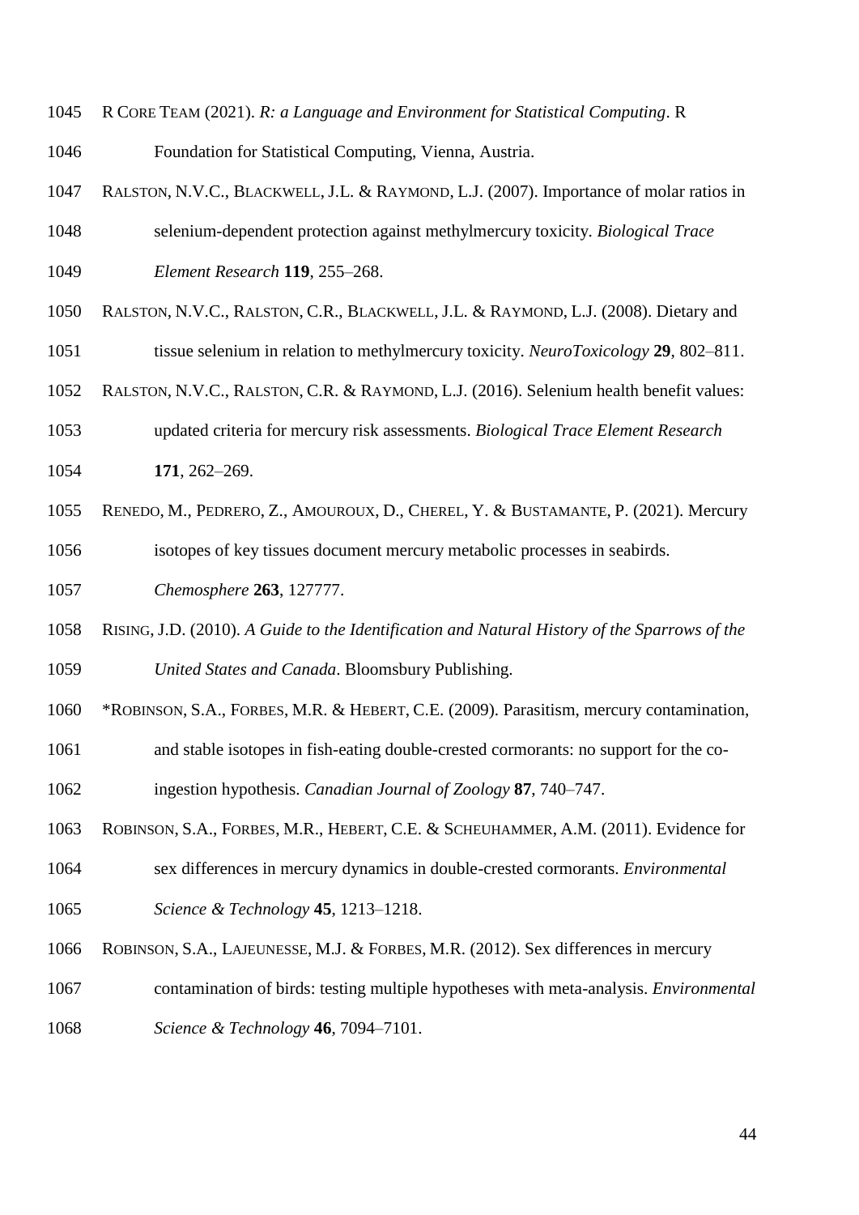R CORE TEAM (2021). *R: a Language and Environment for Statistical Computing*. R Foundation for Statistical Computing, Vienna, Austria.

RALSTON, N.V.C., BLACKWELL, J.L. & RAYMOND, L.J. (2007). Importance of molar ratios in selenium-dependent protection against methylmercury toxicity. *Biological Trace Element Research* **119**, 255–268.

RALSTON, N.V.C., RALSTON, C.R., BLACKWELL, J.L. & RAYMOND, L.J. (2008). Dietary and tissue selenium in relation to methylmercury toxicity. *NeuroToxicology* **29**, 802–811.

RALSTON, N.V.C., RALSTON, C.R. & RAYMOND, L.J. (2016). Selenium health benefit values: updated criteria for mercury risk assessments. *Biological Trace Element Research* **171**, 262–269.

RENEDO, M., PEDRERO, Z., AMOUROUX, D., CHEREL, Y. & BUSTAMANTE, P. (2021). Mercury isotopes of key tissues document mercury metabolic processes in seabirds. *Chemosphere* **263**, 127777.

RISING, J.D. (2010). *A Guide to the Identification and Natural History of the Sparrows of the United States and Canada*. Bloomsbury Publishing.

*ROBINSON, S.A., FORBES, M.R. & HEBERT, C.E. (2009). Parasitism, mercury contamination, and stable isotopes in fish-eating double-crested cormorants: no support for the co-ingestion hypothesis. *Canadian Journal of Zoology* **87**, 740–747.

ROBINSON, S.A., FORBES, M.R., HEBERT, C.E. & SCHEUHAMMER, A.M. (2011). Evidence for sex differences in mercury dynamics in double-crested cormorants. *Environmental Science & Technology* **45**, 1213–1218.

ROBINSON, S.A., LAJEUNESSE, M.J. & FORBES, M.R. (2012). Sex differences in mercury contamination of birds: testing multiple hypotheses with meta-analysis. *Environmental Science & Technology* **46**, 7094–7101.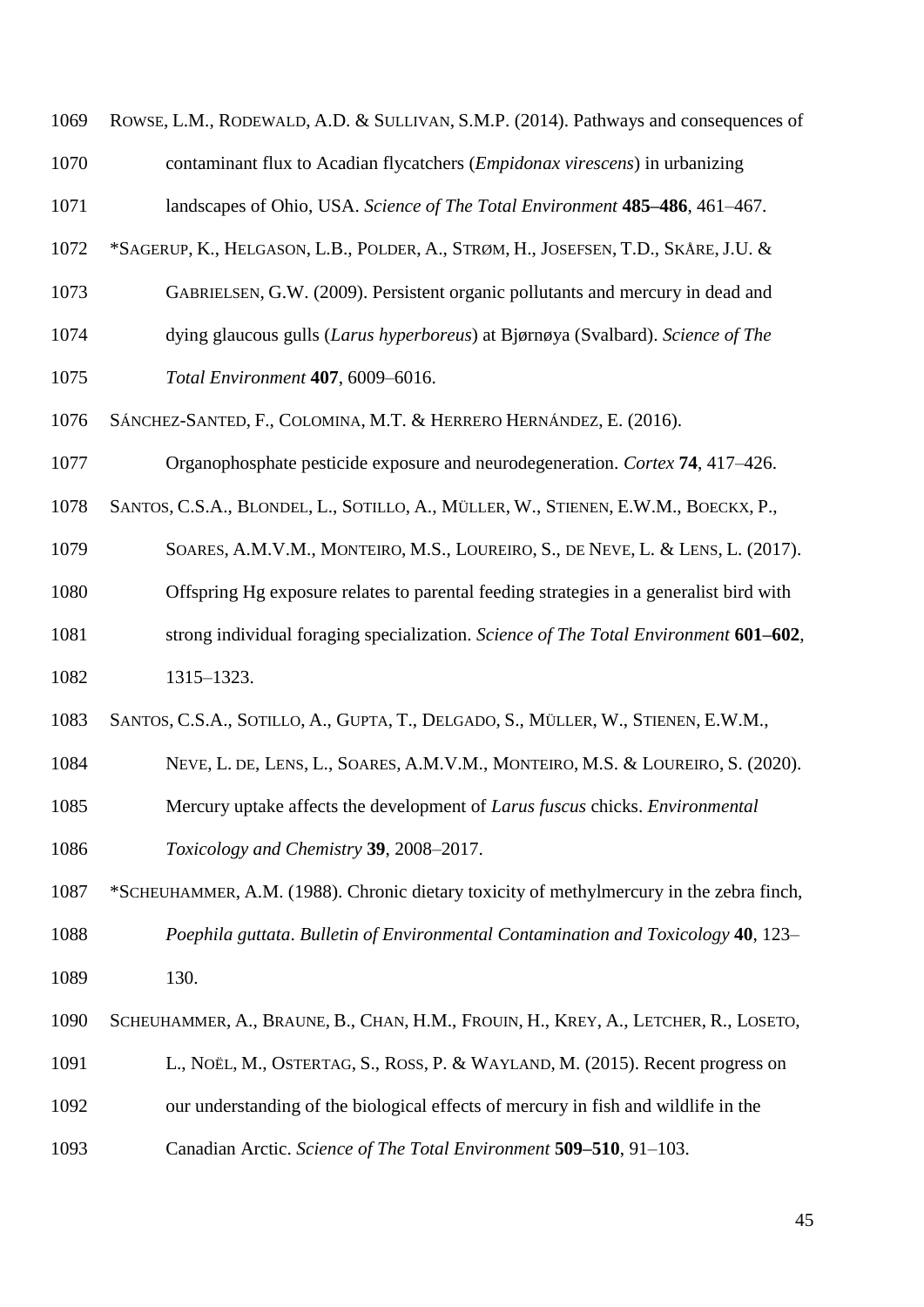ROWSE, L.M., RODEWALD, A.D. & SULLIVAN, S.M.P. (2014). Pathways and consequences of contaminant flux to Acadian flycatchers (*Empidonax virescens*) in urbanizing landscapes of Ohio, USA. *Science of The Total Environment* **485–486**, 461–467.

*SAGERUP, K., HELGASON, L.B., POLDER, A., STRØM, H., JOSEFSEN, T.D., SKÅRE, J.U. & GABRIELSEN, G.W. (2009). Persistent organic pollutants and mercury in dead and dying glaucous gulls (*Larus hyperboreus*) at Bjørnøya (Svalbard). *Science of The Total Environment* **407**, 6009–6016.

SÁNCHEZ-SANTED, F., COLOMINA, M.T. & HERRERO HERNÁNDEZ, E. (2016). Organophosphate pesticide exposure and neurodegeneration. *Cortex* **74**, 417–426.

SANTOS, C.S.A., BLONDEL, L., SOTILLO, A., MÜLLER, W., STIENEN, E.W.M., BOECKX, P., SOARES, A.M.V.M., MONTEIRO, M.S., LOUREIRO, S., DE NEVE, L. & LENS, L. (2017). Offspring Hg exposure relates to parental feeding strategies in a generalist bird with strong individual foraging specialization. *Science of The Total Environment* **601–602**, 1315–1323.

SANTOS, C.S.A., SOTILLO, A., GUPTA, T., DELGADO, S., MÜLLER, W., STIENEN, E.W.M., NEVE, L. DE, LENS, L., SOARES, A.M.V.M., MONTEIRO, M.S. & LOUREIRO, S. (2020). Mercury uptake affects the development of *Larus fuscus* chicks. *Environmental Toxicology and Chemistry* **39**, 2008–2017.

*SCHEUHAMMER, A.M. (1988). Chronic dietary toxicity of methylmercury in the zebra finch, *Poephila guttata*. *Bulletin of Environmental Contamination and Toxicology* **40**, 123–130.

SCHEUHAMMER, A., BRAUNE, B., CHAN, H.M., FROUIN, H., KREY, A., LETCHER, R., LOSETO, L., NOËL, M., OSTERTAG, S., ROSS, P. & WAYLAND, M. (2015). Recent progress on our understanding of the biological effects of mercury in fish and wildlife in the Canadian Arctic. *Science of The Total Environment* **509–510**, 91–103.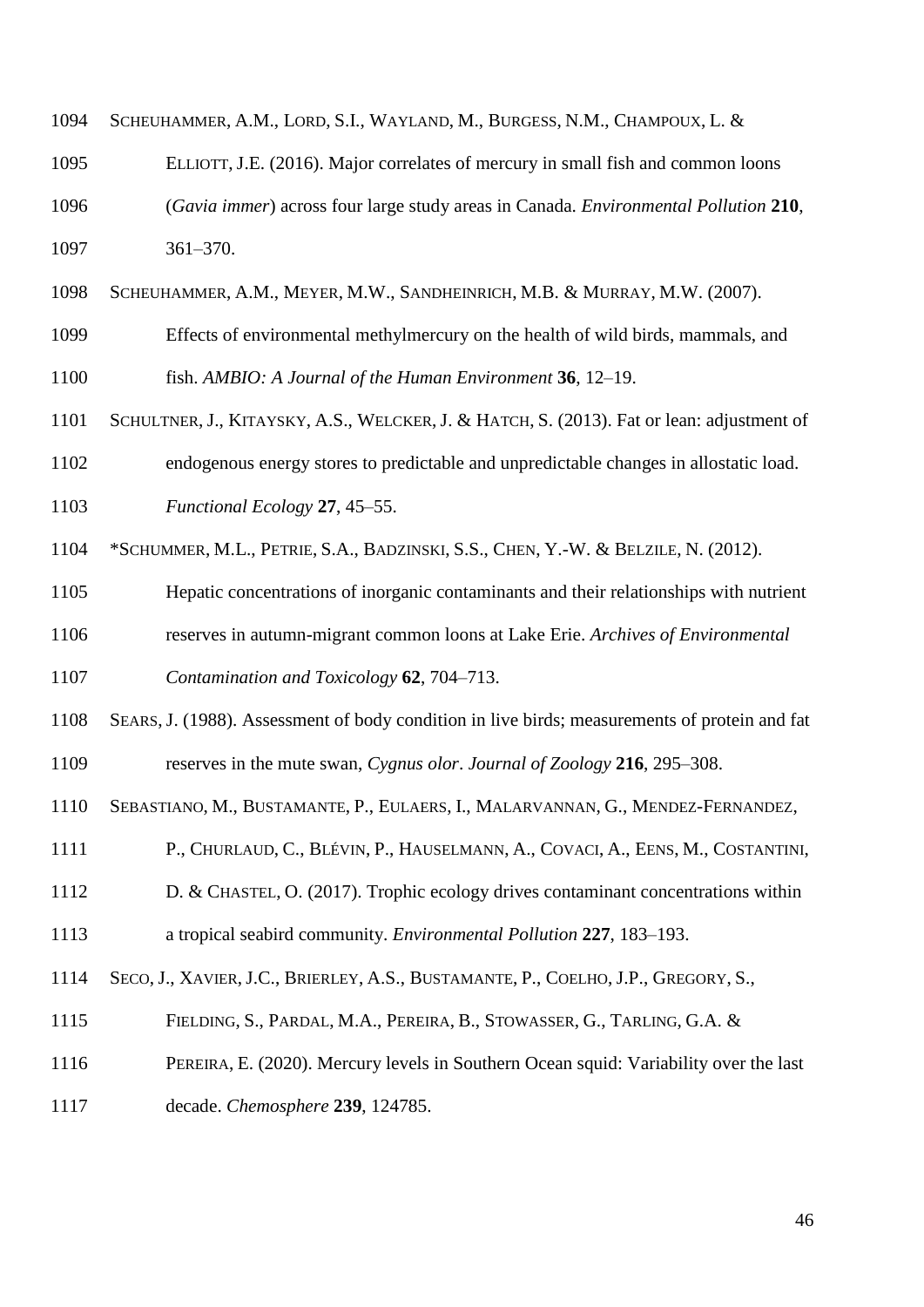SCHEUHAMMER, A.M., LORD, S.I., WAYLAND, M., BURGESS, N.M., CHAMPOUX, L. & ELLIOTT, J.E. (2016). Major correlates of mercury in small fish and common loons (*Gavia immer*) across four large study areas in Canada. *Environmental Pollution* **210**, 361–370.

SCHEUHAMMER, A.M., MEYER, M.W., SANDHEINRICH, M.B. & MURRAY, M.W. (2007). Effects of environmental methylmercury on the health of wild birds, mammals, and fish. *AMBIO: A Journal of the Human Environment* **36**, 12–19.

SCHULTNER, J., KITAYSKY, A.S., WELCKER, J. & HATCH, S. (2013). Fat or lean: adjustment of endogenous energy stores to predictable and unpredictable changes in allostatic load. *Functional Ecology* **27**, 45–55.

*SCHUMMER, M.L., PETRIE, S.A., BADZINSKI, S.S., CHEN, Y.-W. & BELZILE, N. (2012). Hepatic concentrations of inorganic contaminants and their relationships with nutrient reserves in autumn-migrant common loons at Lake Erie. *Archives of Environmental Contamination and Toxicology* **62**, 704–713.

SEARS, J. (1988). Assessment of body condition in live birds; measurements of protein and fat reserves in the mute swan, *Cygnus olor*. *Journal of Zoology* **216**, 295–308.

SEBASTIANO, M., BUSTAMANTE, P., EULAERS, I., MALARVANNAN, G., MENDEZ-FERNANDEZ, P., CHURLAUD, C., BLÉVIN, P., HAUSELMANN, A., COVACI, A., EENS, M., COSTANTINI, D. & CHASTEL, O. (2017). Trophic ecology drives contaminant concentrations within a tropical seabird community. *Environmental Pollution* **227**, 183–193.

SECO, J., XAVIER, J.C., BRIERLEY, A.S., BUSTAMANTE, P., COELHO, J.P., GREGORY, S., FIELDING, S., PARDAL, M.A., PEREIRA, B., STOWASSER, G., TARLING, G.A. & PEREIRA, E. (2020). Mercury levels in Southern Ocean squid: Variability over the last decade. *Chemosphere* **239**, 124785.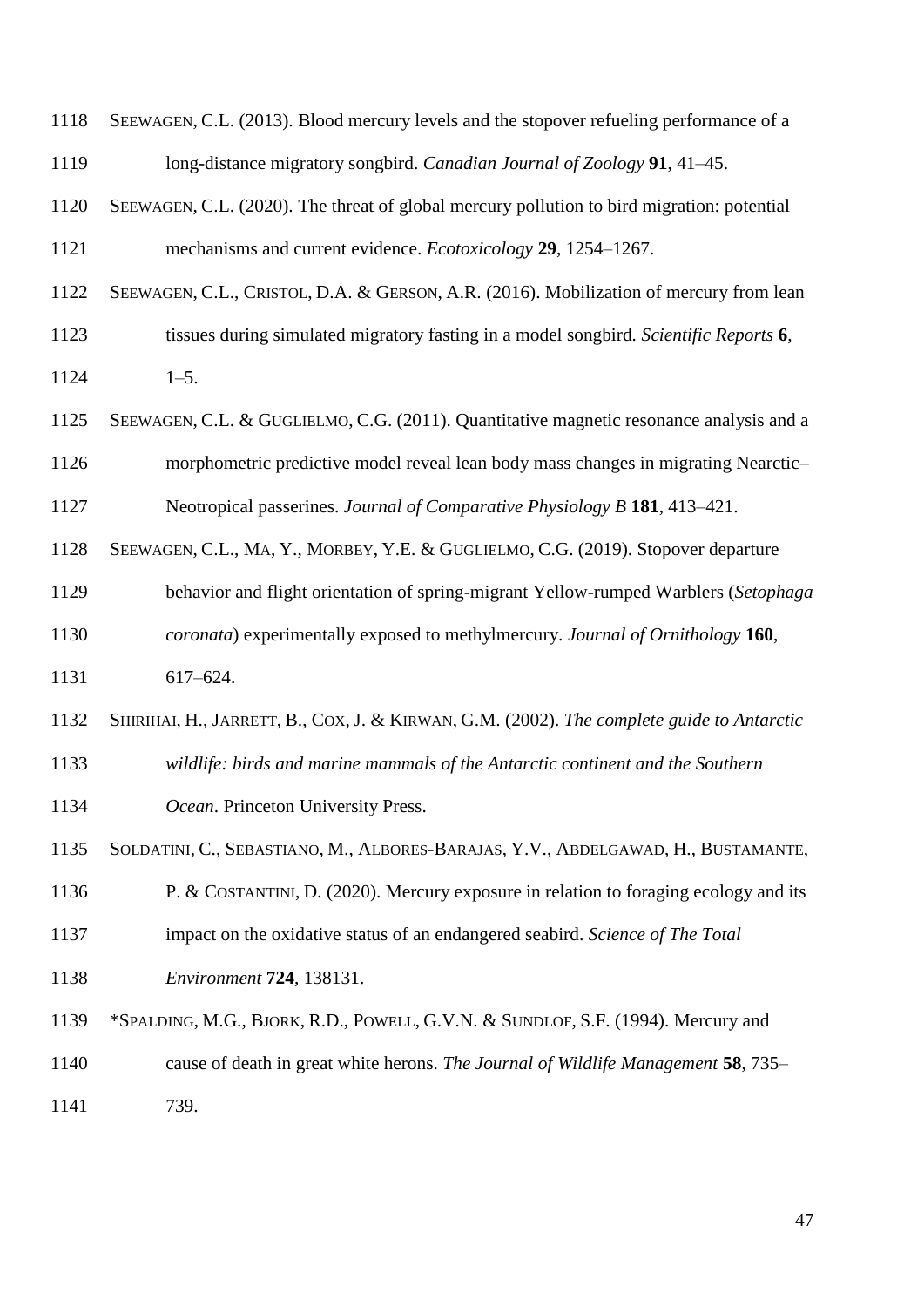SEEWAGEN, C.L. (2013). Blood mercury levels and the stopover refueling performance of a long-distance migratory songbird. *Canadian Journal of Zoology* **91**, 41–45.

SEEWAGEN, C.L. (2020). The threat of global mercury pollution to bird migration: potential mechanisms and current evidence. *Ecotoxicology* **29**, 1254–1267.

SEEWAGEN, C.L., CRISTOL, D.A. & GERSON, A.R. (2016). Mobilization of mercury from lean tissues during simulated migratory fasting in a model songbird. *Scientific Reports* **6**, 1–5.

SEEWAGEN, C.L. & GUGLIELMO, C.G. (2011). Quantitative magnetic resonance analysis and a morphometric predictive model reveal lean body mass changes in migrating Nearctic–Neotropical passerines. *Journal of Comparative Physiology B* **181**, 413–421.

SEEWAGEN, C.L., MA, Y., MORBEY, Y.E. & GUGLIELMO, C.G. (2019). Stopover departure behavior and flight orientation of spring-migrant Yellow-rumped Warblers (*Setophaga coronata*) experimentally exposed to methylmercury. *Journal of Ornithology* **160**, 617–624.

SHIRIHAI, H., JARRETT, B., COX, J. & KIRWAN, G.M. (2002). *The complete guide to Antarctic wildlife: birds and marine mammals of the Antarctic continent and the Southern Ocean*. Princeton University Press.

SOLDATINI, C., SEBASTIANO, M., ALBORES-BARAJAS, Y.V., ABDELGAWAD, H., BUSTAMANTE, P. & COSTANTINI, D. (2020). Mercury exposure in relation to foraging ecology and its impact on the oxidative status of an endangered seabird. *Science of The Total Environment* **724**, 138131.

*SPALDING, M.G., BJORK, R.D., POWELL, G.V.N. & SUNDLOF, S.F. (1994). Mercury and cause of death in great white herons. *The Journal of Wildlife Management* **58**, 735–739.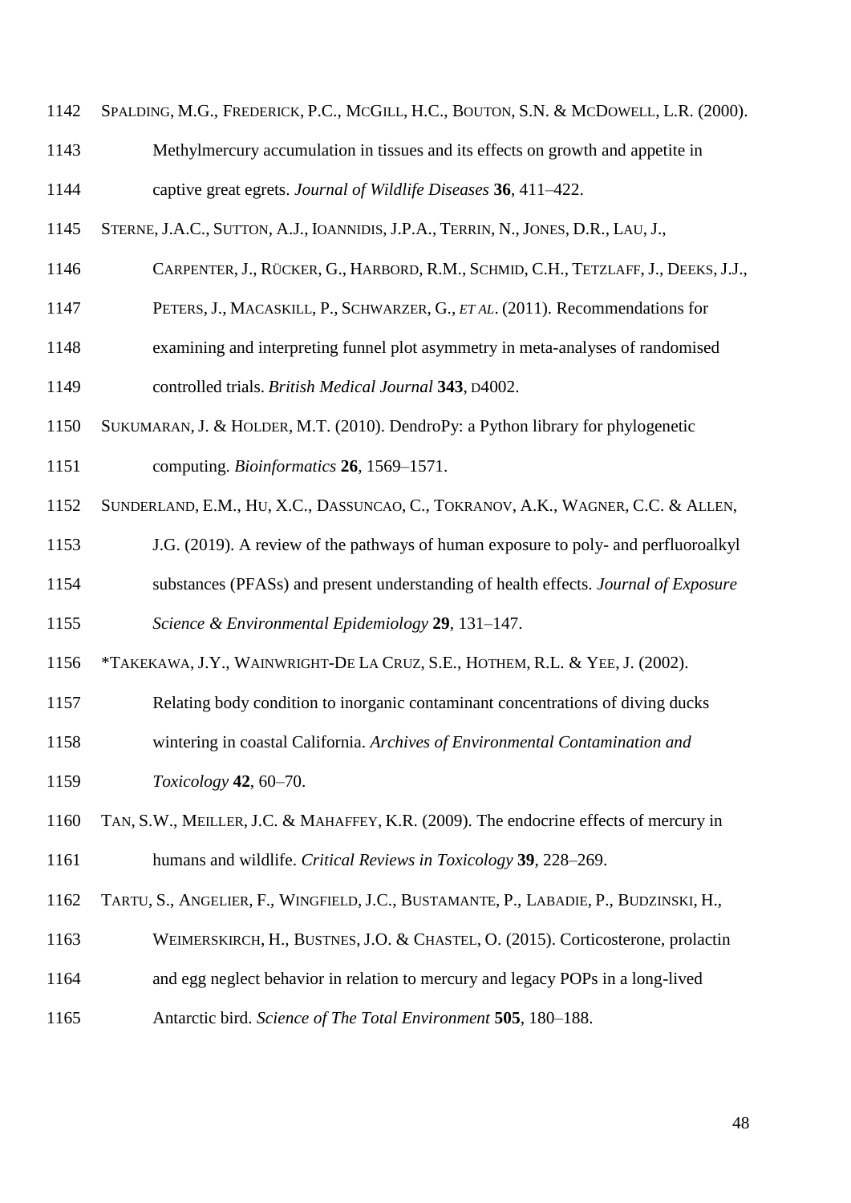SPALDING, M.G., FREDERICK, P.C., MCGILL, H.C., BOUTON, S.N. & MCDOWELL, L.R. (2000). Methylmercury accumulation in tissues and its effects on growth and appetite in captive great egrets. *Journal of Wildlife Diseases* **36**, 411–422.

STERNE, J.A.C., SUTTON, A.J., IOANNIDIS, J.P.A., TERRIN, N., JONES, D.R., LAU, J., CARPENTER, J., RÜCKER, G., HARBORD, R.M., SCHMID, C.H., TETZLAFF, J., DEEKS, J.J., PETERS, J., MACASKILL, P., SCHWARZER, G., *ET AL*. (2011). Recommendations for examining and interpreting funnel plot asymmetry in meta-analyses of randomised controlled trials. *British Medical Journal* **343**, D4002.

SUKUMARAN, J. & HOLDER, M.T. (2010). DendroPy: a Python library for phylogenetic computing. *Bioinformatics* **26**, 1569–1571.

SUNDERLAND, E.M., HU, X.C., DASSUNCAO, C., TOKRANOV, A.K., WAGNER, C.C. & ALLEN, J.G. (2019). A review of the pathways of human exposure to poly- and perfluoroalkyl substances (PFASs) and present understanding of health effects. *Journal of Exposure Science & Environmental Epidemiology* **29**, 131–147.

*TAKEKAWA, J.Y., WAINWRIGHT-DE LA CRUZ, S.E., HOTHEM, R.L. & YEE, J. (2002). Relating body condition to inorganic contaminant concentrations of diving ducks wintering in coastal California. *Archives of Environmental Contamination and Toxicology* **42**, 60–70.

TAN, S.W., MEILLER, J.C. & MAHAFFEY, K.R. (2009). The endocrine effects of mercury in humans and wildlife. *Critical Reviews in Toxicology* **39**, 228–269.

TARTU, S., ANGELIER, F., WINGFIELD, J.C., BUSTAMANTE, P., LABADIE, P., BUDZINSKI, H., WEIMERSKIRCH, H., BUSTNES, J.O. & CHASTEL, O. (2015). Corticosterone, prolactin and egg neglect behavior in relation to mercury and legacy POPs in a long-lived Antarctic bird. *Science of The Total Environment* **505**, 180–188.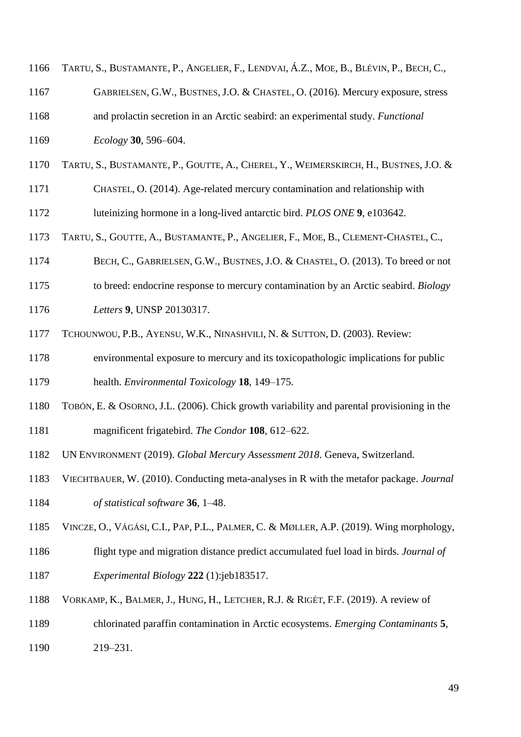TARTU, S., BUSTAMANTE, P., ANGELIER, F., LENDVAI, Á.Z., MOE, B., BLÉVIN, P., BECH, C., GABRIELSEN, G.W., BUSTNES, J.O. & CHASTEL, O. (2016). Mercury exposure, stress and prolactin secretion in an Arctic seabird: an experimental study. *Functional Ecology* **30**, 596–604.

TARTU, S., BUSTAMANTE, P., GOUTTE, A., CHEREL, Y., WEIMERSKIRCH, H., BUSTNES, J.O. & CHASTEL, O. (2014). Age-related mercury contamination and relationship with luteinizing hormone in a long-lived antarctic bird. *PLOS ONE* **9**, e103642.

TARTU, S., GOUTTE, A., BUSTAMANTE, P., ANGELIER, F., MOE, B., CLEMENT-CHASTEL, C., BECH, C., GABRIELSEN, G.W., BUSTNES, J.O. & CHASTEL, O. (2013). To breed or not to breed: endocrine response to mercury contamination by an Arctic seabird. *Biology Letters* **9**, UNSP 20130317.

TCHOUNWOU, P.B., AYENSU, W.K., NINASHVILI, N. & SUTTON, D. (2003). Review: environmental exposure to mercury and its toxicopathologic implications for public health. *Environmental Toxicology* **18**, 149–175.

TOBÓN, E. & OSORNO, J.L. (2006). Chick growth variability and parental provisioning in the magnificent frigatebird. *The Condor* **108**, 612–622.

UN ENVIRONMENT (2019). *Global Mercury Assessment 2018*. Geneva, Switzerland.

VIECHTBAUER, W. (2010). Conducting meta-analyses in R with the metafor package. *Journal of statistical software* **36**, 1–48.

VINCZE, O., VÁGÁSI, C.I., PAP, P.L., PALMER, C. & MØLLER, A.P. (2019). Wing morphology, flight type and migration distance predict accumulated fuel load in birds. *Journal of Experimental Biology* **222** (1):jeb183517.

VORKAMP, K., BALMER, J., HUNG, H., LETCHER, R.J. & RIGÉT, F.F. (2019). A review of chlorinated paraffin contamination in Arctic ecosystems. *Emerging Contaminants* **5**, 219–231.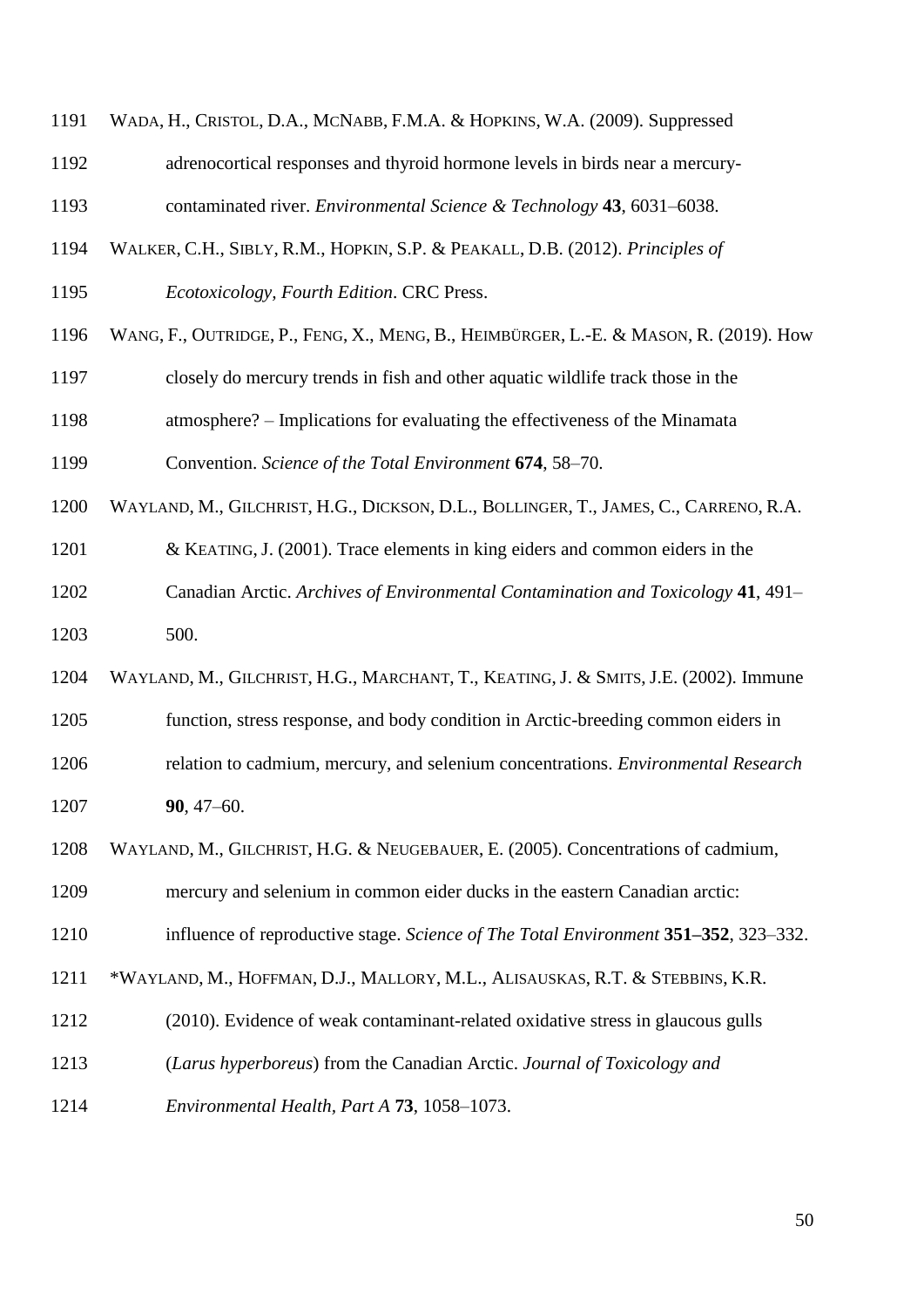WADA, H., CRISTOL, D.A., MCNABB, F.M.A. & HOPKINS, W.A. (2009). Suppressed adrenocortical responses and thyroid hormone levels in birds near a mercury-contaminated river. *Environmental Science & Technology* **43**, 6031–6038.

WALKER, C.H., SIBLY, R.M., HOPKIN, S.P. & PEAKALL, D.B. (2012). *Principles of Ecotoxicology, Fourth Edition*. CRC Press.

WANG, F., OUTRIDGE, P., FENG, X., MENG, B., HEIMBÜRGER, L.-E. & MASON, R. (2019). How closely do mercury trends in fish and other aquatic wildlife track those in the atmosphere? – Implications for evaluating the effectiveness of the Minamata Convention. *Science of the Total Environment* **674**, 58–70.

WAYLAND, M., GILCHRIST, H.G., DICKSON, D.L., BOLLINGER, T., JAMES, C., CARRENO, R.A. & KEATING, J. (2001). Trace elements in king eiders and common eiders in the Canadian Arctic. *Archives of Environmental Contamination and Toxicology* **41**, 491–500.

WAYLAND, M., GILCHRIST, H.G., MARCHANT, T., KEATING, J. & SMITS, J.E. (2002). Immune function, stress response, and body condition in Arctic-breeding common eiders in relation to cadmium, mercury, and selenium concentrations. *Environmental Research* **90**, 47–60.

WAYLAND, M., GILCHRIST, H.G. & NEUGEBAUER, E. (2005). Concentrations of cadmium, mercury and selenium in common eider ducks in the eastern Canadian arctic: influence of reproductive stage. *Science of The Total Environment* **351–352**, 323–332.

*WAYLAND, M., HOFFMAN, D.J., MALLORY, M.L., ALISAUSKAS, R.T. & STEBBINS, K.R. (2010). Evidence of weak contaminant-related oxidative stress in glaucous gulls (*Larus hyperboreus*) from the Canadian Arctic. *Journal of Toxicology and Environmental Health, Part A* **73**, 1058–1073.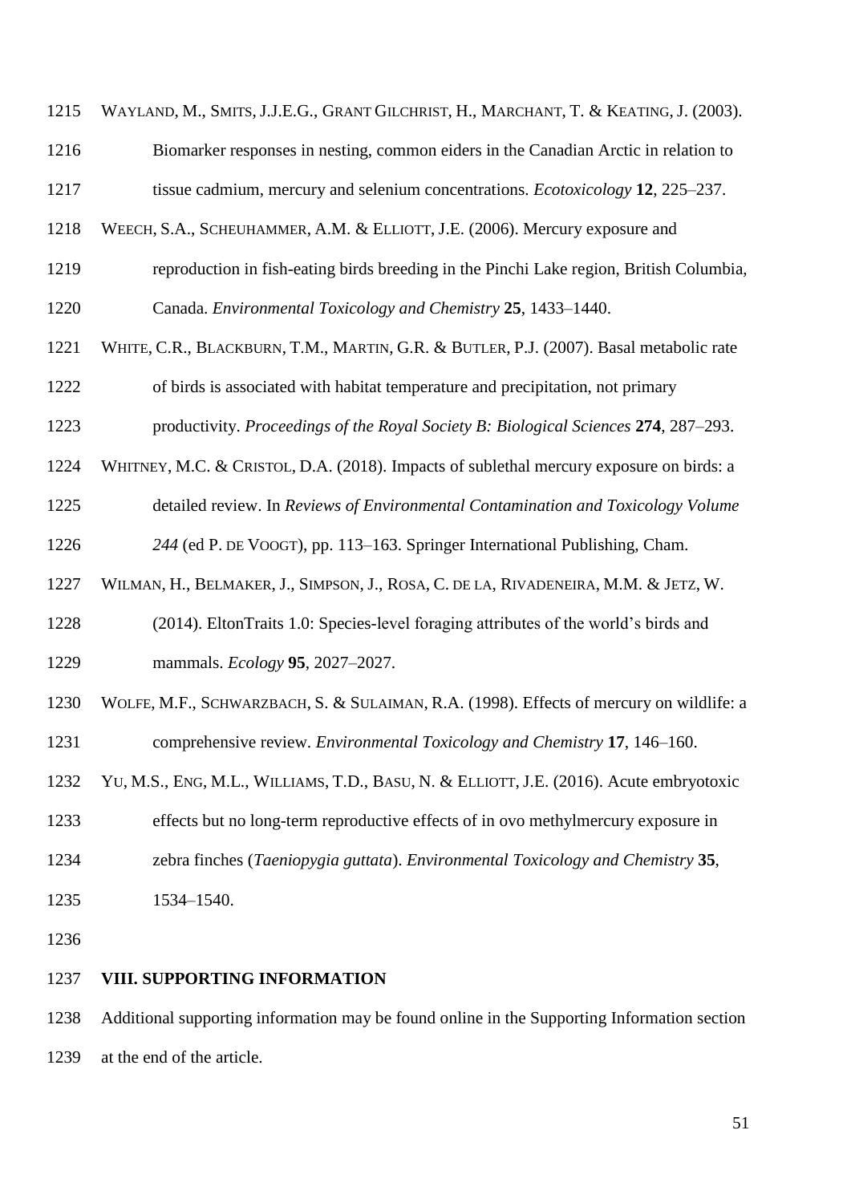WAYLAND, M., SMITS, J.J.E.G., GRANT GILCHRIST, H., MARCHANT, T. & KEATING, J. (2003). Biomarker responses in nesting, common eiders in the Canadian Arctic in relation to tissue cadmium, mercury and selenium concentrations. *Ecotoxicology* **12**, 225–237.

WEECH, S.A., SCHEUHAMMER, A.M. & ELLIOTT, J.E. (2006). Mercury exposure and reproduction in fish-eating birds breeding in the Pinchi Lake region, British Columbia, Canada. *Environmental Toxicology and Chemistry* **25**, 1433–1440.

WHITE, C.R., BLACKBURN, T.M., MARTIN, G.R. & BUTLER, P.J. (2007). Basal metabolic rate of birds is associated with habitat temperature and precipitation, not primary productivity. *Proceedings of the Royal Society B: Biological Sciences* **274**, 287–293.

WHITNEY, M.C. & CRISTOL, D.A. (2018). Impacts of sublethal mercury exposure on birds: a detailed review. In *Reviews of Environmental Contamination and Toxicology Volume 244* (ed P. DE VOOGT), pp. 113–163. Springer International Publishing, Cham.

WILMAN, H., BELMAKER, J., SIMPSON, J., ROSA, C. DE LA, RIVADENEIRA, M.M. & JETZ, W. (2014). EltonTraits 1.0: Species-level foraging attributes of the world's birds and mammals. *Ecology* **95**, 2027–2027.

WOLFE, M.F., SCHWARZBACH, S. & SULAIMAN, R.A. (1998). Effects of mercury on wildlife: a comprehensive review. *Environmental Toxicology and Chemistry* **17**, 146–160.

YU, M.S., ENG, M.L., WILLIAMS, T.D., BASU, N. & ELLIOTT, J.E. (2016). Acute embryotoxic effects but no long-term reproductive effects of in ovo methylmercury exposure in zebra finches (*Taeniopygia guttata*). *Environmental Toxicology and Chemistry* **35**, 1534–1540.

## VIII. SUPPORTING INFORMATION

Additional supporting information may be found online in the Supporting Information section at the end of the article.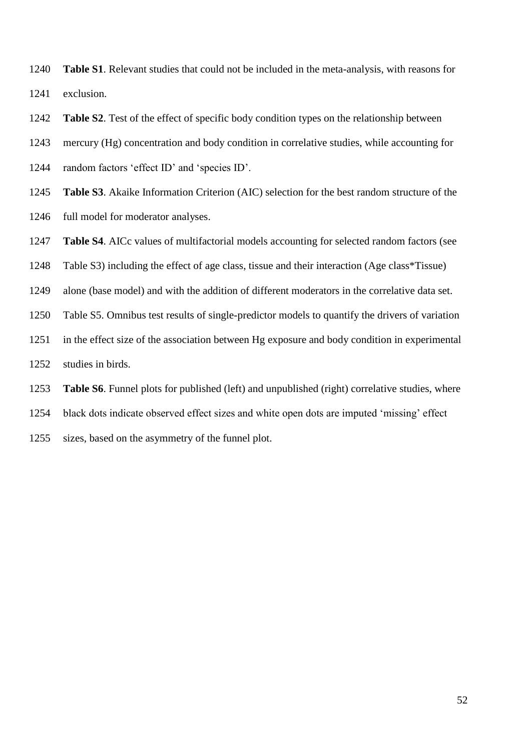**Table S1**. Relevant studies that could not be included in the meta-analysis, with reasons for exclusion.

**Table S2**. Test of the effect of specific body condition types on the relationship between mercury (Hg) concentration and body condition in correlative studies, while accounting for random factors 'effect ID' and 'species ID'.

**Table S3**. Akaike Information Criterion (AIC) selection for the best random structure of the full model for moderator analyses.

**Table S4**. AICc values of multifactorial models accounting for selected random factors (see Table S3) including the effect of age class, tissue and their interaction (Age class*Tissue) alone (base model) and with the addition of different moderators in the correlative data set.

Table S5. Omnibus test results of single-predictor models to quantify the drivers of variation in the effect size of the association between Hg exposure and body condition in experimental studies in birds.

**Table S6**. Funnel plots for published (left) and unpublished (right) correlative studies, where black dots indicate observed effect sizes and white open dots are imputed 'missing' effect sizes, based on the asymmetry of the funnel plot.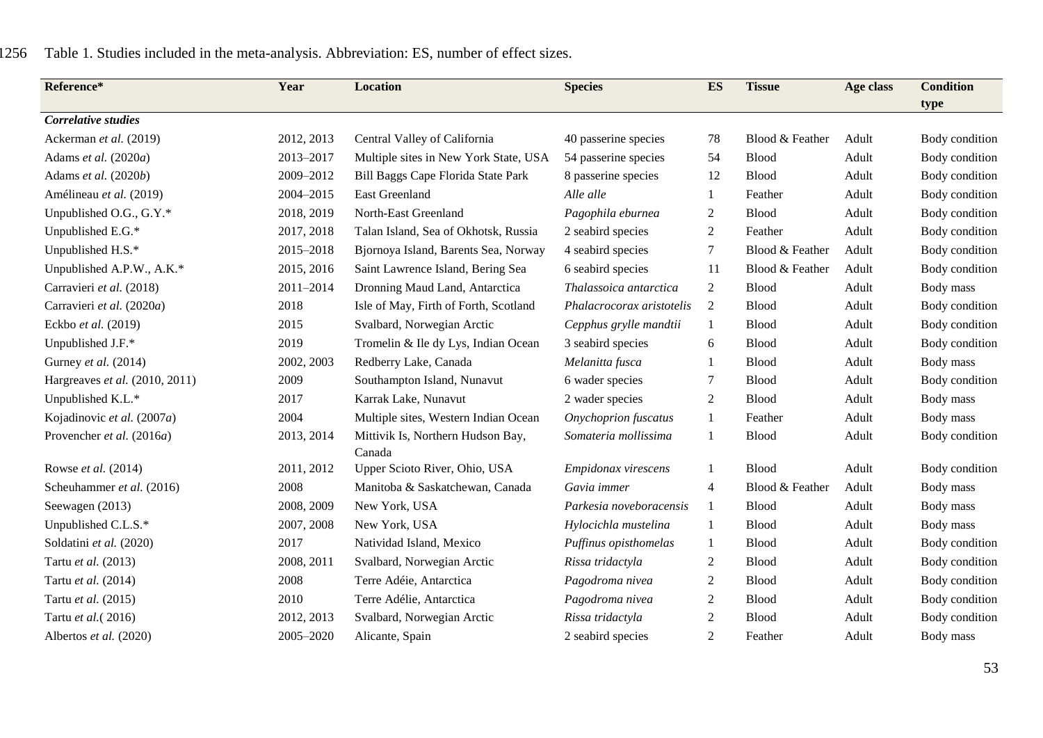Table 1. Studies included in the meta-analysis. Abbreviation: ES, number of effect sizes.

| Reference* | Year | Location | Species | ES | Tissue | Age class | Condition type |
|---|---|---|---|---|---|---|---|
| ***Correlative studies*** | | | | | | | |
| Ackerman *et al.* (2019) | 2012, 2013 | Central Valley of California | 40 passerine species | 78 | Blood & Feather | Adult | Body condition |
| Adams *et al.* (2020*a*) | 2013–2017 | Multiple sites in New York State, USA | 54 passerine species | 54 | Blood | Adult | Body condition |
| Adams *et al.* (2020*b*) | 2009–2012 | Bill Baggs Cape Florida State Park | 8 passerine species | 12 | Blood | Adult | Body condition |
| Amélineau *et al.* (2019) | 2004–2015 | East Greenland | *Alle alle* | 1 | Feather | Adult | Body condition |
| Unpublished O.G., G.Y.* | 2018, 2019 | North-East Greenland | *Pagophila eburnea* | 2 | Blood | Adult | Body condition |
| Unpublished E.G.* | 2017, 2018 | Talan Island, Sea of Okhotsk, Russia | 2 seabird species | 2 | Feather | Adult | Body condition |
| Unpublished H.S.* | 2015–2018 | Bjornoya Island, Barents Sea, Norway | 4 seabird species | 7 | Blood & Feather | Adult | Body condition |
| Unpublished A.P.W., A.K.* | 2015, 2016 | Saint Lawrence Island, Bering Sea | 6 seabird species | 11 | Blood & Feather | Adult | Body condition |
| Carravieri *et al.* (2018) | 2011–2014 | Dronning Maud Land, Antarctica | *Thalassoica antarctica* | 2 | Blood | Adult | Body mass |
| Carravieri *et al.* (2020*a*) | 2018 | Isle of May, Firth of Forth, Scotland | *Phalacrocorax aristotelis* | 2 | Blood | Adult | Body condition |
| Eckbo *et al.* (2019) | 2015 | Svalbard, Norwegian Arctic | *Cepphus grylle mandtii* | 1 | Blood | Adult | Body condition |
| Unpublished J.F.* | 2019 | Tromelin & Ile dy Lys, Indian Ocean | 3 seabird species | 6 | Blood | Adult | Body condition |
| Gurney *et al.* (2014) | 2002, 2003 | Redberry Lake, Canada | *Melanitta fusca* | 1 | Blood | Adult | Body mass |
| Hargreaves *et al.* (2010, 2011) | 2009 | Southampton Island, Nunavut | 6 wader species | 7 | Blood | Adult | Body condition |
| Unpublished K.L.* | 2017 | Karrak Lake, Nunavut | 2 wader species | 2 | Blood | Adult | Body mass |
| Kojadinovic *et al.* (2007*a*) | 2004 | Multiple sites, Western Indian Ocean | *Onychoprion fuscatus* | 1 | Feather | Adult | Body mass |
| Provencher *et al.* (2016*a*) | 2013, 2014 | Mittivik Is, Northern Hudson Bay, Canada | *Somateria mollissima* | 1 | Blood | Adult | Body condition |
| Rowse *et al.* (2014) | 2011, 2012 | Upper Scioto River, Ohio, USA | *Empidonax virescens* | 1 | Blood | Adult | Body condition |
| Scheuhammer *et al.* (2016) | 2008 | Manitoba & Saskatchewan, Canada | *Gavia immer* | 4 | Blood & Feather | Adult | Body mass |
| Seewagen (2013) | 2008, 2009 | New York, USA | *Parkesia noveboracensis* | 1 | Blood | Adult | Body mass |
| Unpublished C.L.S.* | 2007, 2008 | New York, USA | *Hylocichla mustelina* | 1 | Blood | Adult | Body mass |
| Soldatini *et al.* (2020) | 2017 | Natividad Island, Mexico | *Puffinus opisthomelas* | 1 | Blood | Adult | Body condition |
| Tartu *et al.* (2013) | 2008, 2011 | Svalbard, Norwegian Arctic | *Rissa tridactyla* | 2 | Blood | Adult | Body condition |
| Tartu *et al.* (2014) | 2008 | Terre Adéie, Antarctica | *Pagodroma nivea* | 2 | Blood | Adult | Body condition |
| Tartu *et al.* (2015) | 2010 | Terre Adélie, Antarctica | *Pagodroma nivea* | 2 | Blood | Adult | Body condition |
| Tartu *et al.*( 2016) | 2012, 2013 | Svalbard, Norwegian Arctic | *Rissa tridactyla* | 2 | Blood | Adult | Body condition |
| Albertos *et al.* (2020) | 2005–2020 | Alicante, Spain | 2 seabird species | 2 | Feather | Adult | Body mass |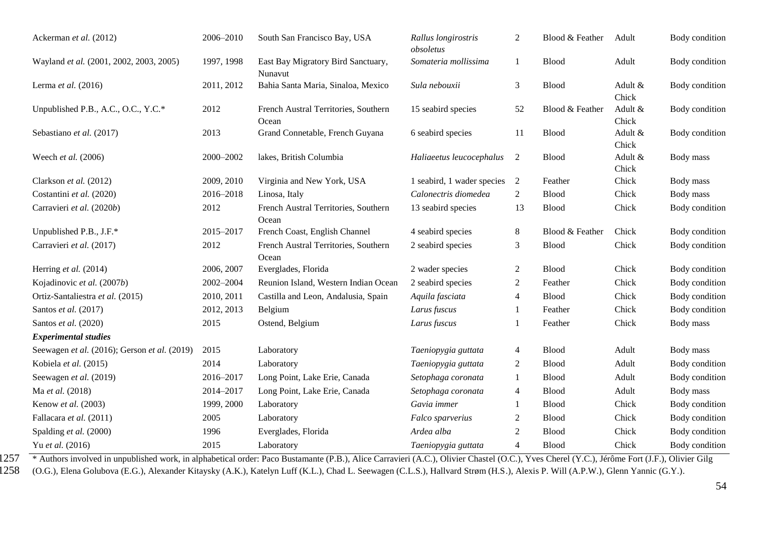| | | | | | | | |
|---|---|---|---|---|---|---|---|
| Ackerman *et al.* (2012) | 2006–2010 | South San Francisco Bay, USA | *Rallus longirostris obsoletus* | 2 | Blood & Feather | Adult | Body condition |
| Wayland *et al.* (2001, 2002, 2003, 2005) | 1997, 1998 | East Bay Migratory Bird Sanctuary, Nunavut | *Somateria mollissima* | 1 | Blood | Adult | Body condition |
| Lerma *et al.* (2016) | 2011, 2012 | Bahia Santa Maria, Sinaloa, Mexico | *Sula nebouxii* | 3 | Blood | Adult & Chick | Body condition |
| Unpublished P.B., A.C., O.C., Y.C.* | 2012 | French Austral Territories, Southern Ocean | 15 seabird species | 52 | Blood & Feather | Adult & Chick | Body condition |
| Sebastiano *et al.* (2017) | 2013 | Grand Connetable, French Guyana | 6 seabird species | 11 | Blood | Adult & Chick | Body condition |
| Weech *et al.* (2006) | 2000–2002 | lakes, British Columbia | *Haliaeetus leucocephalus* | 2 | Blood | Adult & Chick | Body mass |
| Clarkson *et al.* (2012) | 2009, 2010 | Virginia and New York, USA | 1 seabird, 1 wader species | 2 | Feather | Chick | Body mass |
| Costantini *et al.* (2020) | 2016–2018 | Linosa, Italy | *Calonectris diomedea* | 2 | Blood | Chick | Body mass |
| Carravieri *et al.* (2020*b*) | 2012 | French Austral Territories, Southern Ocean | 13 seabird species | 13 | Blood | Chick | Body condition |
| Unpublished P.B., J.F.* | 2015–2017 | French Coast, English Channel | 4 seabird species | 8 | Blood & Feather | Chick | Body condition |
| Carravieri *et al.* (2017) | 2012 | French Austral Territories, Southern Ocean | 2 seabird species | 3 | Blood | Chick | Body condition |
| Herring *et al.* (2014) | 2006, 2007 | Everglades, Florida | 2 wader species | 2 | Blood | Chick | Body condition |
| Kojadinovic *et al.* (2007*b*) | 2002–2004 | Reunion Island, Western Indian Ocean | 2 seabird species | 2 | Feather | Chick | Body condition |
| Ortiz-Santaliestra *et al.* (2015) | 2010, 2011 | Castilla and Leon, Andalusia, Spain | *Aquila fasciata* | 4 | Blood | Chick | Body condition |
| Santos *et al.* (2017) | 2012, 2013 | Belgium | *Larus fuscus* | 1 | Feather | Chick | Body condition |
| Santos *et al.* (2020) | 2015 | Ostend, Belgium | *Larus fuscus* | 1 | Feather | Chick | Body mass |
| ***Experimental studies*** | | | | | | | |
| Seewagen *et al.* (2016); Gerson *et al.* (2019) | 2015 | Laboratory | *Taeniopygia guttata* | 4 | Blood | Adult | Body mass |
| Kobiela *et al.* (2015) | 2014 | Laboratory | *Taeniopygia guttata* | 2 | Blood | Adult | Body condition |
| Seewagen *et al.* (2019) | 2016–2017 | Long Point, Lake Erie, Canada | *Setophaga coronata* | 1 | Blood | Adult | Body condition |
| Ma *et al.* (2018) | 2014–2017 | Long Point, Lake Erie, Canada | *Setophaga coronata* | 4 | Blood | Adult | Body mass |
| Kenow *et al.* (2003) | 1999, 2000 | Laboratory | *Gavia immer* | 1 | Blood | Chick | Body condition |
| Fallacara *et al.* (2011) | 2005 | Laboratory | *Falco sparverius* | 2 | Blood | Chick | Body condition |
| Spalding *et al.* (2000) | 1996 | Everglades, Florida | *Ardea alba* | 2 | Blood | Chick | Body condition |
| Yu *et al.* (2016) | 2015 | Laboratory | *Taeniopygia guttata* | 4 | Blood | Chick | Body condition |

1257 * Authors involved in unpublished work, in alphabetical order: Paco Bustamante (P.B.), Alice Carravieri (A.C.), Olivier Chastel (O.C.), Yves Cherel (Y.C.), Jérôme Fort (J.F.), Olivier Gilg
1258 (O.G.), Elena Golubova (E.G.), Alexander Kitaysky (A.K.), Katelyn Luff (K.L.), Chad L. Seewagen (C.L.S.), Hallvard Strøm (H.S.), Alexis P. Will (A.P.W.), Glenn Yannic (G.Y.).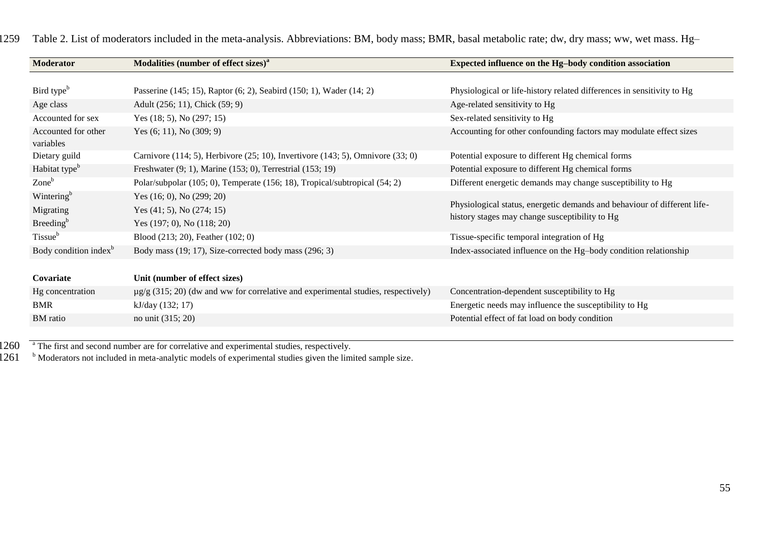Table 2. List of moderators included in the meta-analysis. Abbreviations: BM, body mass; BMR, basal metabolic rate; dw, dry mass; ww, wet mass. Hg–

| Moderator | Modalities (number of effect sizes)[a] | Expected influence on the Hg–body condition association |
|---|---|---|
| Bird type[b] | Passerine (145; 15), Raptor (6; 2), Seabird (150; 1), Wader (14; 2) | Physiological or life-history related differences in sensitivity to Hg |
| Age class | Adult (256; 11), Chick (59; 9) | Age-related sensitivity to Hg |
| Accounted for sex | Yes (18; 5), No (297; 15) | Sex-related sensitivity to Hg |
| Accounted for other variables | Yes (6; 11), No (309; 9) | Accounting for other confounding factors may modulate effect sizes |
| Dietary guild | Carnivore (114; 5), Herbivore (25; 10), Invertivore (143; 5), Omnivore (33; 0) | Potential exposure to different Hg chemical forms |
| Habitat type[b] | Freshwater (9; 1), Marine (153; 0), Terrestrial (153; 19) | Potential exposure to different Hg chemical forms |
| Zone[b] | Polar/subpolar (105; 0), Temperate (156; 18), Tropical/subtropical (54; 2) | Different energetic demands may change susceptibility to Hg |
| Wintering[b] | Yes (16; 0), No (299; 20) | Physiological status, energetic demands and behaviour of different life-history stages may change susceptibility to Hg |
| Migrating | Yes (41; 5), No (274; 15) | |
| Breeding[b] | Yes (197; 0), No (118; 20) | |
| Tissue[b] | Blood (213; 20), Feather (102; 0) | Tissue-specific temporal integration of Hg |
| Body condition index[b] | Body mass (19; 17), Size-corrected body mass (296; 3) | Index-associated influence on the Hg–body condition relationship |
| **Covariate** | **Unit (number of effect sizes)** | |
| Hg concentration | µg/g (315; 20) (dw and ww for correlative and experimental studies, respectively) | Concentration-dependent susceptibility to Hg |
| BMR | kJ/day (132; 17) | Energetic needs may influence the susceptibility to Hg |
| BM ratio | no unit (315; 20) | Potential effect of fat load on body condition |

[a] The first and second number are for correlative and experimental studies, respectively.

[b] Moderators not included in meta-analytic models of experimental studies given the limited sample size.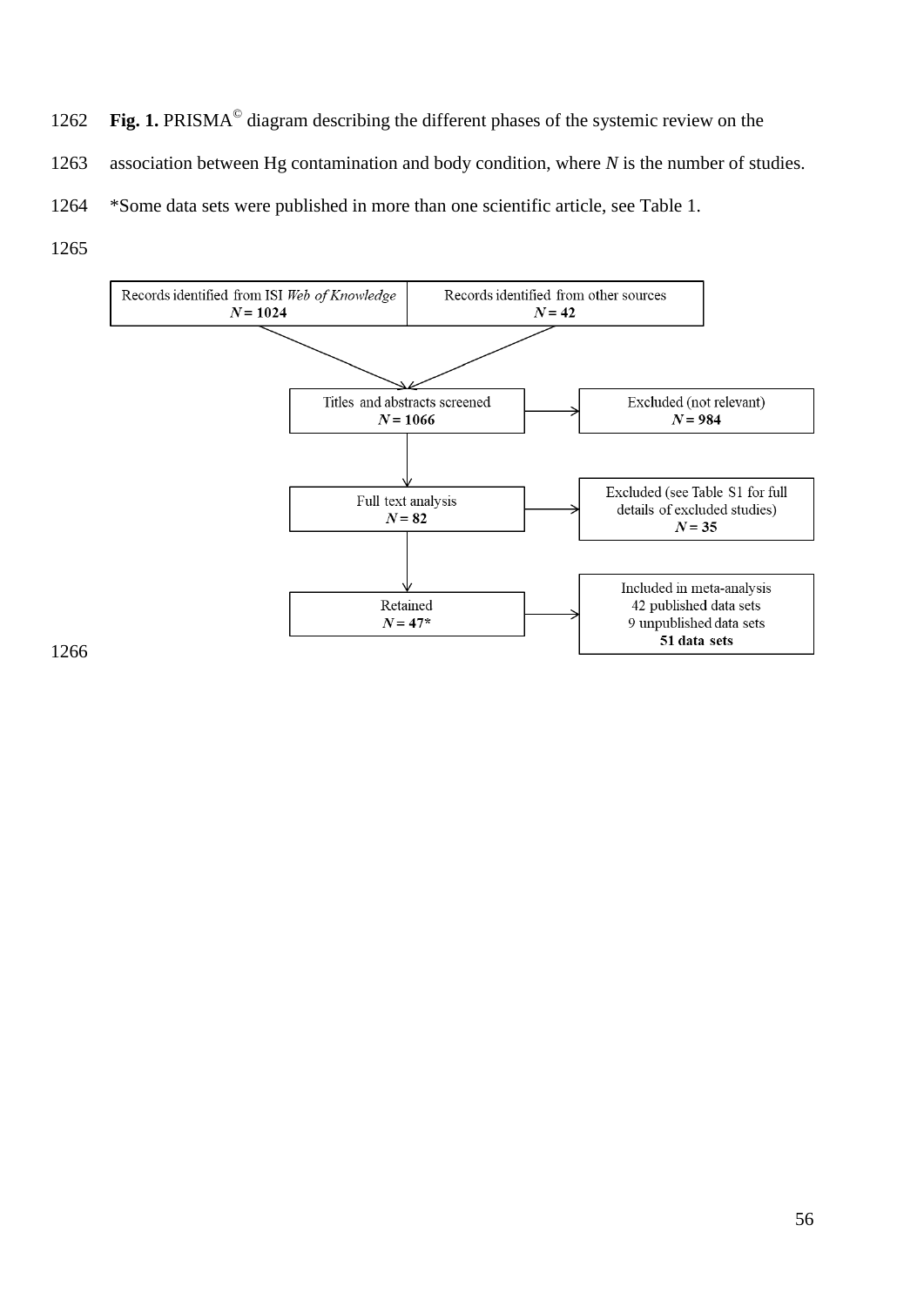**Fig. 1.** PRISMA© diagram describing the different phases of the systemic review on the association between Hg contamination and body condition, where *N* is the number of studies.
*Some data sets were published in more than one scientific article, see Table 1.

Records identified from ISI *Web of Knowledge*
**$N = 1024$**

Records identified from other sources
**$N = 42$**

Titles and abstracts screened
**$N = 1066$**

Excluded (not relevant)
**$N = 984$**

Full text analysis
**$N = 82$**

Excluded (see Table S1 for full details of excluded studies)
**$N = 35$**

Retained
**$N = 47$***

Included in meta-analysis
42 published data sets
9 unpublished data sets
**51 data sets**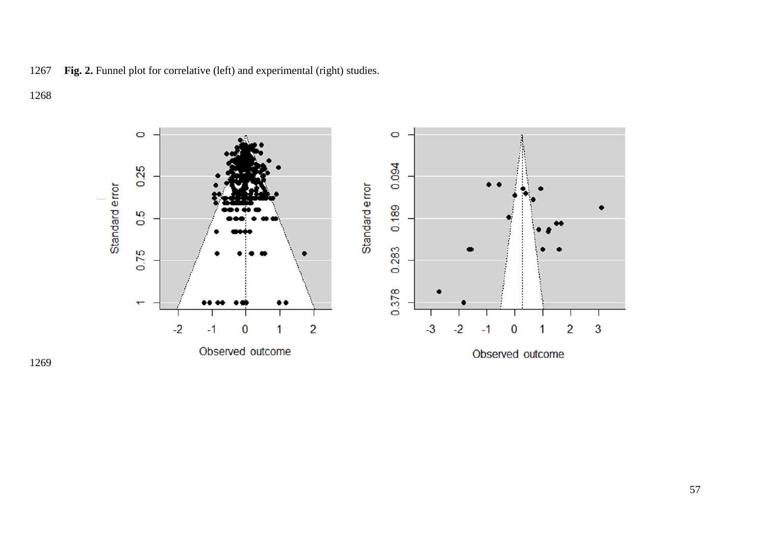**Fig. 2.** Funnel plot for correlative (left) and experimental (right) studies.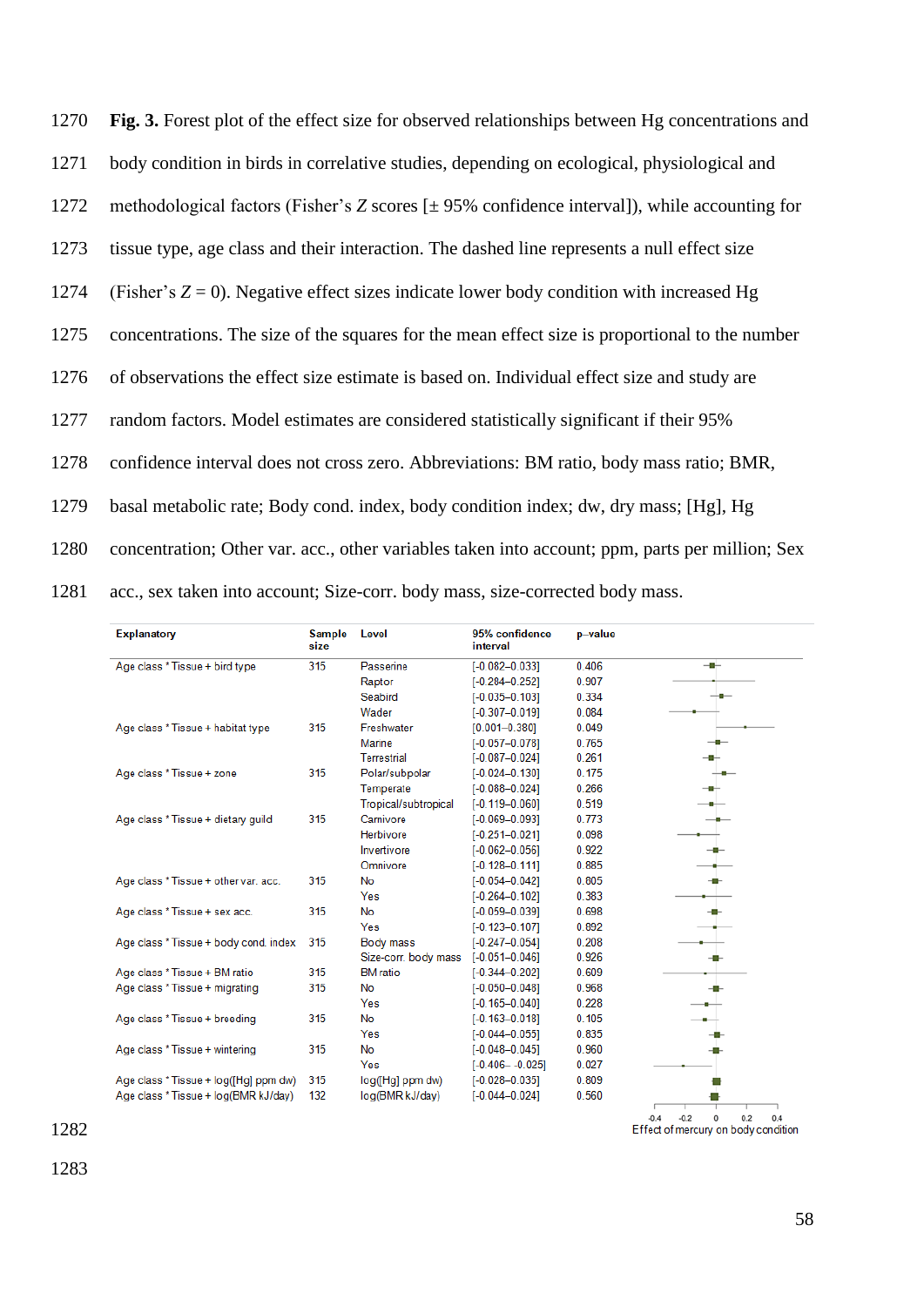**Fig. 3.** Forest plot of the effect size for observed relationships between Hg concentrations and body condition in birds in correlative studies, depending on ecological, physiological and methodological factors (Fisher's $Z$ scores [± 95% confidence interval]), while accounting for tissue type, age class and their interaction. The dashed line represents a null effect size (Fisher's $Z = 0$). Negative effect sizes indicate lower body condition with increased Hg concentrations. The size of the squares for the mean effect size is proportional to the number of observations the effect size estimate is based on. Individual effect size and study are random factors. Model estimates are considered statistically significant if their 95% confidence interval does not cross zero. Abbreviations: BM ratio, body mass ratio; BMR, basal metabolic rate; Body cond. index, body condition index; dw, dry mass; [Hg], Hg concentration; Other var. acc., other variables taken into account; ppm, parts per million; Sex acc., sex taken into account; Size-corr. body mass, size-corrected body mass.

| Explanatory | Sample size | Level | 95% confidence interval | p–value |
|---|---|---|---|---|
| Age class * Tissue + bird type | 315 | Passerine | [-0.082–0.033] | 0.406 |
| | | Raptor | [-0.284–0.252] | 0.907 |
| | | Seabird | [-0.035–0.103] | 0.334 |
| | | Wader | [-0.307–0.019] | 0.084 |
| Age class * Tissue + habitat type | 315 | Freshwater | [0.001–0.380] | 0.049 |
| | | Marine | [-0.057–0.078] | 0.765 |
| | | Terrestrial | [-0.087–0.024] | 0.261 |
| Age class * Tissue + zone | 315 | Polar/subpolar | [-0.024–0.130] | 0.175 |
| | | Temperate | [-0.088–0.024] | 0.266 |
| | | Tropical/subtropical | [-0.119–0.060] | 0.519 |
| Age class * Tissue + dietary guild | 315 | Carnivore | [-0.069–0.093] | 0.773 |
| | | Herbivore | [-0.251–0.021] | 0.098 |
| | | Invertivore | [-0.062–0.056] | 0.922 |
| | | Omnivore | [-0.128–0.111] | 0.885 |
| Age class * Tissue + other var. acc. | 315 | No | [-0.054–0.042] | 0.805 |
| | | Yes | [-0.264–0.102] | 0.383 |
| Age class * Tissue + sex acc. | 315 | No | [-0.059–0.039] | 0.698 |
| | | Yes | [-0.123–0.107] | 0.892 |
| Age class * Tissue + body cond. index | 315 | Body mass | [-0.247–0.054] | 0.208 |
| | | Size-corr. body mass | [-0.051–0.046] | 0.926 |
| Age class * Tissue + BM ratio | 315 | BM ratio | [-0.344–0.202] | 0.609 |
| Age class * Tissue + migrating | 315 | No | [-0.050–0.048] | 0.968 |
| | | Yes | [-0.165–0.040] | 0.228 |
| Age class * Tissue + breeding | 315 | No | [-0.163–0.018] | 0.105 |
| | | Yes | [-0.044–0.055] | 0.835 |
| Age class * Tissue + wintering | 315 | No | [-0.048–0.045] | 0.960 |
| | | Yes | [-0.406– -0.025] | 0.027 |
| Age class * Tissue + log([Hg] ppm dw) | 315 | log([Hg] ppm dw) | [-0.028–0.035] | 0.809 |
| Age class * Tissue + log(BMR kJ/day) | 132 | log(BMR kJ/day) | [-0.044–0.024] | 0.560 |

Effect of mercury on body condition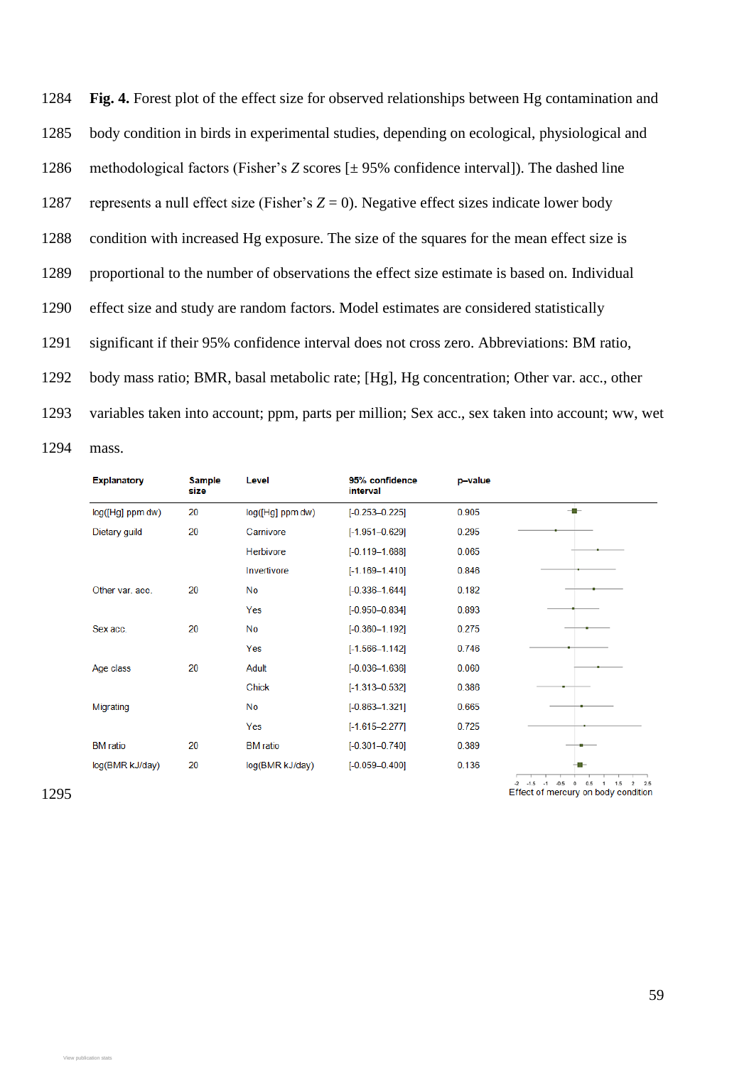**Fig. 4.** Forest plot of the effect size for observed relationships between Hg contamination and body condition in birds in experimental studies, depending on ecological, physiological and methodological factors (Fisher's *Z* scores [± 95% confidence interval]). The dashed line represents a null effect size (Fisher's *Z* = 0). Negative effect sizes indicate lower body condition with increased Hg exposure. The size of the squares for the mean effect size is proportional to the number of observations the effect size estimate is based on. Individual effect size and study are random factors. Model estimates are considered statistically significant if their 95% confidence interval does not cross zero. Abbreviations: BM ratio, body mass ratio; BMR, basal metabolic rate; [Hg], Hg concentration; Other var. acc., other variables taken into account; ppm, parts per million; Sex acc., sex taken into account; ww, wet mass.

| Explanatory | Sample size | Level | 95% confidence interval | p–value |
|---|---|---|---|---|
| log([Hg] ppm dw) | 20 | log([Hg] ppm dw) | [-0.253–0.225] | 0.905 |
| Dietary guild | 20 | Carnivore | [-1.951–0.629] | 0.295 |
| | | Herbivore | [-0.119–1.688] | 0.065 |
| | | Invertivore | [-1.169–1.410] | 0.846 |
| Other var. acc. | 20 | No | [-0.336–1.644] | 0.182 |
| | | Yes | [-0.950–0.834] | 0.893 |
| Sex acc. | 20 | No | [-0.360–1.192] | 0.275 |
| | | Yes | [-1.566–1.142] | 0.746 |
| Age class | 20 | Adult | [-0.036–1.636] | 0.060 |
| | | Chick | [-1.313–0.532] | 0.386 |
| Migrating | | No | [-0.863–1.321] | 0.665 |
| | | Yes | [-1.615–2.277] | 0.725 |
| BM ratio | 20 | BM ratio | [-0.301–0.740] | 0.389 |
| log(BMR kJ/day) | 20 | log(BMR kJ/day) | [-0.059–0.400] | 0.136 |

-2 -1.5 -1 -0.5 0 0.5 1 1.5 2 2.5

Effect of mercury on body condition